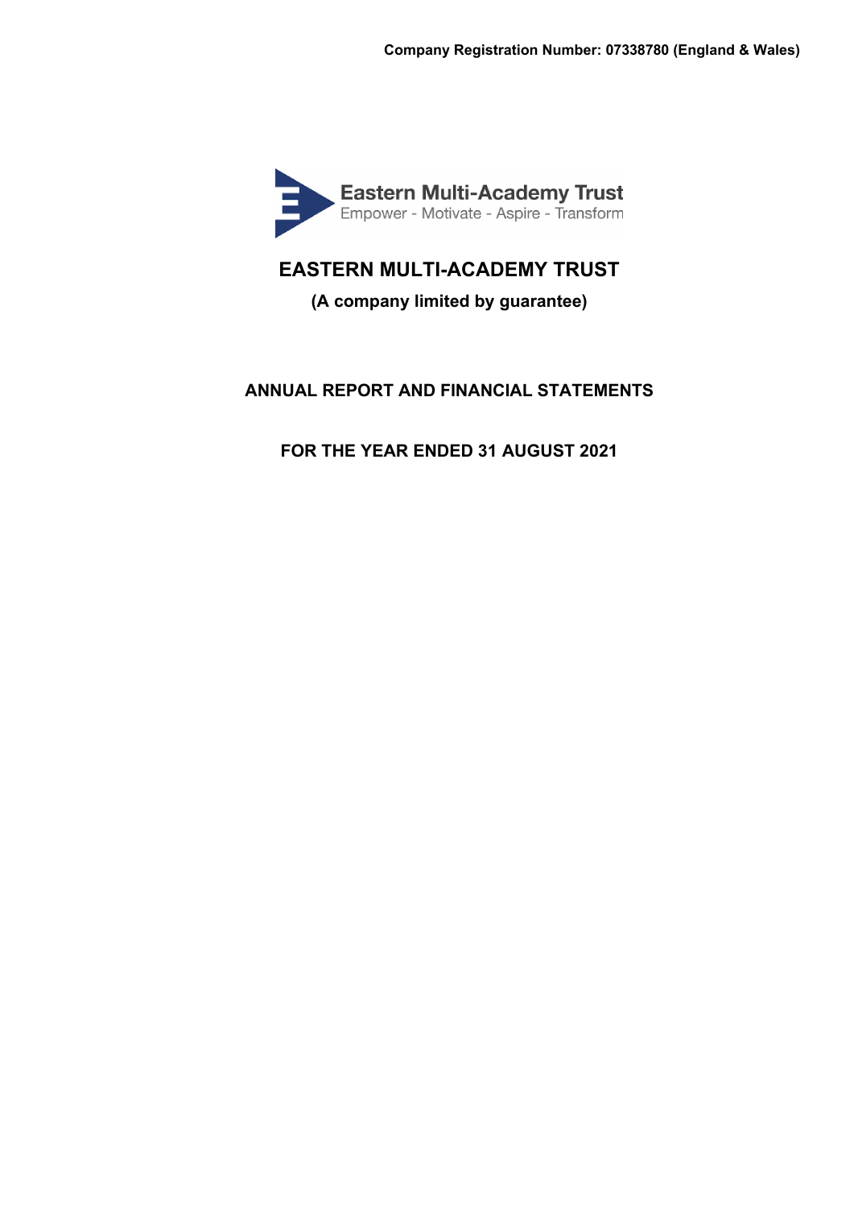Company Registration Number: 07338780 (England & Wales)

Eastern Multi-Academy Trust
Empower - Motivate - Aspire - Transform

# EASTERN MULTI-ACADEMY TRUST

**(A company limited by guarantee)**

## ANNUAL REPORT AND FINANCIAL STATEMENTS

## FOR THE YEAR ENDED 31 AUGUST 2021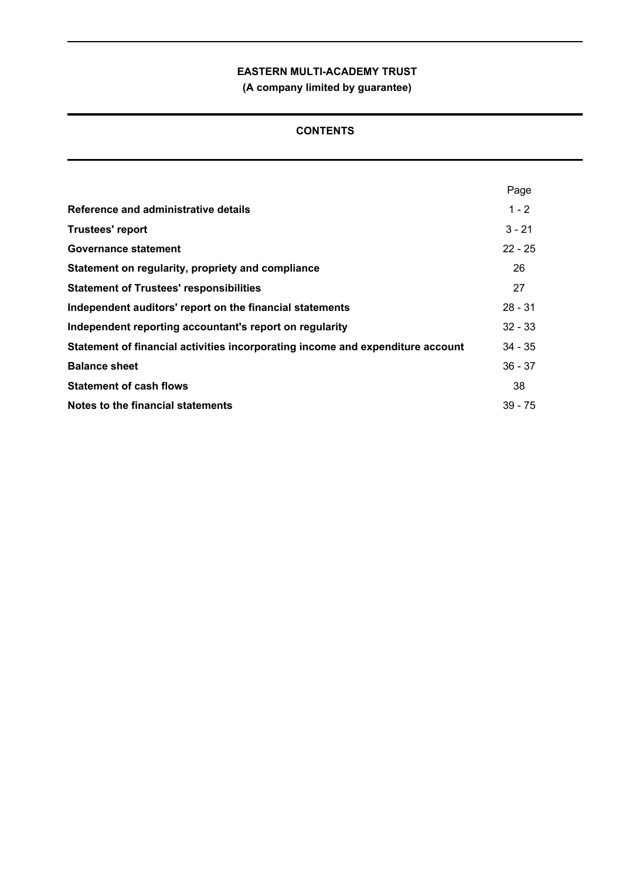**EASTERN MULTI-ACADEMY TRUST**

**(A company limited by guarantee)**

## CONTENTS

| | Page |
|---|---|
| **Reference and administrative details** | 1 - 2 |
| **Trustees' report** | 3 - 21 |
| **Governance statement** | 22 - 25 |
| **Statement on regularity, propriety and compliance** | 26 |
| **Statement of Trustees' responsibilities** | 27 |
| **Independent auditors' report on the financial statements** | 28 - 31 |
| **Independent reporting accountant's report on regularity** | 32 - 33 |
| **Statement of financial activities incorporating income and expenditure account** | 34 - 35 |
| **Balance sheet** | 36 - 37 |
| **Statement of cash flows** | 38 |
| **Notes to the financial statements** | 39 - 75 |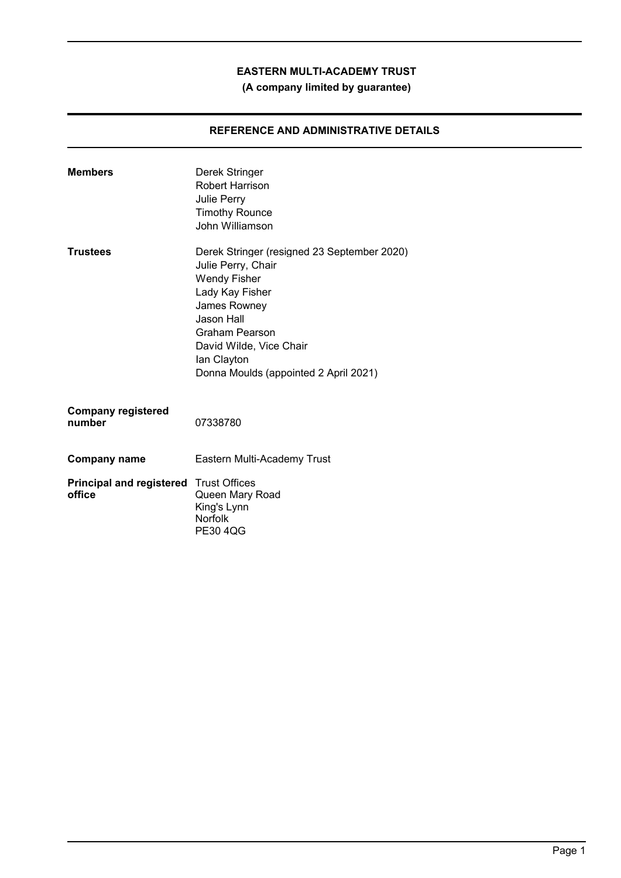**EASTERN MULTI-ACADEMY TRUST**
**(A company limited by guarantee)**

## REFERENCE AND ADMINISTRATIVE DETAILS

| | |
|---|---|
| **Members** | Derek Stringer<br>Robert Harrison<br>Julie Perry<br>Timothy Rounce<br>John Williamson |
| **Trustees** | Derek Stringer (resigned 23 September 2020)<br>Julie Perry, Chair<br>Wendy Fisher<br>Lady Kay Fisher<br>James Rowney<br>Jason Hall<br>Graham Pearson<br>David Wilde, Vice Chair<br>Ian Clayton<br>Donna Moulds (appointed 2 April 2021) |
| **Company registered number** | 07338780 |
| **Company name** | Eastern Multi-Academy Trust |
| **Principal and registered office** | Trust Offices<br>Queen Mary Road<br>King's Lynn<br>Norfolk<br>PE30 4QG |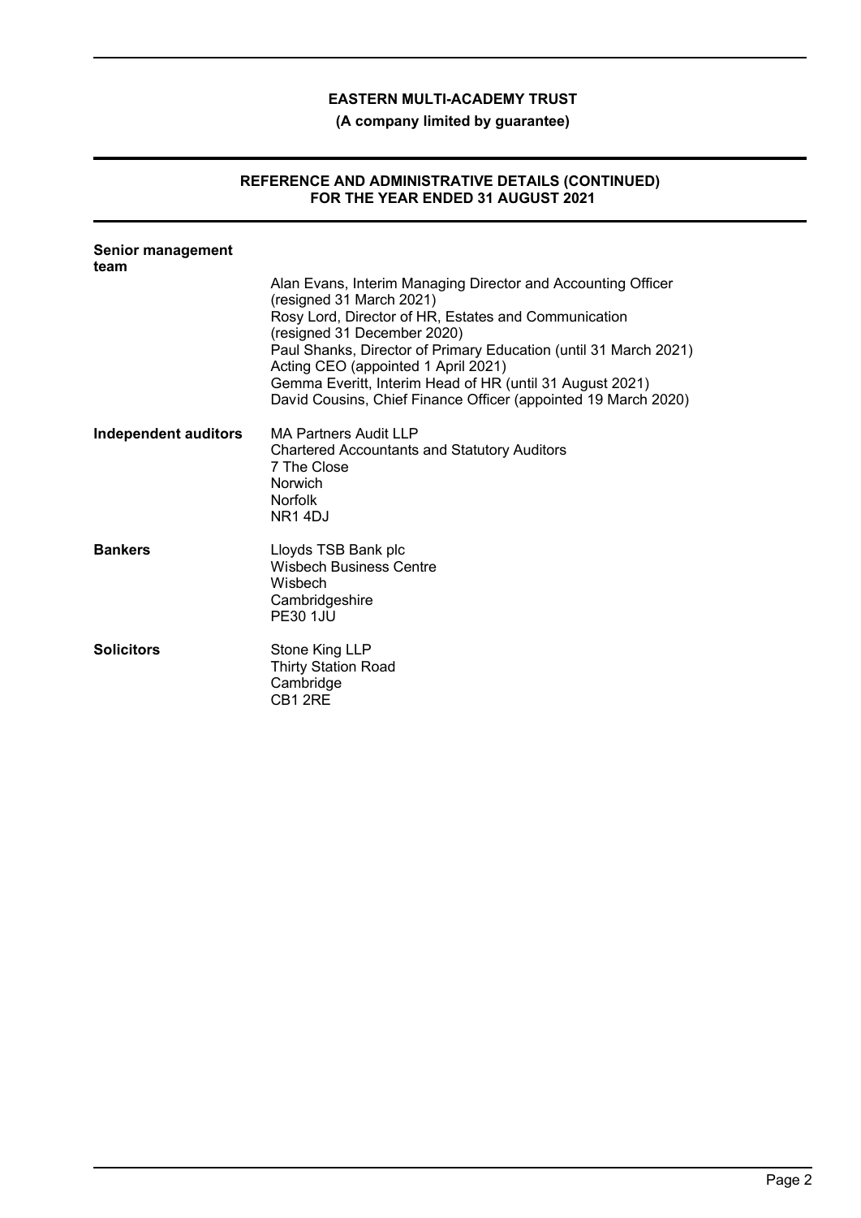# EASTERN MULTI-ACADEMY TRUST

**(A company limited by guarantee)**

## REFERENCE AND ADMINISTRATIVE DETAILS (CONTINUED) FOR THE YEAR ENDED 31 AUGUST 2021

**Senior management team**

Alan Evans, Interim Managing Director and Accounting Officer (resigned 31 March 2021)
Rosy Lord, Director of HR, Estates and Communication (resigned 31 December 2020)
Paul Shanks, Director of Primary Education (until 31 March 2021) Acting CEO (appointed 1 April 2021)
Gemma Everitt, Interim Head of HR (until 31 August 2021)
David Cousins, Chief Finance Officer (appointed 19 March 2020)

**Independent auditors**

MA Partners Audit LLP
Chartered Accountants and Statutory Auditors
7 The Close
Norwich
Norfolk
NR1 4DJ

**Bankers**

Lloyds TSB Bank plc
Wisbech Business Centre
Wisbech
Cambridgeshire
PE30 1JU

**Solicitors**

Stone King LLP
Thirty Station Road
Cambridge
CB1 2RE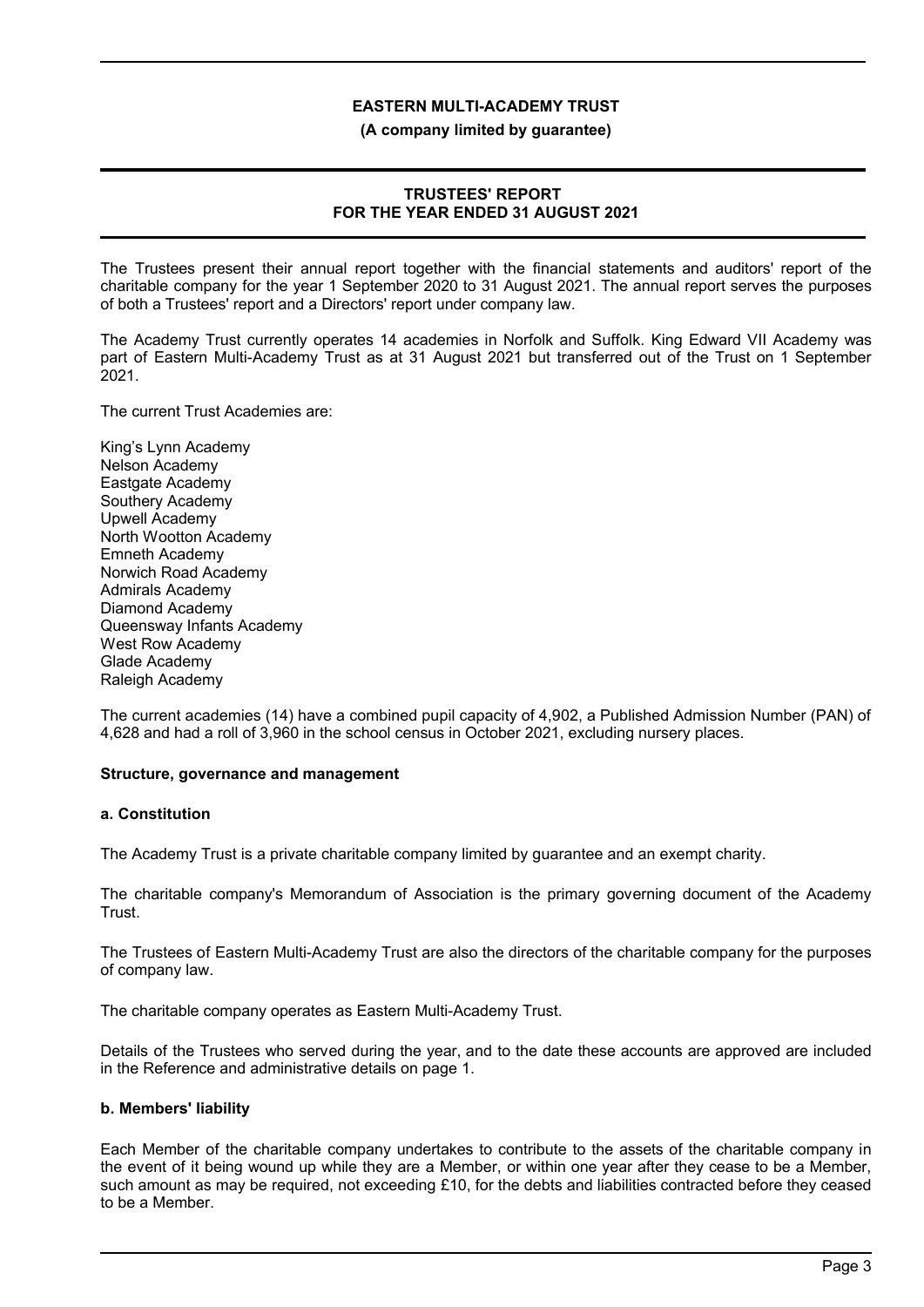# EASTERN MULTI-ACADEMY TRUST

**(A company limited by guarantee)**

## TRUSTEES' REPORT
## FOR THE YEAR ENDED 31 AUGUST 2021

The Trustees present their annual report together with the financial statements and auditors' report of the charitable company for the year 1 September 2020 to 31 August 2021. The annual report serves the purposes of both a Trustees' report and a Directors' report under company law.

The Academy Trust currently operates 14 academies in Norfolk and Suffolk. King Edward VII Academy was part of Eastern Multi-Academy Trust as at 31 August 2021 but transferred out of the Trust on 1 September 2021.

The current Trust Academies are:

King's Lynn Academy
Nelson Academy
Eastgate Academy
Southery Academy
Upwell Academy
North Wootton Academy
Emneth Academy
Norwich Road Academy
Admirals Academy
Diamond Academy
Queensway Infants Academy
West Row Academy
Glade Academy
Raleigh Academy

The current academies (14) have a combined pupil capacity of 4,902, a Published Admission Number (PAN) of 4,628 and had a roll of 3,960 in the school census in October 2021, excluding nursery places.

### Structure, governance and management

#### a. Constitution

The Academy Trust is a private charitable company limited by guarantee and an exempt charity.

The charitable company's Memorandum of Association is the primary governing document of the Academy Trust.

The Trustees of Eastern Multi-Academy Trust are also the directors of the charitable company for the purposes of company law.

The charitable company operates as Eastern Multi-Academy Trust.

Details of the Trustees who served during the year, and to the date these accounts are approved are included in the Reference and administrative details on page 1.

#### b. Members' liability

Each Member of the charitable company undertakes to contribute to the assets of the charitable company in the event of it being wound up while they are a Member, or within one year after they cease to be a Member, such amount as may be required, not exceeding £10, for the debts and liabilities contracted before they ceased to be a Member.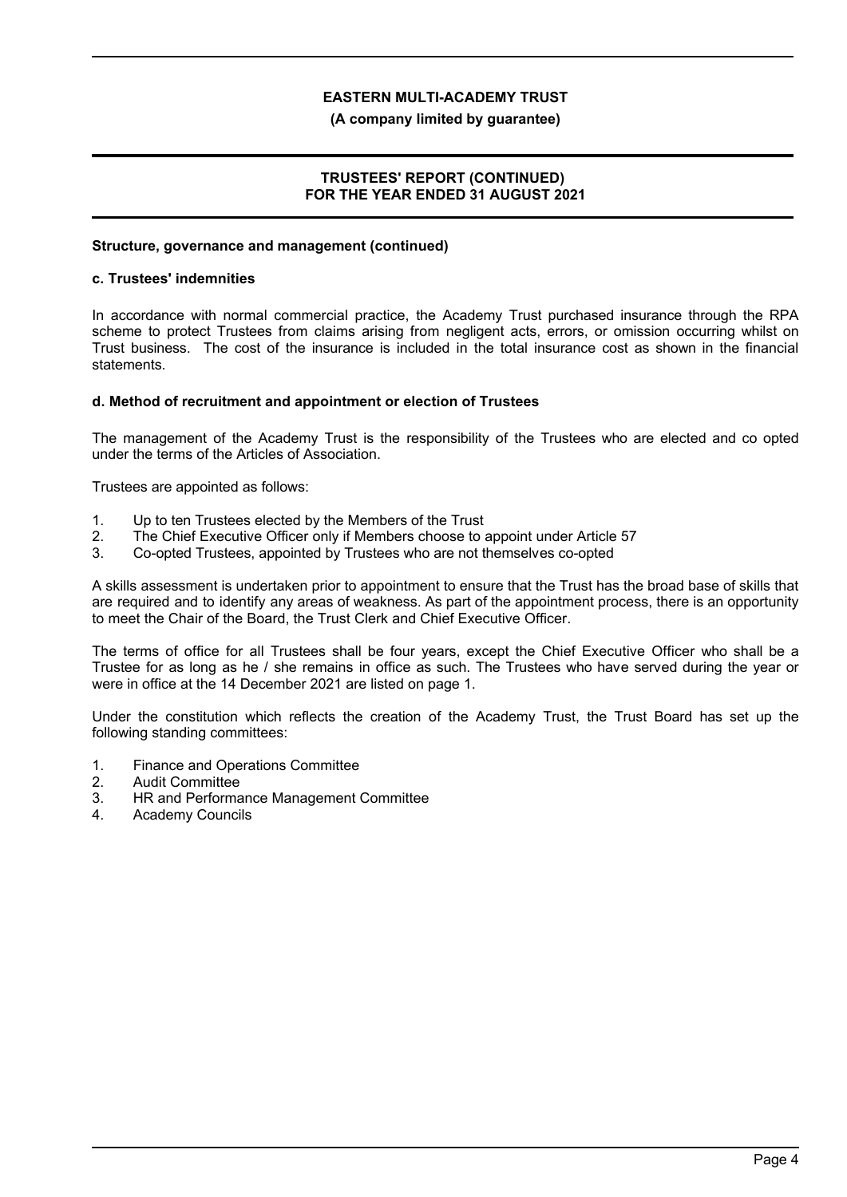### Structure, governance and management (continued)

#### c. Trustees' indemnities

In accordance with normal commercial practice, the Academy Trust purchased insurance through the RPA scheme to protect Trustees from claims arising from negligent acts, errors, or omission occurring whilst on Trust business. The cost of the insurance is included in the total insurance cost as shown in the financial statements.

#### d. Method of recruitment and appointment or election of Trustees

The management of the Academy Trust is the responsibility of the Trustees who are elected and co opted under the terms of the Articles of Association.

Trustees are appointed as follows:

1. Up to ten Trustees elected by the Members of the Trust
2. The Chief Executive Officer only if Members choose to appoint under Article 57
3. Co-opted Trustees, appointed by Trustees who are not themselves co-opted

A skills assessment is undertaken prior to appointment to ensure that the Trust has the broad base of skills that are required and to identify any areas of weakness. As part of the appointment process, there is an opportunity to meet the Chair of the Board, the Trust Clerk and Chief Executive Officer.

The terms of office for all Trustees shall be four years, except the Chief Executive Officer who shall be a Trustee for as long as he / she remains in office as such. The Trustees who have served during the year or were in office at the 14 December 2021 are listed on page 1.

Under the constitution which reflects the creation of the Academy Trust, the Trust Board has set up the following standing committees:

1. Finance and Operations Committee
2. Audit Committee
3. HR and Performance Management Committee
4. Academy Councils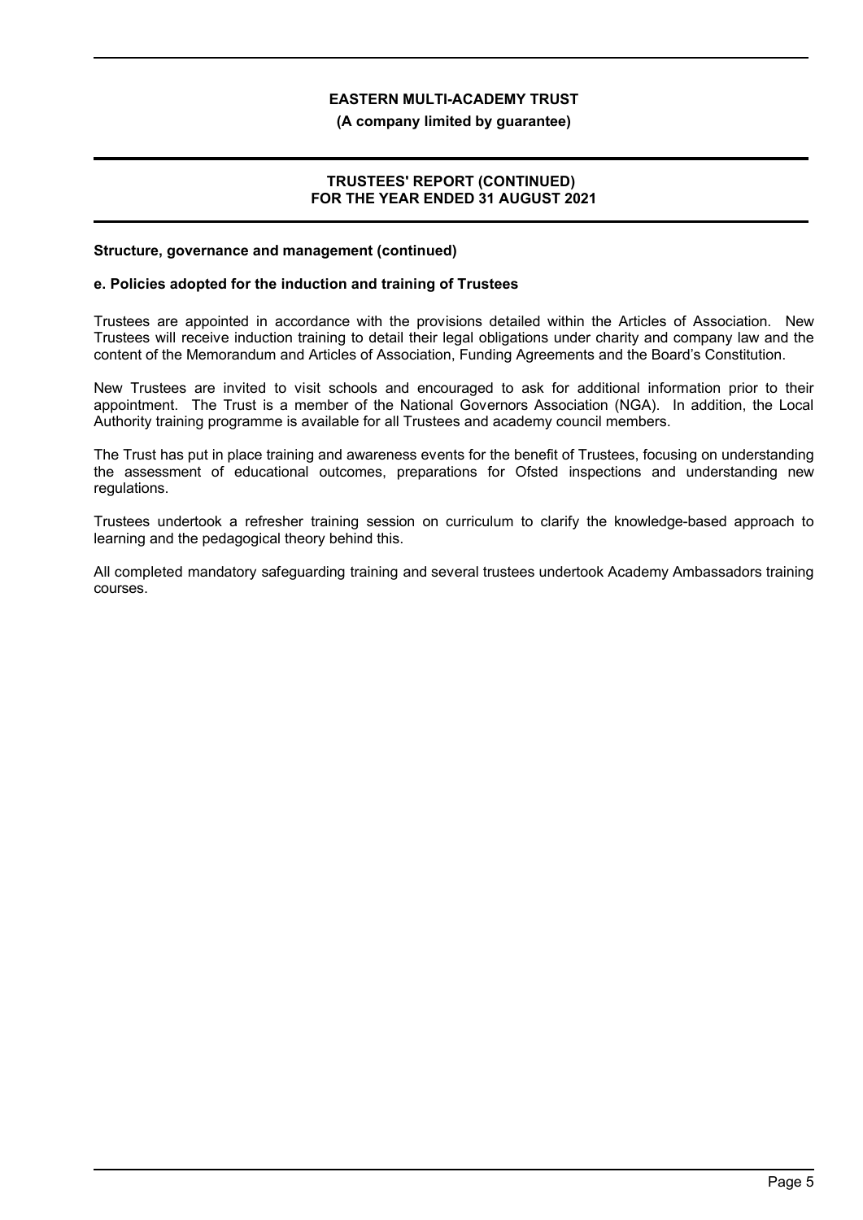**Structure, governance and management (continued)**

**e. Policies adopted for the induction and training of Trustees**

Trustees are appointed in accordance with the provisions detailed within the Articles of Association. New Trustees will receive induction training to detail their legal obligations under charity and company law and the content of the Memorandum and Articles of Association, Funding Agreements and the Board's Constitution.

New Trustees are invited to visit schools and encouraged to ask for additional information prior to their appointment. The Trust is a member of the National Governors Association (NGA). In addition, the Local Authority training programme is available for all Trustees and academy council members.

The Trust has put in place training and awareness events for the benefit of Trustees, focusing on understanding the assessment of educational outcomes, preparations for Ofsted inspections and understanding new regulations.

Trustees undertook a refresher training session on curriculum to clarify the knowledge-based approach to learning and the pedagogical theory behind this.

All completed mandatory safeguarding training and several trustees undertook Academy Ambassadors training courses.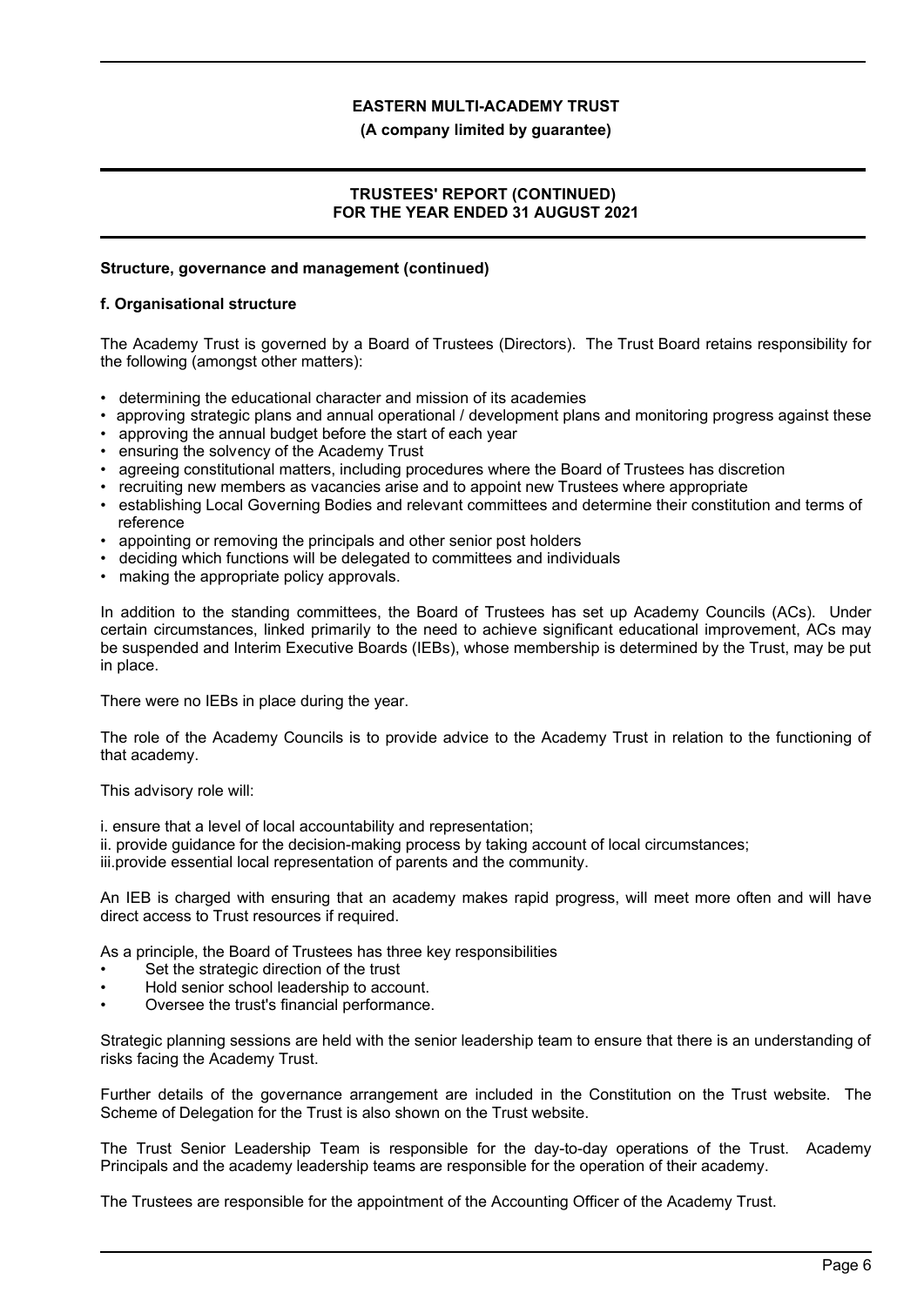**Structure, governance and management (continued)**

**f. Organisational structure**

The Academy Trust is governed by a Board of Trustees (Directors). The Trust Board retains responsibility for the following (amongst other matters):

- determining the educational character and mission of its academies
- approving strategic plans and annual operational / development plans and monitoring progress against these
- approving the annual budget before the start of each year
- ensuring the solvency of the Academy Trust
- agreeing constitutional matters, including procedures where the Board of Trustees has discretion
- recruiting new members as vacancies arise and to appoint new Trustees where appropriate
- establishing Local Governing Bodies and relevant committees and determine their constitution and terms of reference
- appointing or removing the principals and other senior post holders
- deciding which functions will be delegated to committees and individuals
- making the appropriate policy approvals.

In addition to the standing committees, the Board of Trustees has set up Academy Councils (ACs). Under certain circumstances, linked primarily to the need to achieve significant educational improvement, ACs may be suspended and Interim Executive Boards (IEBs), whose membership is determined by the Trust, may be put in place.

There were no IEBs in place during the year.

The role of the Academy Councils is to provide advice to the Academy Trust in relation to the functioning of that academy.

This advisory role will:

i. ensure that a level of local accountability and representation;
ii. provide guidance for the decision-making process by taking account of local circumstances;
iii.provide essential local representation of parents and the community.

An IEB is charged with ensuring that an academy makes rapid progress, will meet more often and will have direct access to Trust resources if required.

As a principle, the Board of Trustees has three key responsibilities

- Set the strategic direction of the trust
- Hold senior school leadership to account.
- Oversee the trust's financial performance.

Strategic planning sessions are held with the senior leadership team to ensure that there is an understanding of risks facing the Academy Trust.

Further details of the governance arrangement are included in the Constitution on the Trust website. The Scheme of Delegation for the Trust is also shown on the Trust website.

The Trust Senior Leadership Team is responsible for the day-to-day operations of the Trust. Academy Principals and the academy leadership teams are responsible for the operation of their academy.

The Trustees are responsible for the appointment of the Accounting Officer of the Academy Trust.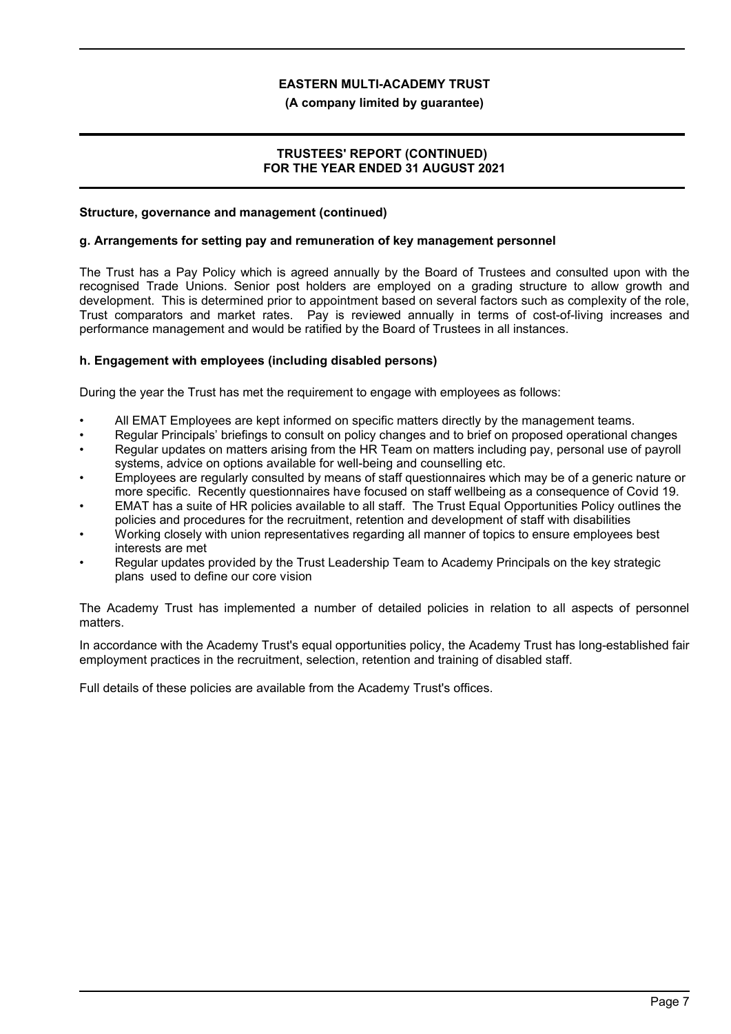**Structure, governance and management (continued)**

**g. Arrangements for setting pay and remuneration of key management personnel**

The Trust has a Pay Policy which is agreed annually by the Board of Trustees and consulted upon with the recognised Trade Unions. Senior post holders are employed on a grading structure to allow growth and development. This is determined prior to appointment based on several factors such as complexity of the role, Trust comparators and market rates. Pay is reviewed annually in terms of cost-of-living increases and performance management and would be ratified by the Board of Trustees in all instances.

**h. Engagement with employees (including disabled persons)**

During the year the Trust has met the requirement to engage with employees as follows:

- All EMAT Employees are kept informed on specific matters directly by the management teams.
- Regular Principals' briefings to consult on policy changes and to brief on proposed operational changes
- Regular updates on matters arising from the HR Team on matters including pay, personal use of payroll systems, advice on options available for well-being and counselling etc.
- Employees are regularly consulted by means of staff questionnaires which may be of a generic nature or more specific. Recently questionnaires have focused on staff wellbeing as a consequence of Covid 19.
- EMAT has a suite of HR policies available to all staff. The Trust Equal Opportunities Policy outlines the policies and procedures for the recruitment, retention and development of staff with disabilities
- Working closely with union representatives regarding all manner of topics to ensure employees best interests are met
- Regular updates provided by the Trust Leadership Team to Academy Principals on the key strategic plans used to define our core vision

The Academy Trust has implemented a number of detailed policies in relation to all aspects of personnel matters.

In accordance with the Academy Trust's equal opportunities policy, the Academy Trust has long-established fair employment practices in the recruitment, selection, retention and training of disabled staff.

Full details of these policies are available from the Academy Trust's offices.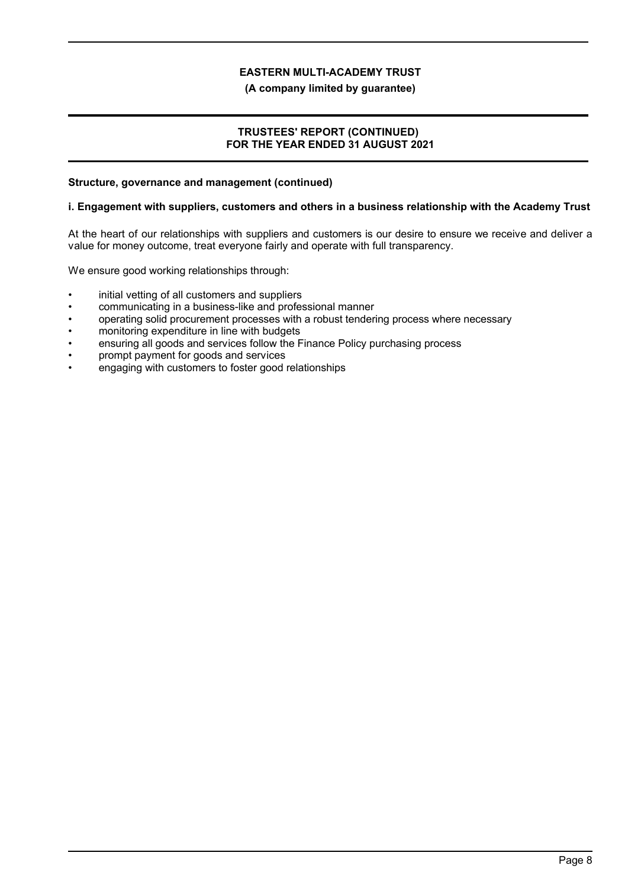**Structure, governance and management (continued)**

**i. Engagement with suppliers, customers and others in a business relationship with the Academy Trust**

At the heart of our relationships with suppliers and customers is our desire to ensure we receive and deliver a value for money outcome, treat everyone fairly and operate with full transparency.

We ensure good working relationships through:

- initial vetting of all customers and suppliers
- communicating in a business-like and professional manner
- operating solid procurement processes with a robust tendering process where necessary
- monitoring expenditure in line with budgets
- ensuring all goods and services follow the Finance Policy purchasing process
- prompt payment for goods and services
- engaging with customers to foster good relationships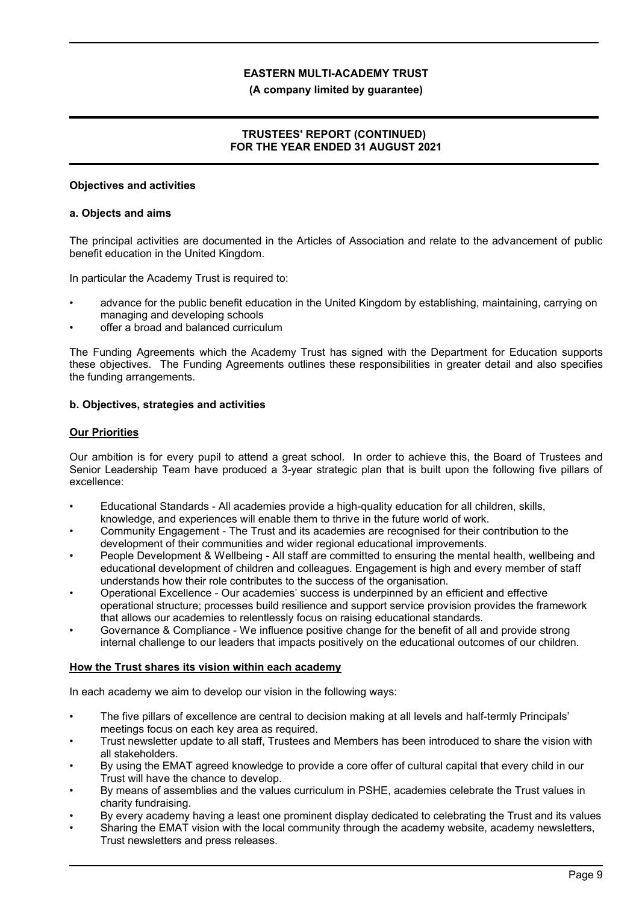## Objectives and activities

### a. Objects and aims

The principal activities are documented in the Articles of Association and relate to the advancement of public benefit education in the United Kingdom.

In particular the Academy Trust is required to:

- advance for the public benefit education in the United Kingdom by establishing, maintaining, carrying on managing and developing schools
- offer a broad and balanced curriculum

The Funding Agreements which the Academy Trust has signed with the Department for Education supports these objectives. The Funding Agreements outlines these responsibilities in greater detail and also specifies the funding arrangements.

### b. Objectives, strategies and activities

**Our Priorities**

Our ambition is for every pupil to attend a great school. In order to achieve this, the Board of Trustees and Senior Leadership Team have produced a 3-year strategic plan that is built upon the following five pillars of excellence:

- Educational Standards - All academies provide a high-quality education for all children, skills, knowledge, and experiences will enable them to thrive in the future world of work.
- Community Engagement - The Trust and its academies are recognised for their contribution to the development of their communities and wider regional educational improvements.
- People Development & Wellbeing - All staff are committed to ensuring the mental health, wellbeing and educational development of children and colleagues. Engagement is high and every member of staff understands how their role contributes to the success of the organisation.
- Operational Excellence - Our academies' success is underpinned by an efficient and effective operational structure; processes build resilience and support service provision provides the framework that allows our academies to relentlessly focus on raising educational standards.
- Governance & Compliance - We influence positive change for the benefit of all and provide strong internal challenge to our leaders that impacts positively on the educational outcomes of our children.

**How the Trust shares its vision within each academy**

In each academy we aim to develop our vision in the following ways:

- The five pillars of excellence are central to decision making at all levels and half-termly Principals' meetings focus on each key area as required.
- Trust newsletter update to all staff, Trustees and Members has been introduced to share the vision with all stakeholders.
- By using the EMAT agreed knowledge to provide a core offer of cultural capital that every child in our Trust will have the chance to develop.
- By means of assemblies and the values curriculum in PSHE, academies celebrate the Trust values in charity fundraising.
- By every academy having a least one prominent display dedicated to celebrating the Trust and its values
- Sharing the EMAT vision with the local community through the academy website, academy newsletters, Trust newsletters and press releases.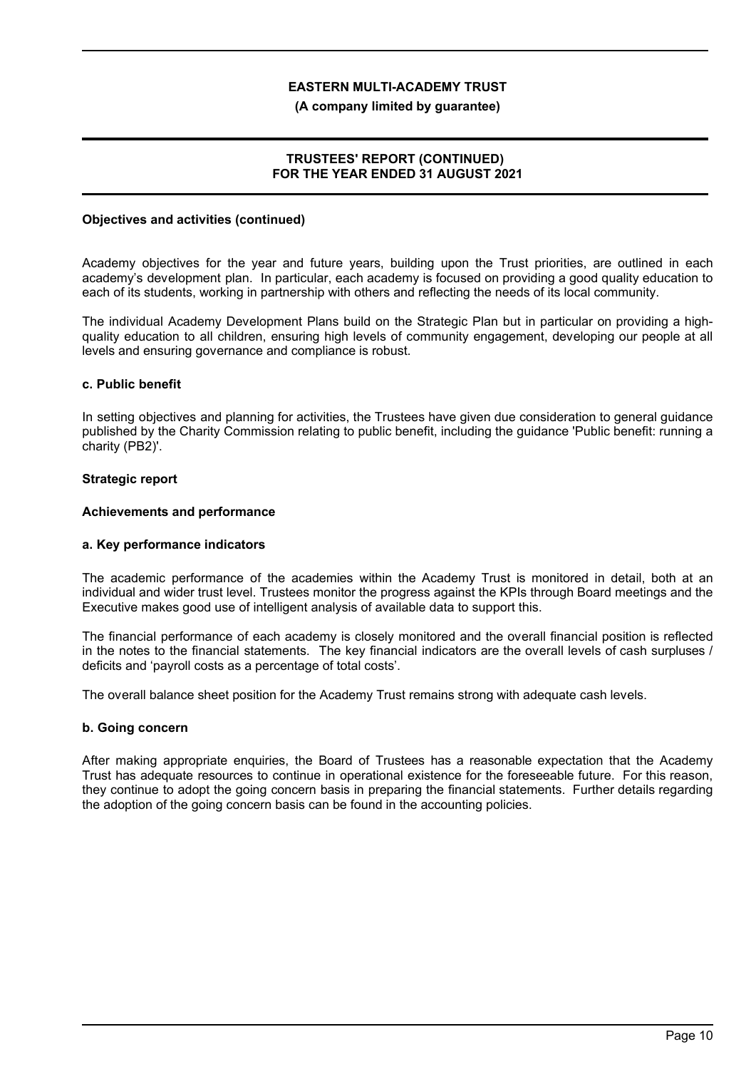**Objectives and activities (continued)**

Academy objectives for the year and future years, building upon the Trust priorities, are outlined in each academy's development plan. In particular, each academy is focused on providing a good quality education to each of its students, working in partnership with others and reflecting the needs of its local community.

The individual Academy Development Plans build on the Strategic Plan but in particular on providing a high-quality education to all children, ensuring high levels of community engagement, developing our people at all levels and ensuring governance and compliance is robust.

### c. Public benefit

In setting objectives and planning for activities, the Trustees have given due consideration to general guidance published by the Charity Commission relating to public benefit, including the guidance 'Public benefit: running a charity (PB2)'.

## Strategic report

### Achievements and performance

### a. Key performance indicators

The academic performance of the academies within the Academy Trust is monitored in detail, both at an individual and wider trust level. Trustees monitor the progress against the KPIs through Board meetings and the Executive makes good use of intelligent analysis of available data to support this.

The financial performance of each academy is closely monitored and the overall financial position is reflected in the notes to the financial statements. The key financial indicators are the overall levels of cash surpluses / deficits and 'payroll costs as a percentage of total costs'.

The overall balance sheet position for the Academy Trust remains strong with adequate cash levels.

### b. Going concern

After making appropriate enquiries, the Board of Trustees has a reasonable expectation that the Academy Trust has adequate resources to continue in operational existence for the foreseeable future. For this reason, they continue to adopt the going concern basis in preparing the financial statements. Further details regarding the adoption of the going concern basis can be found in the accounting policies.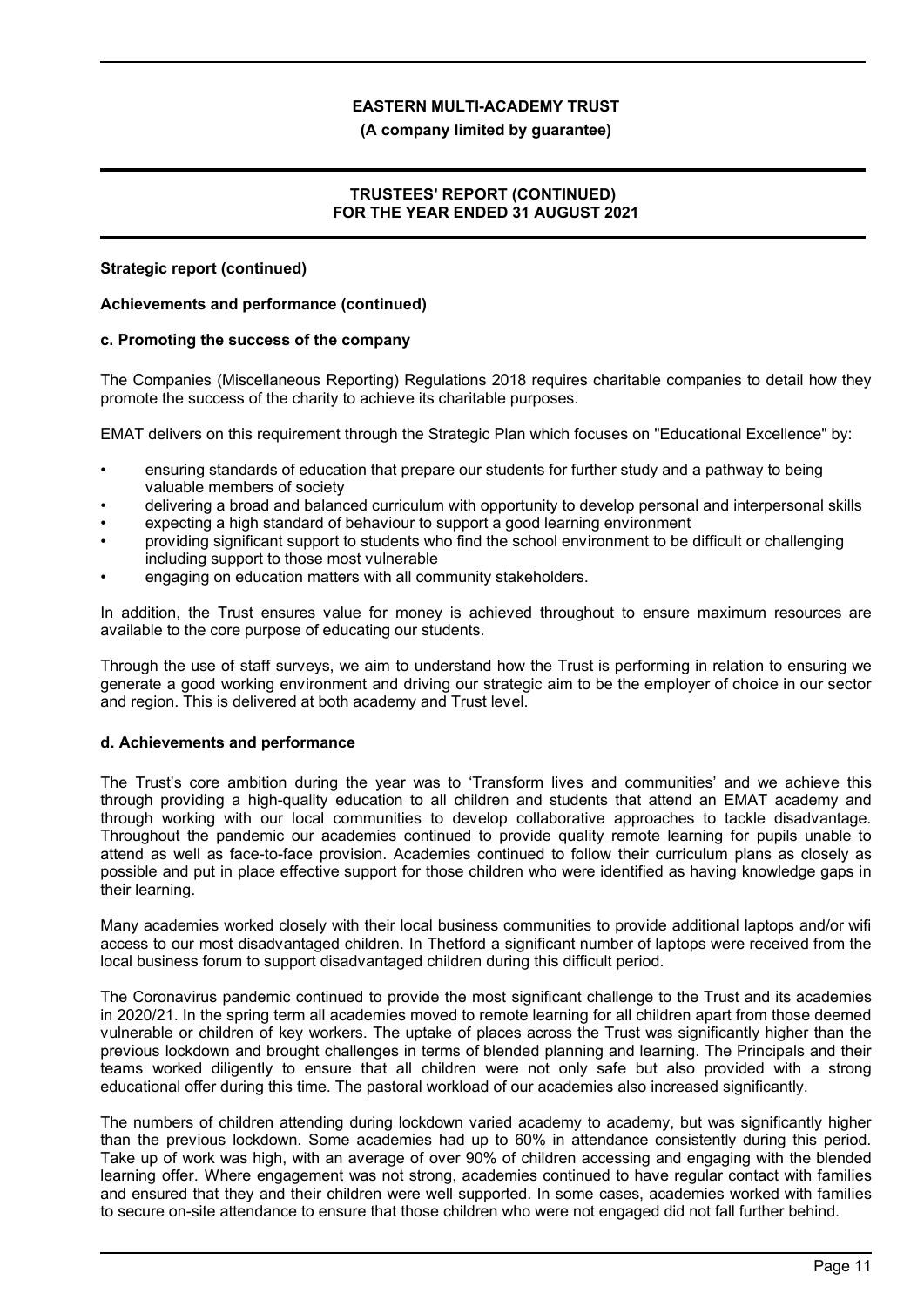**Strategic report (continued)**

**Achievements and performance (continued)**

**c. Promoting the success of the company**

The Companies (Miscellaneous Reporting) Regulations 2018 requires charitable companies to detail how they promote the success of the charity to achieve its charitable purposes.

EMAT delivers on this requirement through the Strategic Plan which focuses on "Educational Excellence" by:

- ensuring standards of education that prepare our students for further study and a pathway to being valuable members of society
- delivering a broad and balanced curriculum with opportunity to develop personal and interpersonal skills
- expecting a high standard of behaviour to support a good learning environment
- providing significant support to students who find the school environment to be difficult or challenging including support to those most vulnerable
- engaging on education matters with all community stakeholders.

In addition, the Trust ensures value for money is achieved throughout to ensure maximum resources are available to the core purpose of educating our students.

Through the use of staff surveys, we aim to understand how the Trust is performing in relation to ensuring we generate a good working environment and driving our strategic aim to be the employer of choice in our sector and region. This is delivered at both academy and Trust level.

**d. Achievements and performance**

The Trust's core ambition during the year was to 'Transform lives and communities' and we achieve this through providing a high-quality education to all children and students that attend an EMAT academy and through working with our local communities to develop collaborative approaches to tackle disadvantage. Throughout the pandemic our academies continued to provide quality remote learning for pupils unable to attend as well as face-to-face provision. Academies continued to follow their curriculum plans as closely as possible and put in place effective support for those children who were identified as having knowledge gaps in their learning.

Many academies worked closely with their local business communities to provide additional laptops and/or wifi access to our most disadvantaged children. In Thetford a significant number of laptops were received from the local business forum to support disadvantaged children during this difficult period.

The Coronavirus pandemic continued to provide the most significant challenge to the Trust and its academies in 2020/21. In the spring term all academies moved to remote learning for all children apart from those deemed vulnerable or children of key workers. The uptake of places across the Trust was significantly higher than the previous lockdown and brought challenges in terms of blended planning and learning. The Principals and their teams worked diligently to ensure that all children were not only safe but also provided with a strong educational offer during this time. The pastoral workload of our academies also increased significantly.

The numbers of children attending during lockdown varied academy to academy, but was significantly higher than the previous lockdown. Some academies had up to 60% in attendance consistently during this period. Take up of work was high, with an average of over 90% of children accessing and engaging with the blended learning offer. Where engagement was not strong, academies continued to have regular contact with families and ensured that they and their children were well supported. In some cases, academies worked with families to secure on-site attendance to ensure that those children who were not engaged did not fall further behind.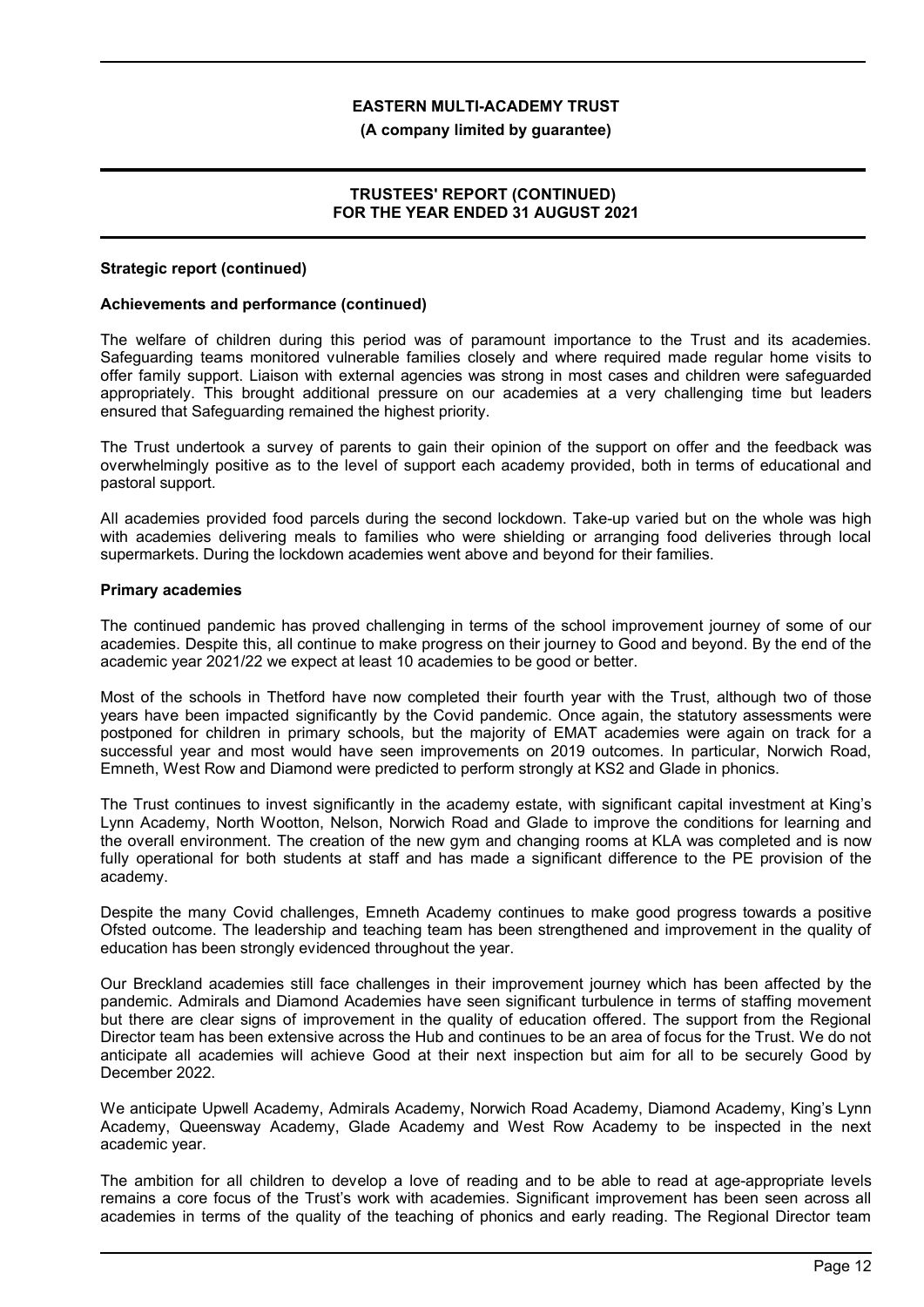**Strategic report (continued)**

**Achievements and performance (continued)**

The welfare of children during this period was of paramount importance to the Trust and its academies. Safeguarding teams monitored vulnerable families closely and where required made regular home visits to offer family support. Liaison with external agencies was strong in most cases and children were safeguarded appropriately. This brought additional pressure on our academies at a very challenging time but leaders ensured that Safeguarding remained the highest priority.

The Trust undertook a survey of parents to gain their opinion of the support on offer and the feedback was overwhelmingly positive as to the level of support each academy provided, both in terms of educational and pastoral support.

All academies provided food parcels during the second lockdown. Take-up varied but on the whole was high with academies delivering meals to families who were shielding or arranging food deliveries through local supermarkets. During the lockdown academies went above and beyond for their families.

**Primary academies**

The continued pandemic has proved challenging in terms of the school improvement journey of some of our academies. Despite this, all continue to make progress on their journey to Good and beyond. By the end of the academic year 2021/22 we expect at least 10 academies to be good or better.

Most of the schools in Thetford have now completed their fourth year with the Trust, although two of those years have been impacted significantly by the Covid pandemic. Once again, the statutory assessments were postponed for children in primary schools, but the majority of EMAT academies were again on track for a successful year and most would have seen improvements on 2019 outcomes. In particular, Norwich Road, Emneth, West Row and Diamond were predicted to perform strongly at KS2 and Glade in phonics.

The Trust continues to invest significantly in the academy estate, with significant capital investment at King's Lynn Academy, North Wootton, Nelson, Norwich Road and Glade to improve the conditions for learning and the overall environment. The creation of the new gym and changing rooms at KLA was completed and is now fully operational for both students at staff and has made a significant difference to the PE provision of the academy.

Despite the many Covid challenges, Emneth Academy continues to make good progress towards a positive Ofsted outcome. The leadership and teaching team has been strengthened and improvement in the quality of education has been strongly evidenced throughout the year.

Our Breckland academies still face challenges in their improvement journey which has been affected by the pandemic. Admirals and Diamond Academies have seen significant turbulence in terms of staffing movement but there are clear signs of improvement in the quality of education offered. The support from the Regional Director team has been extensive across the Hub and continues to be an area of focus for the Trust. We do not anticipate all academies will achieve Good at their next inspection but aim for all to be securely Good by December 2022.

We anticipate Upwell Academy, Admirals Academy, Norwich Road Academy, Diamond Academy, King's Lynn Academy, Queensway Academy, Glade Academy and West Row Academy to be inspected in the next academic year.

The ambition for all children to develop a love of reading and to be able to read at age-appropriate levels remains a core focus of the Trust's work with academies. Significant improvement has been seen across all academies in terms of the quality of the teaching of phonics and early reading. The Regional Director team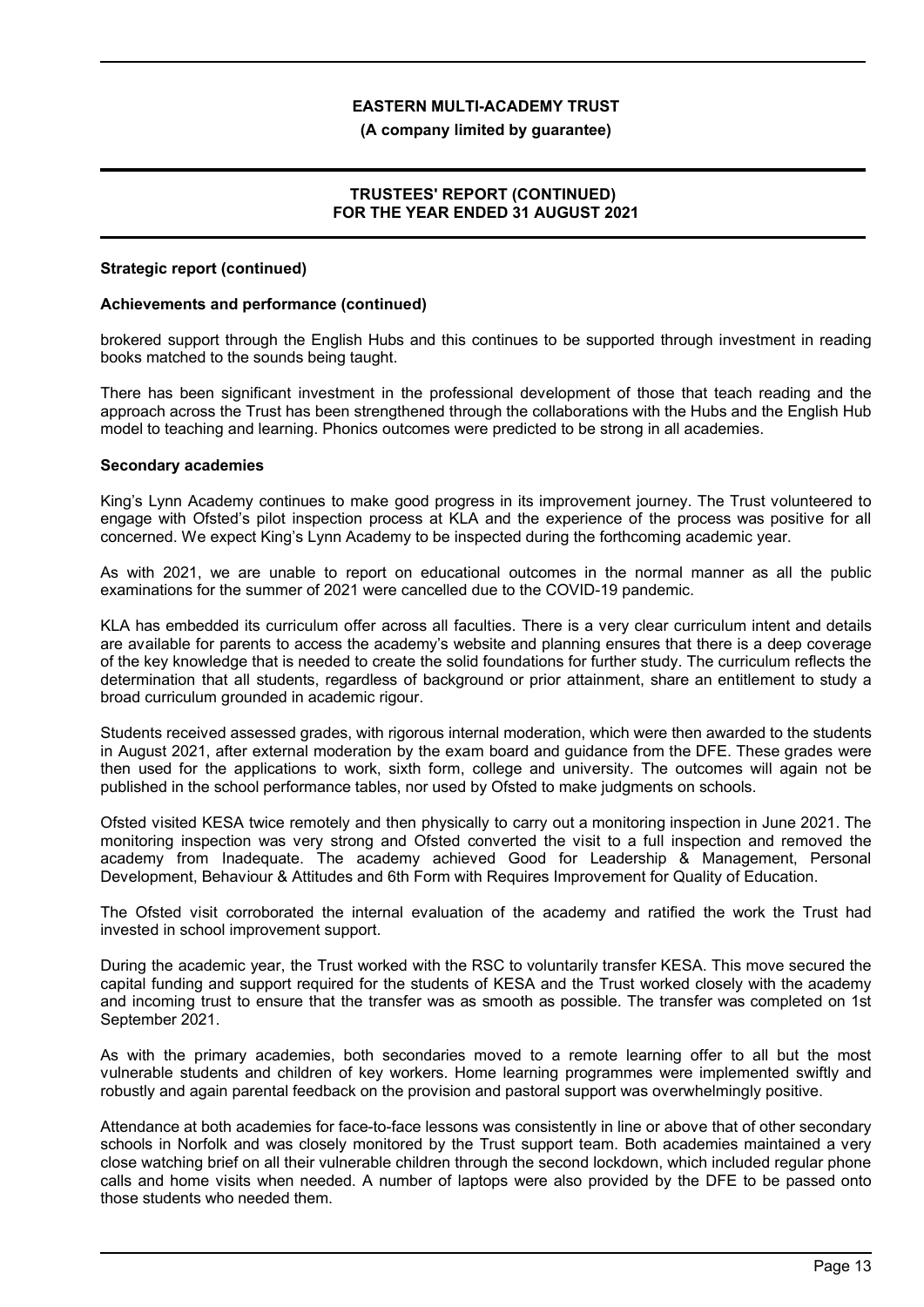**Strategic report (continued)**

**Achievements and performance (continued)**

brokered support through the English Hubs and this continues to be supported through investment in reading books matched to the sounds being taught.

There has been significant investment in the professional development of those that teach reading and the approach across the Trust has been strengthened through the collaborations with the Hubs and the English Hub model to teaching and learning. Phonics outcomes were predicted to be strong in all academies.

**Secondary academies**

King's Lynn Academy continues to make good progress in its improvement journey. The Trust volunteered to engage with Ofsted's pilot inspection process at KLA and the experience of the process was positive for all concerned. We expect King's Lynn Academy to be inspected during the forthcoming academic year.

As with 2021, we are unable to report on educational outcomes in the normal manner as all the public examinations for the summer of 2021 were cancelled due to the COVID-19 pandemic.

KLA has embedded its curriculum offer across all faculties. There is a very clear curriculum intent and details are available for parents to access the academy's website and planning ensures that there is a deep coverage of the key knowledge that is needed to create the solid foundations for further study. The curriculum reflects the determination that all students, regardless of background or prior attainment, share an entitlement to study a broad curriculum grounded in academic rigour.

Students received assessed grades, with rigorous internal moderation, which were then awarded to the students in August 2021, after external moderation by the exam board and guidance from the DFE. These grades were then used for the applications to work, sixth form, college and university. The outcomes will again not be published in the school performance tables, nor used by Ofsted to make judgments on schools.

Ofsted visited KESA twice remotely and then physically to carry out a monitoring inspection in June 2021. The monitoring inspection was very strong and Ofsted converted the visit to a full inspection and removed the academy from Inadequate. The academy achieved Good for Leadership & Management, Personal Development, Behaviour & Attitudes and 6th Form with Requires Improvement for Quality of Education.

The Ofsted visit corroborated the internal evaluation of the academy and ratified the work the Trust had invested in school improvement support.

During the academic year, the Trust worked with the RSC to voluntarily transfer KESA. This move secured the capital funding and support required for the students of KESA and the Trust worked closely with the academy and incoming trust to ensure that the transfer was as smooth as possible. The transfer was completed on 1st September 2021.

As with the primary academies, both secondaries moved to a remote learning offer to all but the most vulnerable students and children of key workers. Home learning programmes were implemented swiftly and robustly and again parental feedback on the provision and pastoral support was overwhelmingly positive.

Attendance at both academies for face-to-face lessons was consistently in line or above that of other secondary schools in Norfolk and was closely monitored by the Trust support team. Both academies maintained a very close watching brief on all their vulnerable children through the second lockdown, which included regular phone calls and home visits when needed. A number of laptops were also provided by the DFE to be passed onto those students who needed them.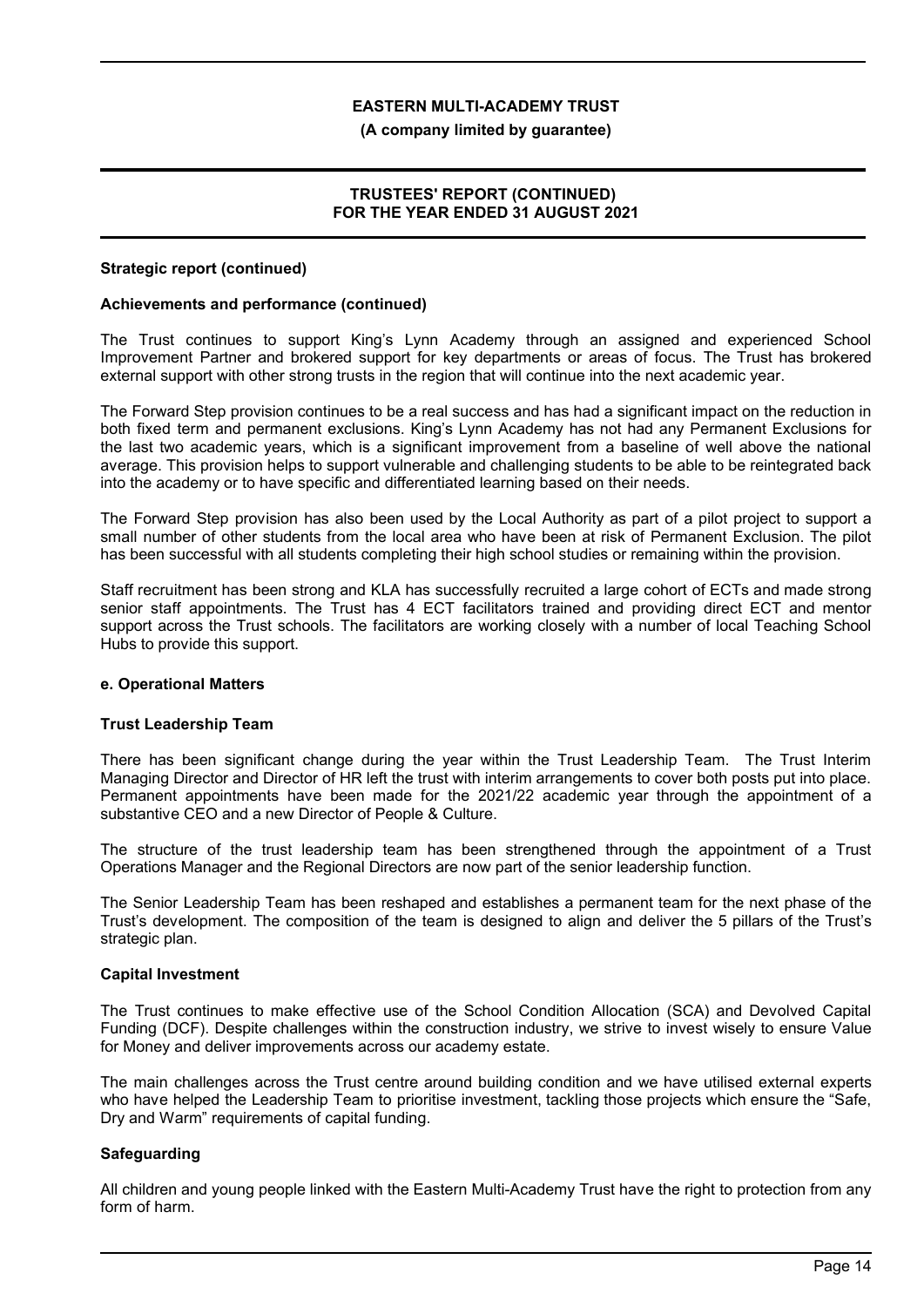**Strategic report (continued)**

**Achievements and performance (continued)**

The Trust continues to support King's Lynn Academy through an assigned and experienced School Improvement Partner and brokered support for key departments or areas of focus. The Trust has brokered external support with other strong trusts in the region that will continue into the next academic year.

The Forward Step provision continues to be a real success and has had a significant impact on the reduction in both fixed term and permanent exclusions. King's Lynn Academy has not had any Permanent Exclusions for the last two academic years, which is a significant improvement from a baseline of well above the national average. This provision helps to support vulnerable and challenging students to be able to be reintegrated back into the academy or to have specific and differentiated learning based on their needs.

The Forward Step provision has also been used by the Local Authority as part of a pilot project to support a small number of other students from the local area who have been at risk of Permanent Exclusion. The pilot has been successful with all students completing their high school studies or remaining within the provision.

Staff recruitment has been strong and KLA has successfully recruited a large cohort of ECTs and made strong senior staff appointments. The Trust has 4 ECT facilitators trained and providing direct ECT and mentor support across the Trust schools. The facilitators are working closely with a number of local Teaching School Hubs to provide this support.

**e. Operational Matters**

**Trust Leadership Team**

There has been significant change during the year within the Trust Leadership Team. The Trust Interim Managing Director and Director of HR left the trust with interim arrangements to cover both posts put into place. Permanent appointments have been made for the 2021/22 academic year through the appointment of a substantive CEO and a new Director of People & Culture.

The structure of the trust leadership team has been strengthened through the appointment of a Trust Operations Manager and the Regional Directors are now part of the senior leadership function.

The Senior Leadership Team has been reshaped and establishes a permanent team for the next phase of the Trust's development. The composition of the team is designed to align and deliver the 5 pillars of the Trust's strategic plan.

**Capital Investment**

The Trust continues to make effective use of the School Condition Allocation (SCA) and Devolved Capital Funding (DCF). Despite challenges within the construction industry, we strive to invest wisely to ensure Value for Money and deliver improvements across our academy estate.

The main challenges across the Trust centre around building condition and we have utilised external experts who have helped the Leadership Team to prioritise investment, tackling those projects which ensure the "Safe, Dry and Warm" requirements of capital funding.

**Safeguarding**

All children and young people linked with the Eastern Multi-Academy Trust have the right to protection from any form of harm.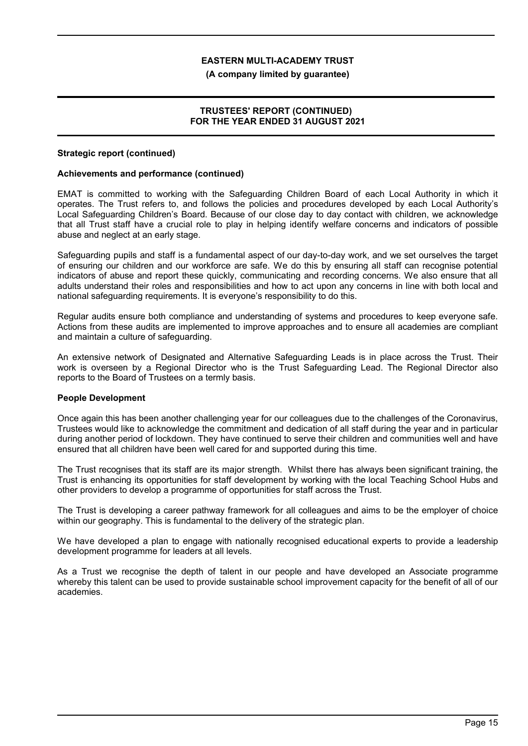**Strategic report (continued)**

**Achievements and performance (continued)**

EMAT is committed to working with the Safeguarding Children Board of each Local Authority in which it operates. The Trust refers to, and follows the policies and procedures developed by each Local Authority's Local Safeguarding Children's Board. Because of our close day to day contact with children, we acknowledge that all Trust staff have a crucial role to play in helping identify welfare concerns and indicators of possible abuse and neglect at an early stage.

Safeguarding pupils and staff is a fundamental aspect of our day-to-day work, and we set ourselves the target of ensuring our children and our workforce are safe. We do this by ensuring all staff can recognise potential indicators of abuse and report these quickly, communicating and recording concerns. We also ensure that all adults understand their roles and responsibilities and how to act upon any concerns in line with both local and national safeguarding requirements. It is everyone's responsibility to do this.

Regular audits ensure both compliance and understanding of systems and procedures to keep everyone safe. Actions from these audits are implemented to improve approaches and to ensure all academies are compliant and maintain a culture of safeguarding.

An extensive network of Designated and Alternative Safeguarding Leads is in place across the Trust. Their work is overseen by a Regional Director who is the Trust Safeguarding Lead. The Regional Director also reports to the Board of Trustees on a termly basis.

**People Development**

Once again this has been another challenging year for our colleagues due to the challenges of the Coronavirus, Trustees would like to acknowledge the commitment and dedication of all staff during the year and in particular during another period of lockdown. They have continued to serve their children and communities well and have ensured that all children have been well cared for and supported during this time.

The Trust recognises that its staff are its major strength. Whilst there has always been significant training, the Trust is enhancing its opportunities for staff development by working with the local Teaching School Hubs and other providers to develop a programme of opportunities for staff across the Trust.

The Trust is developing a career pathway framework for all colleagues and aims to be the employer of choice within our geography. This is fundamental to the delivery of the strategic plan.

We have developed a plan to engage with nationally recognised educational experts to provide a leadership development programme for leaders at all levels.

As a Trust we recognise the depth of talent in our people and have developed an Associate programme whereby this talent can be used to provide sustainable school improvement capacity for the benefit of all of our academies.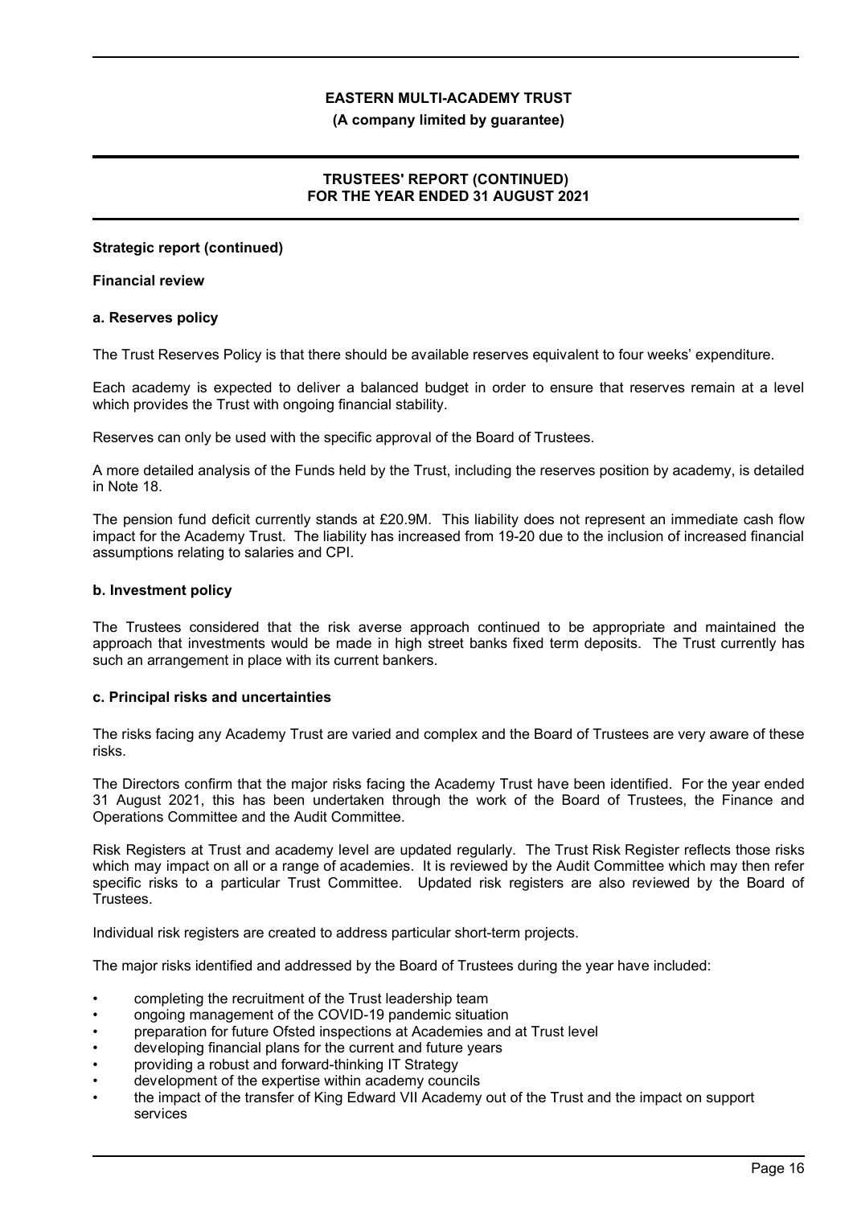**Strategic report (continued)**

**Financial review**

**a. Reserves policy**

The Trust Reserves Policy is that there should be available reserves equivalent to four weeks' expenditure.

Each academy is expected to deliver a balanced budget in order to ensure that reserves remain at a level which provides the Trust with ongoing financial stability.

Reserves can only be used with the specific approval of the Board of Trustees.

A more detailed analysis of the Funds held by the Trust, including the reserves position by academy, is detailed in Note 18.

The pension fund deficit currently stands at £20.9M. This liability does not represent an immediate cash flow impact for the Academy Trust. The liability has increased from 19-20 due to the inclusion of increased financial assumptions relating to salaries and CPI.

**b. Investment policy**

The Trustees considered that the risk averse approach continued to be appropriate and maintained the approach that investments would be made in high street banks fixed term deposits. The Trust currently has such an arrangement in place with its current bankers.

**c. Principal risks and uncertainties**

The risks facing any Academy Trust are varied and complex and the Board of Trustees are very aware of these risks.

The Directors confirm that the major risks facing the Academy Trust have been identified. For the year ended 31 August 2021, this has been undertaken through the work of the Board of Trustees, the Finance and Operations Committee and the Audit Committee.

Risk Registers at Trust and academy level are updated regularly. The Trust Risk Register reflects those risks which may impact on all or a range of academies. It is reviewed by the Audit Committee which may then refer specific risks to a particular Trust Committee. Updated risk registers are also reviewed by the Board of Trustees.

Individual risk registers are created to address particular short-term projects.

The major risks identified and addressed by the Board of Trustees during the year have included:

- completing the recruitment of the Trust leadership team
- ongoing management of the COVID-19 pandemic situation
- preparation for future Ofsted inspections at Academies and at Trust level
- developing financial plans for the current and future years
- providing a robust and forward-thinking IT Strategy
- development of the expertise within academy councils
- the impact of the transfer of King Edward VII Academy out of the Trust and the impact on support services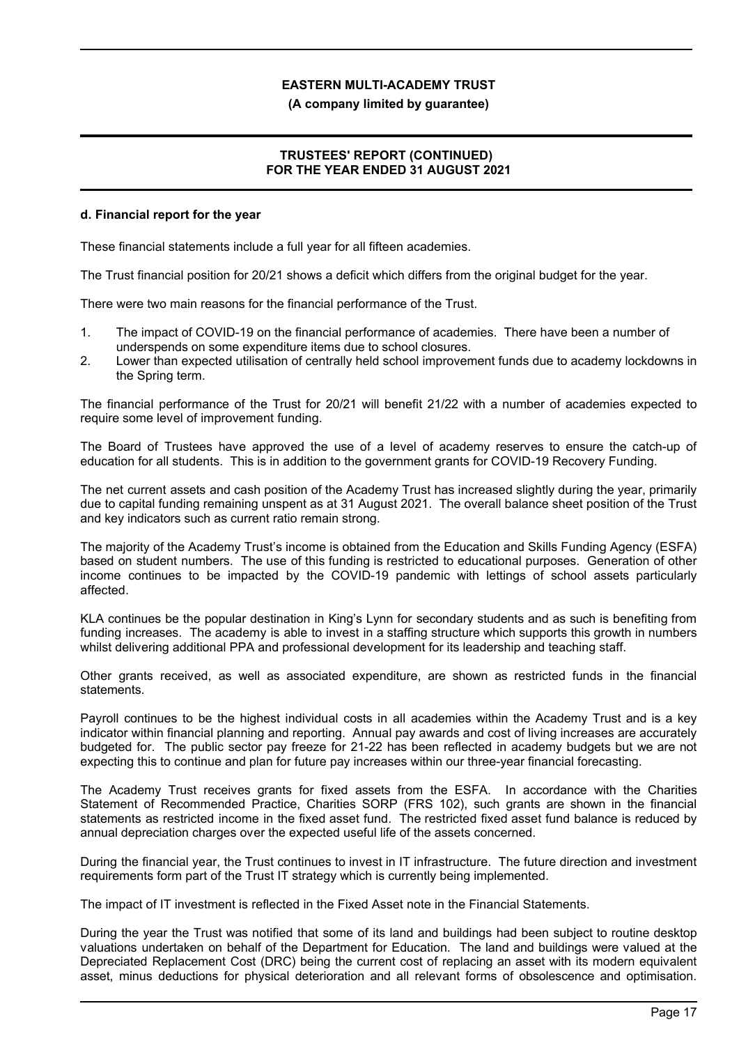### d. Financial report for the year

These financial statements include a full year for all fifteen academies.

The Trust financial position for 20/21 shows a deficit which differs from the original budget for the year.

There were two main reasons for the financial performance of the Trust.

1. The impact of COVID-19 on the financial performance of academies. There have been a number of underspends on some expenditure items due to school closures.
2. Lower than expected utilisation of centrally held school improvement funds due to academy lockdowns in the Spring term.

The financial performance of the Trust for 20/21 will benefit 21/22 with a number of academies expected to require some level of improvement funding.

The Board of Trustees have approved the use of a level of academy reserves to ensure the catch-up of education for all students. This is in addition to the government grants for COVID-19 Recovery Funding.

The net current assets and cash position of the Academy Trust has increased slightly during the year, primarily due to capital funding remaining unspent as at 31 August 2021. The overall balance sheet position of the Trust and key indicators such as current ratio remain strong.

The majority of the Academy Trust's income is obtained from the Education and Skills Funding Agency (ESFA) based on student numbers. The use of this funding is restricted to educational purposes. Generation of other income continues to be impacted by the COVID-19 pandemic with lettings of school assets particularly affected.

KLA continues be the popular destination in King's Lynn for secondary students and as such is benefiting from funding increases. The academy is able to invest in a staffing structure which supports this growth in numbers whilst delivering additional PPA and professional development for its leadership and teaching staff.

Other grants received, as well as associated expenditure, are shown as restricted funds in the financial statements.

Payroll continues to be the highest individual costs in all academies within the Academy Trust and is a key indicator within financial planning and reporting. Annual pay awards and cost of living increases are accurately budgeted for. The public sector pay freeze for 21-22 has been reflected in academy budgets but we are not expecting this to continue and plan for future pay increases within our three-year financial forecasting.

The Academy Trust receives grants for fixed assets from the ESFA. In accordance with the Charities Statement of Recommended Practice, Charities SORP (FRS 102), such grants are shown in the financial statements as restricted income in the fixed asset fund. The restricted fixed asset fund balance is reduced by annual depreciation charges over the expected useful life of the assets concerned.

During the financial year, the Trust continues to invest in IT infrastructure. The future direction and investment requirements form part of the Trust IT strategy which is currently being implemented.

The impact of IT investment is reflected in the Fixed Asset note in the Financial Statements.

During the year the Trust was notified that some of its land and buildings had been subject to routine desktop valuations undertaken on behalf of the Department for Education. The land and buildings were valued at the Depreciated Replacement Cost (DRC) being the current cost of replacing an asset with its modern equivalent asset, minus deductions for physical deterioration and all relevant forms of obsolescence and optimisation.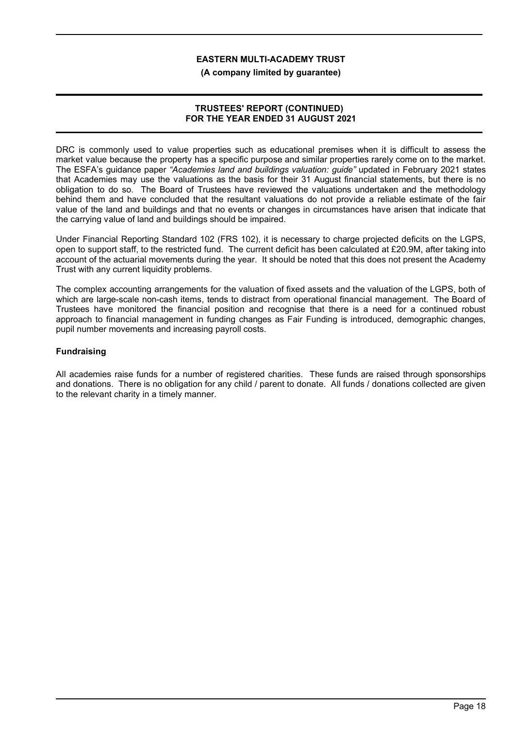DRC is commonly used to value properties such as educational premises when it is difficult to assess the market value because the property has a specific purpose and similar properties rarely come on to the market. The ESFA's guidance paper *"Academies land and buildings valuation: guide"* updated in February 2021 states that Academies may use the valuations as the basis for their 31 August financial statements, but there is no obligation to do so. The Board of Trustees have reviewed the valuations undertaken and the methodology behind them and have concluded that the resultant valuations do not provide a reliable estimate of the fair value of the land and buildings and that no events or changes in circumstances have arisen that indicate that the carrying value of land and buildings should be impaired.

Under Financial Reporting Standard 102 (FRS 102), it is necessary to charge projected deficits on the LGPS, open to support staff, to the restricted fund. The current deficit has been calculated at £20.9M, after taking into account of the actuarial movements during the year. It should be noted that this does not present the Academy Trust with any current liquidity problems.

The complex accounting arrangements for the valuation of fixed assets and the valuation of the LGPS, both of which are large-scale non-cash items, tends to distract from operational financial management. The Board of Trustees have monitored the financial position and recognise that there is a need for a continued robust approach to financial management in funding changes as Fair Funding is introduced, demographic changes, pupil number movements and increasing payroll costs.

### Fundraising

All academies raise funds for a number of registered charities. These funds are raised through sponsorships and donations. There is no obligation for any child / parent to donate. All funds / donations collected are given to the relevant charity in a timely manner.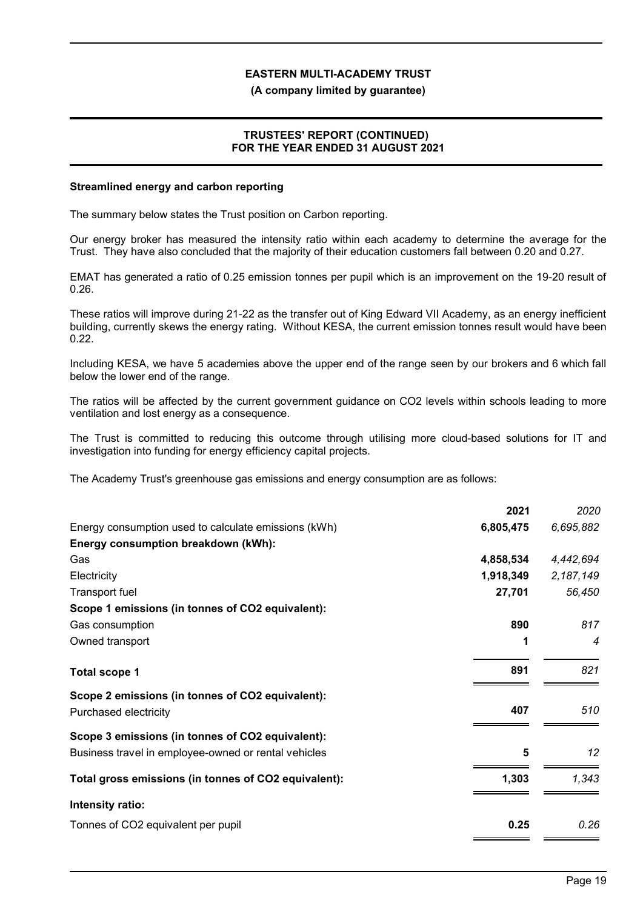### Streamlined energy and carbon reporting

The summary below states the Trust position on Carbon reporting.

Our energy broker has measured the intensity ratio within each academy to determine the average for the Trust. They have also concluded that the majority of their education customers fall between 0.20 and 0.27.

EMAT has generated a ratio of 0.25 emission tonnes per pupil which is an improvement on the 19-20 result of 0.26.

These ratios will improve during 21-22 as the transfer out of King Edward VII Academy, as an energy inefficient building, currently skews the energy rating. Without KESA, the current emission tonnes result would have been 0.22.

Including KESA, we have 5 academies above the upper end of the range seen by our brokers and 6 which fall below the lower end of the range.

The ratios will be affected by the current government guidance on $CO_2$ levels within schools leading to more ventilation and lost energy as a consequence.

The Trust is committed to reducing this outcome through utilising more cloud-based solutions for IT and investigation into funding for energy efficiency capital projects.

The Academy Trust's greenhouse gas emissions and energy consumption are as follows:

| | **2021** | *2020* |
|---|---|---|
| Energy consumption used to calculate emissions (kWh) | **6,805,475** | *6,695,882* |
| **Energy consumption breakdown (kWh):** | | |
| Gas | **4,858,534** | *4,442,694* |
| Electricity | **1,918,349** | *2,187,149* |
| Transport fuel | **27,701** | *56,450* |
| **Scope 1 emissions (in tonnes of $CO_2$ equivalent):** | | |
| Gas consumption | **890** | *817* |
| Owned transport | **1** | *4* |
| **Total scope 1** | **891** | *821* |
| **Scope 2 emissions (in tonnes of $CO_2$ equivalent):** | | |
| Purchased electricity | **407** | *510* |
| **Scope 3 emissions (in tonnes of $CO_2$ equivalent):** | | |
| Business travel in employee-owned or rental vehicles | **5** | *12* |
| **Total gross emissions (in tonnes of $CO_2$ equivalent):** | **1,303** | *1,343* |
| **Intensity ratio:** | | |
| Tonnes of $CO_2$ equivalent per pupil | **0.25** | *0.26* |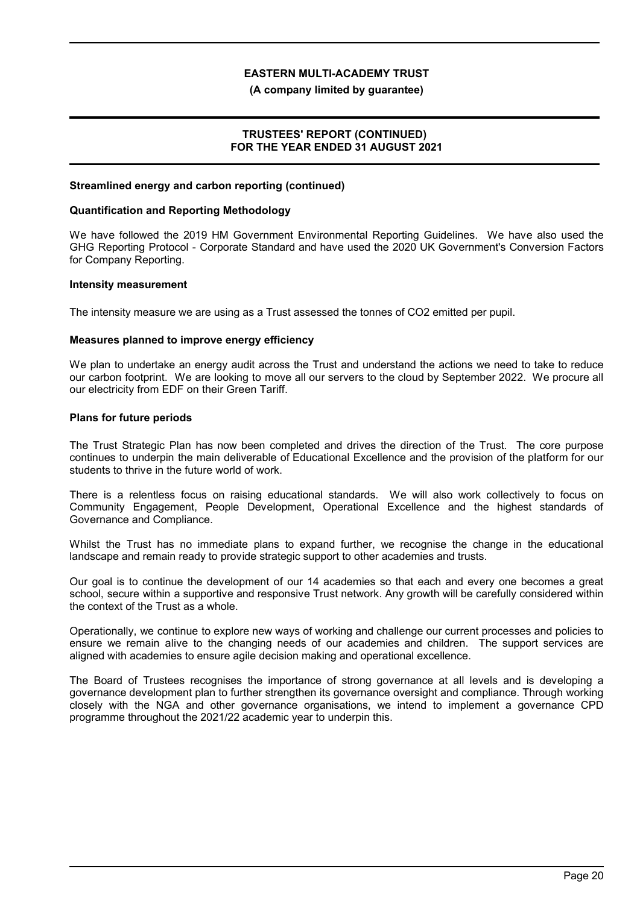**Streamlined energy and carbon reporting (continued)**

**Quantification and Reporting Methodology**

We have followed the 2019 HM Government Environmental Reporting Guidelines. We have also used the GHG Reporting Protocol - Corporate Standard and have used the 2020 UK Government's Conversion Factors for Company Reporting.

**Intensity measurement**

The intensity measure we are using as a Trust assessed the tonnes of $CO_2$ emitted per pupil.

**Measures planned to improve energy efficiency**

We plan to undertake an energy audit across the Trust and understand the actions we need to take to reduce our carbon footprint. We are looking to move all our servers to the cloud by September 2022. We procure all our electricity from EDF on their Green Tariff.

## Plans for future periods

The Trust Strategic Plan has now been completed and drives the direction of the Trust. The core purpose continues to underpin the main deliverable of Educational Excellence and the provision of the platform for our students to thrive in the future world of work.

There is a relentless focus on raising educational standards. We will also work collectively to focus on Community Engagement, People Development, Operational Excellence and the highest standards of Governance and Compliance.

Whilst the Trust has no immediate plans to expand further, we recognise the change in the educational landscape and remain ready to provide strategic support to other academies and trusts.

Our goal is to continue the development of our 14 academies so that each and every one becomes a great school, secure within a supportive and responsive Trust network. Any growth will be carefully considered within the context of the Trust as a whole.

Operationally, we continue to explore new ways of working and challenge our current processes and policies to ensure we remain alive to the changing needs of our academies and children. The support services are aligned with academies to ensure agile decision making and operational excellence.

The Board of Trustees recognises the importance of strong governance at all levels and is developing a governance development plan to further strengthen its governance oversight and compliance. Through working closely with the NGA and other governance organisations, we intend to implement a governance CPD programme throughout the 2021/22 academic year to underpin this.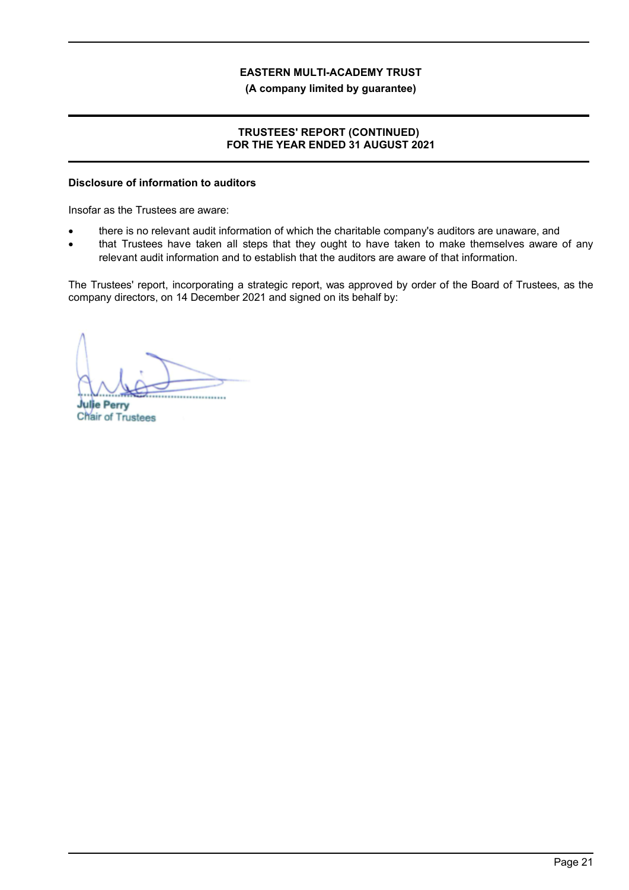**Disclosure of information to auditors**

Insofar as the Trustees are aware:

- there is no relevant audit information of which the charitable company's auditors are unaware, and
- that Trustees have taken all steps that they ought to have taken to make themselves aware of any relevant audit information and to establish that the auditors are aware of that information.

The Trustees' report, incorporating a strategic report, was approved by order of the Board of Trustees, as the company directors, on 14 December 2021 and signed on its behalf by:

................................................

**Julie Perry**
Chair of Trustees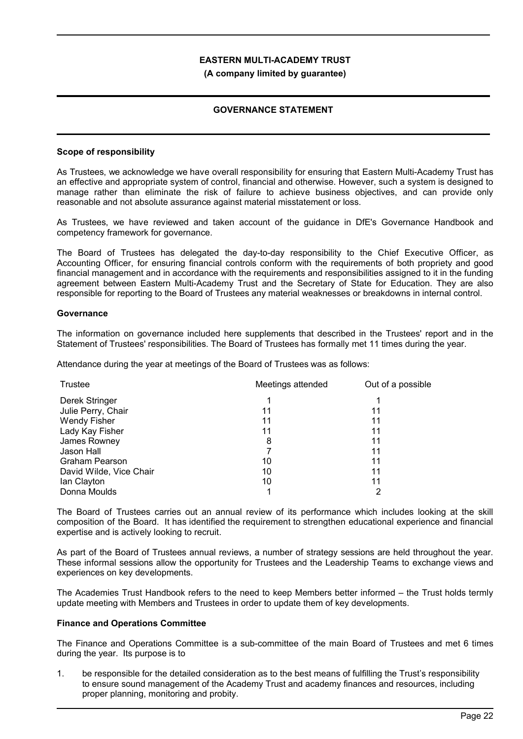# EASTERN MULTI-ACADEMY TRUST

**(A company limited by guarantee)**

## GOVERNANCE STATEMENT

### Scope of responsibility

As Trustees, we acknowledge we have overall responsibility for ensuring that Eastern Multi-Academy Trust has an effective and appropriate system of control, financial and otherwise. However, such a system is designed to manage rather than eliminate the risk of failure to achieve business objectives, and can provide only reasonable and not absolute assurance against material misstatement or loss.

As Trustees, we have reviewed and taken account of the guidance in DfE's Governance Handbook and competency framework for governance.

The Board of Trustees has delegated the day-to-day responsibility to the Chief Executive Officer, as Accounting Officer, for ensuring financial controls conform with the requirements of both propriety and good financial management and in accordance with the requirements and responsibilities assigned to it in the funding agreement between Eastern Multi-Academy Trust and the Secretary of State for Education. They are also responsible for reporting to the Board of Trustees any material weaknesses or breakdowns in internal control.

### Governance

The information on governance included here supplements that described in the Trustees' report and in the Statement of Trustees' responsibilities. The Board of Trustees has formally met 11 times during the year.

Attendance during the year at meetings of the Board of Trustees was as follows:

| Trustee | Meetings attended | Out of a possible |
|---|---|---|
| Derek Stringer | 1 | 1 |
| Julie Perry, Chair | 11 | 11 |
| Wendy Fisher | 11 | 11 |
| Lady Kay Fisher | 11 | 11 |
| James Rowney | 8 | 11 |
| Jason Hall | 7 | 11 |
| Graham Pearson | 10 | 11 |
| David Wilde, Vice Chair | 10 | 11 |
| Ian Clayton | 10 | 11 |
| Donna Moulds | 1 | 2 |

The Board of Trustees carries out an annual review of its performance which includes looking at the skill composition of the Board. It has identified the requirement to strengthen educational experience and financial expertise and is actively looking to recruit.

As part of the Board of Trustees annual reviews, a number of strategy sessions are held throughout the year. These informal sessions allow the opportunity for Trustees and the Leadership Teams to exchange views and experiences on key developments.

The Academies Trust Handbook refers to the need to keep Members better informed – the Trust holds termly update meeting with Members and Trustees in order to update them of key developments.

### Finance and Operations Committee

The Finance and Operations Committee is a sub-committee of the main Board of Trustees and met 6 times during the year. Its purpose is to

1. be responsible for the detailed consideration as to the best means of fulfilling the Trust's responsibility to ensure sound management of the Academy Trust and academy finances and resources, including proper planning, monitoring and probity.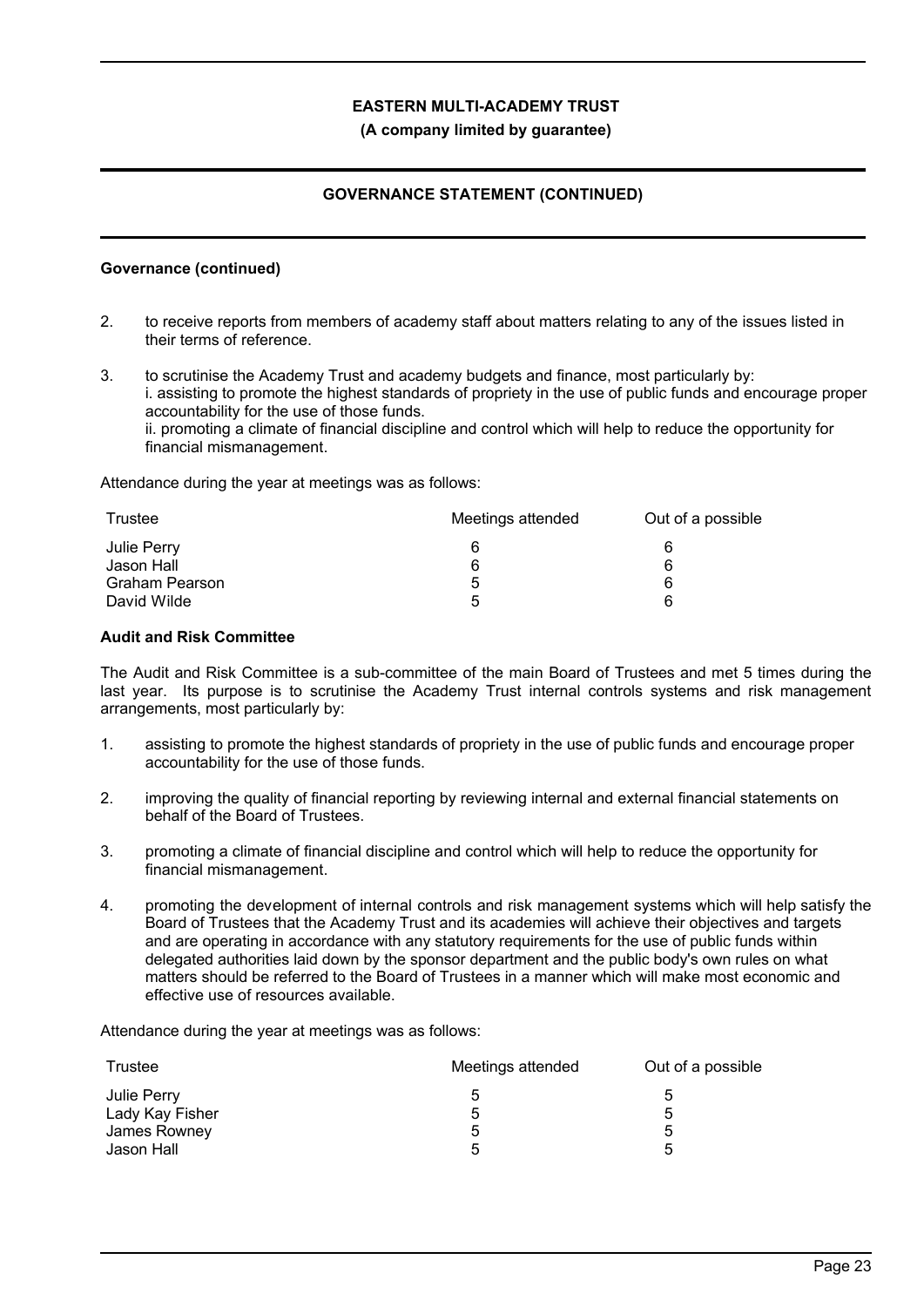## Governance (continued)

2. to receive reports from members of academy staff about matters relating to any of the issues listed in their terms of reference.

3. to scrutinise the Academy Trust and academy budgets and finance, most particularly by:
   i. assisting to promote the highest standards of propriety in the use of public funds and encourage proper accountability for the use of those funds.
   ii. promoting a climate of financial discipline and control which will help to reduce the opportunity for financial mismanagement.

Attendance during the year at meetings was as follows:

| Trustee | Meetings attended | Out of a possible |
|---|---|---|
| Julie Perry | 6 | 6 |
| Jason Hall | 6 | 6 |
| Graham Pearson | 5 | 6 |
| David Wilde | 5 | 6 |

## Audit and Risk Committee

The Audit and Risk Committee is a sub-committee of the main Board of Trustees and met 5 times during the last year. Its purpose is to scrutinise the Academy Trust internal controls systems and risk management arrangements, most particularly by:

1. assisting to promote the highest standards of propriety in the use of public funds and encourage proper accountability for the use of those funds.

2. improving the quality of financial reporting by reviewing internal and external financial statements on behalf of the Board of Trustees.

3. promoting a climate of financial discipline and control which will help to reduce the opportunity for financial mismanagement.

4. promoting the development of internal controls and risk management systems which will help satisfy the Board of Trustees that the Academy Trust and its academies will achieve their objectives and targets and are operating in accordance with any statutory requirements for the use of public funds within delegated authorities laid down by the sponsor department and the public body's own rules on what matters should be referred to the Board of Trustees in a manner which will make most economic and effective use of resources available.

Attendance during the year at meetings was as follows:

| Trustee | Meetings attended | Out of a possible |
|---|---|---|
| Julie Perry | 5 | 5 |
| Lady Kay Fisher | 5 | 5 |
| James Rowney | 5 | 5 |
| Jason Hall | 5 | 5 |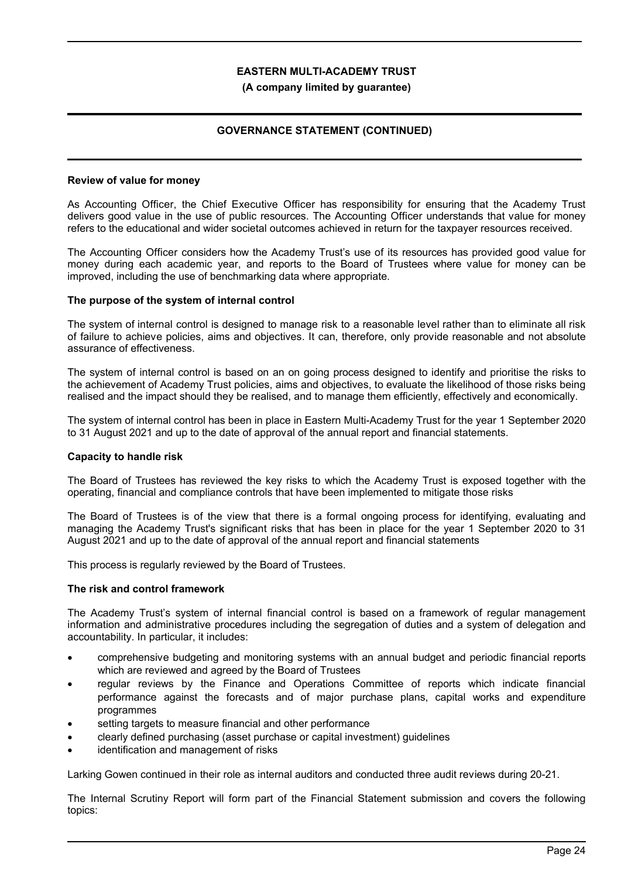**Review of value for money**

As Accounting Officer, the Chief Executive Officer has responsibility for ensuring that the Academy Trust delivers good value in the use of public resources. The Accounting Officer understands that value for money refers to the educational and wider societal outcomes achieved in return for the taxpayer resources received.

The Accounting Officer considers how the Academy Trust's use of its resources has provided good value for money during each academic year, and reports to the Board of Trustees where value for money can be improved, including the use of benchmarking data where appropriate.

**The purpose of the system of internal control**

The system of internal control is designed to manage risk to a reasonable level rather than to eliminate all risk of failure to achieve policies, aims and objectives. It can, therefore, only provide reasonable and not absolute assurance of effectiveness.

The system of internal control is based on an on going process designed to identify and prioritise the risks to the achievement of Academy Trust policies, aims and objectives, to evaluate the likelihood of those risks being realised and the impact should they be realised, and to manage them efficiently, effectively and economically.

The system of internal control has been in place in Eastern Multi-Academy Trust for the year 1 September 2020 to 31 August 2021 and up to the date of approval of the annual report and financial statements.

**Capacity to handle risk**

The Board of Trustees has reviewed the key risks to which the Academy Trust is exposed together with the operating, financial and compliance controls that have been implemented to mitigate those risks

The Board of Trustees is of the view that there is a formal ongoing process for identifying, evaluating and managing the Academy Trust's significant risks that has been in place for the year 1 September 2020 to 31 August 2021 and up to the date of approval of the annual report and financial statements

This process is regularly reviewed by the Board of Trustees.

**The risk and control framework**

The Academy Trust's system of internal financial control is based on a framework of regular management information and administrative procedures including the segregation of duties and a system of delegation and accountability. In particular, it includes:

- comprehensive budgeting and monitoring systems with an annual budget and periodic financial reports which are reviewed and agreed by the Board of Trustees
- regular reviews by the Finance and Operations Committee of reports which indicate financial performance against the forecasts and of major purchase plans, capital works and expenditure programmes
- setting targets to measure financial and other performance
- clearly defined purchasing (asset purchase or capital investment) guidelines
- identification and management of risks

Larking Gowen continued in their role as internal auditors and conducted three audit reviews during 20-21.

The Internal Scrutiny Report will form part of the Financial Statement submission and covers the following topics: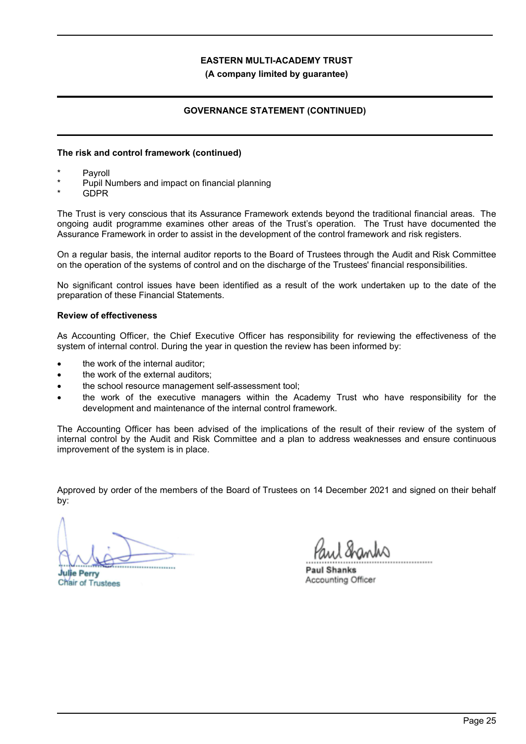# EASTERN MULTI-ACADEMY TRUST

**(A company limited by guarantee)**

## GOVERNANCE STATEMENT (CONTINUED)

### The risk and control framework (continued)

* Payroll
* Pupil Numbers and impact on financial planning
* GDPR

The Trust is very conscious that its Assurance Framework extends beyond the traditional financial areas. The ongoing audit programme examines other areas of the Trust's operation. The Trust have documented the Assurance Framework in order to assist in the development of the control framework and risk registers.

On a regular basis, the internal auditor reports to the Board of Trustees through the Audit and Risk Committee on the operation of the systems of control and on the discharge of the Trustees' financial responsibilities.

No significant control issues have been identified as a result of the work undertaken up to the date of the preparation of these Financial Statements.

### Review of effectiveness

As Accounting Officer, the Chief Executive Officer has responsibility for reviewing the effectiveness of the system of internal control. During the year in question the review has been informed by:

- the work of the internal auditor;
- the work of the external auditors;
- the school resource management self-assessment tool;
- the work of the executive managers within the Academy Trust who have responsibility for the development and maintenance of the internal control framework.

The Accounting Officer has been advised of the implications of the result of their review of the system of internal control by the Audit and Risk Committee and a plan to address weaknesses and ensure continuous improvement of the system is in place.

Approved by order of the members of the Board of Trustees on 14 December 2021 and signed on their behalf by:

**Julie Perry**
Chair of Trustees

**Paul Shanks**
Accounting Officer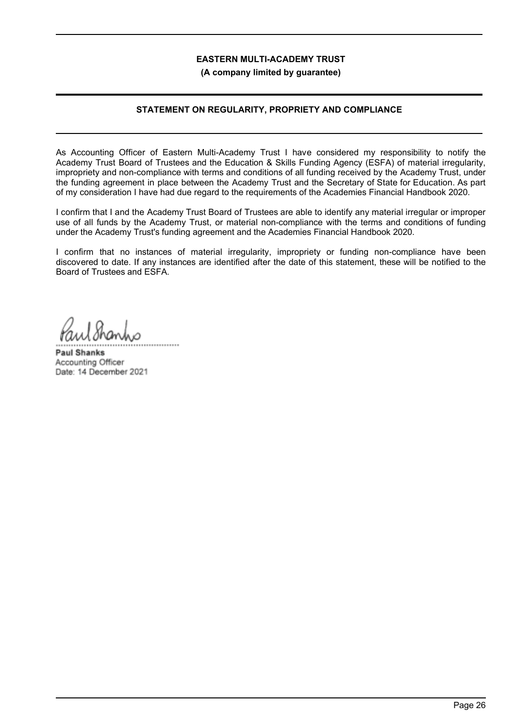**EASTERN MULTI-ACADEMY TRUST**

**(A company limited by guarantee)**

## STATEMENT ON REGULARITY, PROPRIETY AND COMPLIANCE

As Accounting Officer of Eastern Multi-Academy Trust I have considered my responsibility to notify the Academy Trust Board of Trustees and the Education & Skills Funding Agency (ESFA) of material irregularity, impropriety and non-compliance with terms and conditions of all funding received by the Academy Trust, under the funding agreement in place between the Academy Trust and the Secretary of State for Education. As part of my consideration I have had due regard to the requirements of the Academies Financial Handbook 2020.

I confirm that I and the Academy Trust Board of Trustees are able to identify any material irregular or improper use of all funds by the Academy Trust, or material non-compliance with the terms and conditions of funding under the Academy Trust's funding agreement and the Academies Financial Handbook 2020.

I confirm that no instances of material irregularity, impropriety or funding non-compliance have been discovered to date. If any instances are identified after the date of this statement, these will be notified to the Board of Trustees and ESFA.

................................................

**Paul Shanks**
Accounting Officer
Date: 14 December 2021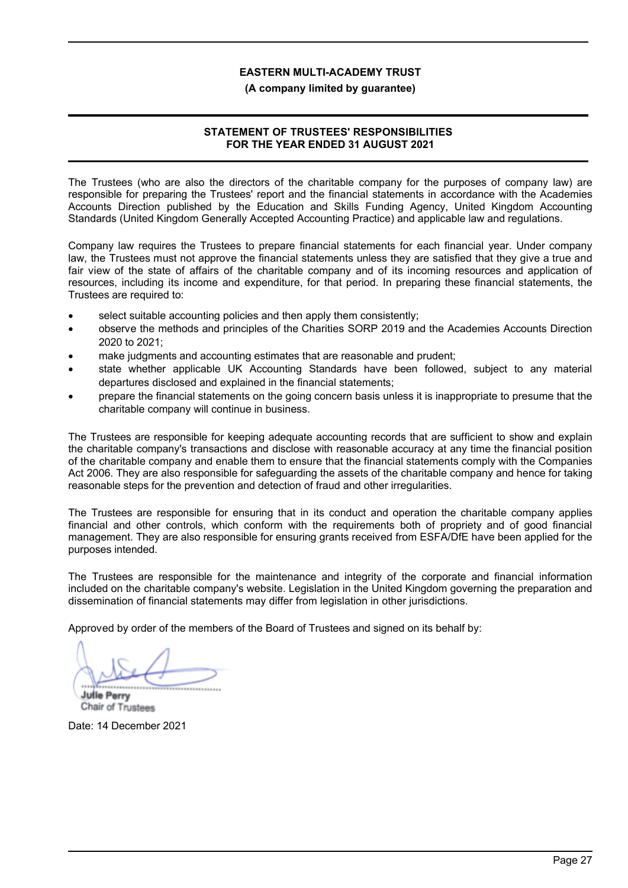**EASTERN MULTI-ACADEMY TRUST**

**(A company limited by guarantee)**

## STATEMENT OF TRUSTEES' RESPONSIBILITIES FOR THE YEAR ENDED 31 AUGUST 2021

The Trustees (who are also the directors of the charitable company for the purposes of company law) are responsible for preparing the Trustees' report and the financial statements in accordance with the Academies Accounts Direction published by the Education and Skills Funding Agency, United Kingdom Accounting Standards (United Kingdom Generally Accepted Accounting Practice) and applicable law and regulations.

Company law requires the Trustees to prepare financial statements for each financial year. Under company law, the Trustees must not approve the financial statements unless they are satisfied that they give a true and fair view of the state of affairs of the charitable company and of its incoming resources and application of resources, including its income and expenditure, for that period. In preparing these financial statements, the Trustees are required to:

- select suitable accounting policies and then apply them consistently;
- observe the methods and principles of the Charities SORP 2019 and the Academies Accounts Direction 2020 to 2021;
- make judgments and accounting estimates that are reasonable and prudent;
- state whether applicable UK Accounting Standards have been followed, subject to any material departures disclosed and explained in the financial statements;
- prepare the financial statements on the going concern basis unless it is inappropriate to presume that the charitable company will continue in business.

The Trustees are responsible for keeping adequate accounting records that are sufficient to show and explain the charitable company's transactions and disclose with reasonable accuracy at any time the financial position of the charitable company and enable them to ensure that the financial statements comply with the Companies Act 2006. They are also responsible for safeguarding the assets of the charitable company and hence for taking reasonable steps for the prevention and detection of fraud and other irregularities.

The Trustees are responsible for ensuring that in its conduct and operation the charitable company applies financial and other controls, which conform with the requirements both of propriety and of good financial management. They are also responsible for ensuring grants received from ESFA/DfE have been applied for the purposes intended.

The Trustees are responsible for the maintenance and integrity of the corporate and financial information included on the charitable company's website. Legislation in the United Kingdom governing the preparation and dissemination of financial statements may differ from legislation in other jurisdictions.

Approved by order of the members of the Board of Trustees and signed on its behalf by:

................................................

Julie Perry
Chair of Trustees

Date: 14 December 2021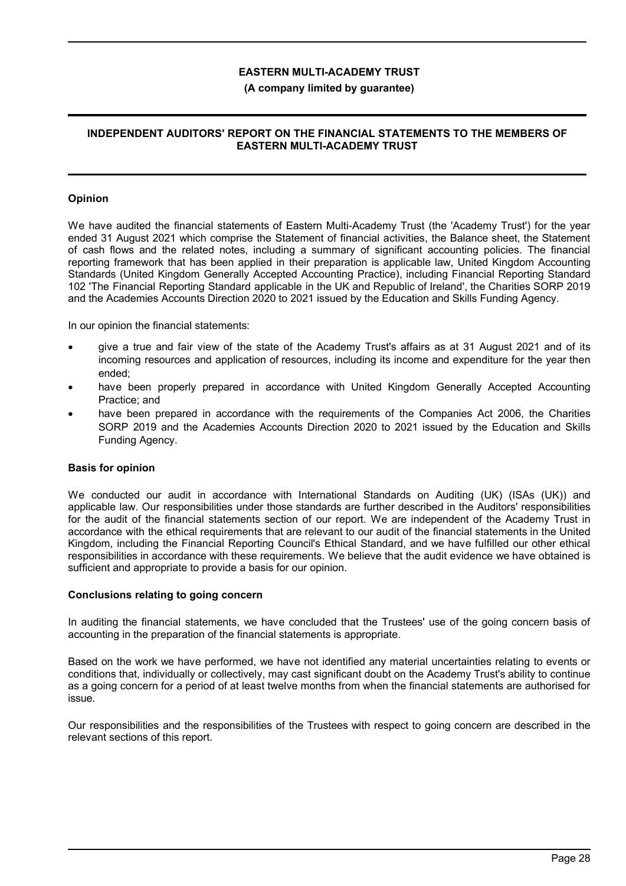# INDEPENDENT AUDITORS' REPORT ON THE FINANCIAL STATEMENTS TO THE MEMBERS OF EASTERN MULTI-ACADEMY TRUST

## Opinion

We have audited the financial statements of Eastern Multi-Academy Trust (the 'Academy Trust') for the year ended 31 August 2021 which comprise the Statement of financial activities, the Balance sheet, the Statement of cash flows and the related notes, including a summary of significant accounting policies. The financial reporting framework that has been applied in their preparation is applicable law, United Kingdom Accounting Standards (United Kingdom Generally Accepted Accounting Practice), including Financial Reporting Standard 102 'The Financial Reporting Standard applicable in the UK and Republic of Ireland', the Charities SORP 2019 and the Academies Accounts Direction 2020 to 2021 issued by the Education and Skills Funding Agency.

In our opinion the financial statements:

- give a true and fair view of the state of the Academy Trust's affairs as at 31 August 2021 and of its incoming resources and application of resources, including its income and expenditure for the year then ended;
- have been properly prepared in accordance with United Kingdom Generally Accepted Accounting Practice; and
- have been prepared in accordance with the requirements of the Companies Act 2006, the Charities SORP 2019 and the Academies Accounts Direction 2020 to 2021 issued by the Education and Skills Funding Agency.

## Basis for opinion

We conducted our audit in accordance with International Standards on Auditing (UK) (ISAs (UK)) and applicable law. Our responsibilities under those standards are further described in the Auditors' responsibilities for the audit of the financial statements section of our report. We are independent of the Academy Trust in accordance with the ethical requirements that are relevant to our audit of the financial statements in the United Kingdom, including the Financial Reporting Council's Ethical Standard, and we have fulfilled our other ethical responsibilities in accordance with these requirements. We believe that the audit evidence we have obtained is sufficient and appropriate to provide a basis for our opinion.

## Conclusions relating to going concern

In auditing the financial statements, we have concluded that the Trustees' use of the going concern basis of accounting in the preparation of the financial statements is appropriate.

Based on the work we have performed, we have not identified any material uncertainties relating to events or conditions that, individually or collectively, may cast significant doubt on the Academy Trust's ability to continue as a going concern for a period of at least twelve months from when the financial statements are authorised for issue.

Our responsibilities and the responsibilities of the Trustees with respect to going concern are described in the relevant sections of this report.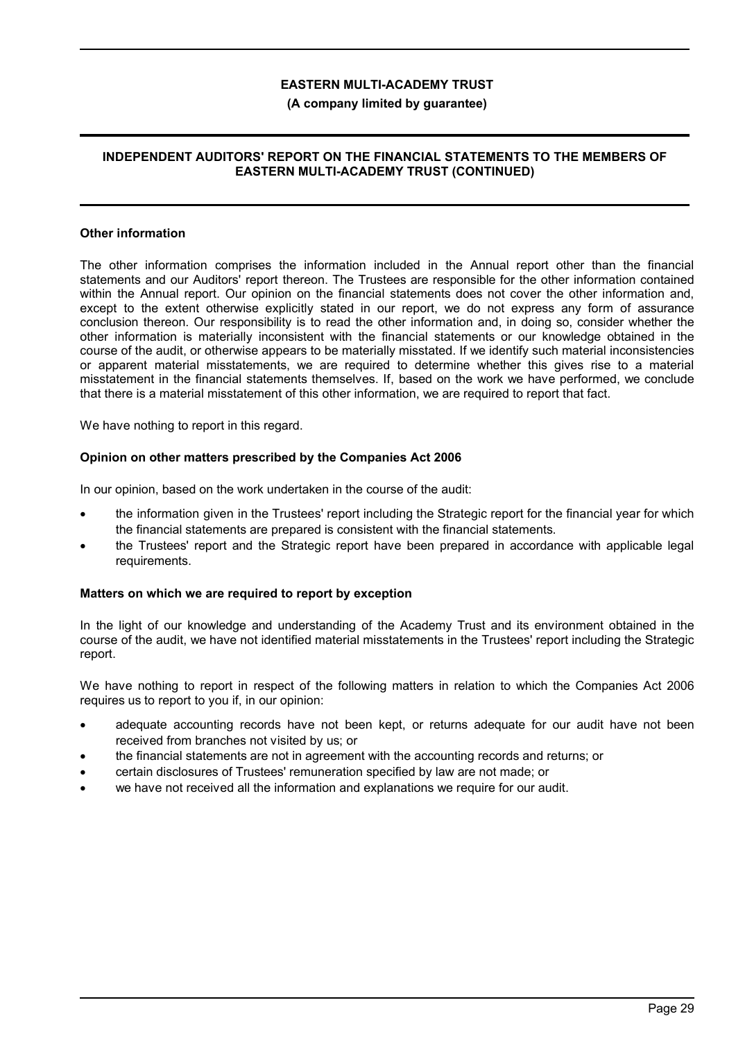## Other information

The other information comprises the information included in the Annual report other than the financial statements and our Auditors' report thereon. The Trustees are responsible for the other information contained within the Annual report. Our opinion on the financial statements does not cover the other information and, except to the extent otherwise explicitly stated in our report, we do not express any form of assurance conclusion thereon. Our responsibility is to read the other information and, in doing so, consider whether the other information is materially inconsistent with the financial statements or our knowledge obtained in the course of the audit, or otherwise appears to be materially misstated. If we identify such material inconsistencies or apparent material misstatements, we are required to determine whether this gives rise to a material misstatement in the financial statements themselves. If, based on the work we have performed, we conclude that there is a material misstatement of this other information, we are required to report that fact.

We have nothing to report in this regard.

## Opinion on other matters prescribed by the Companies Act 2006

In our opinion, based on the work undertaken in the course of the audit:

- the information given in the Trustees' report including the Strategic report for the financial year for which the financial statements are prepared is consistent with the financial statements.
- the Trustees' report and the Strategic report have been prepared in accordance with applicable legal requirements.

## Matters on which we are required to report by exception

In the light of our knowledge and understanding of the Academy Trust and its environment obtained in the course of the audit, we have not identified material misstatements in the Trustees' report including the Strategic report.

We have nothing to report in respect of the following matters in relation to which the Companies Act 2006 requires us to report to you if, in our opinion:

- adequate accounting records have not been kept, or returns adequate for our audit have not been received from branches not visited by us; or
- the financial statements are not in agreement with the accounting records and returns; or
- certain disclosures of Trustees' remuneration specified by law are not made; or
- we have not received all the information and explanations we require for our audit.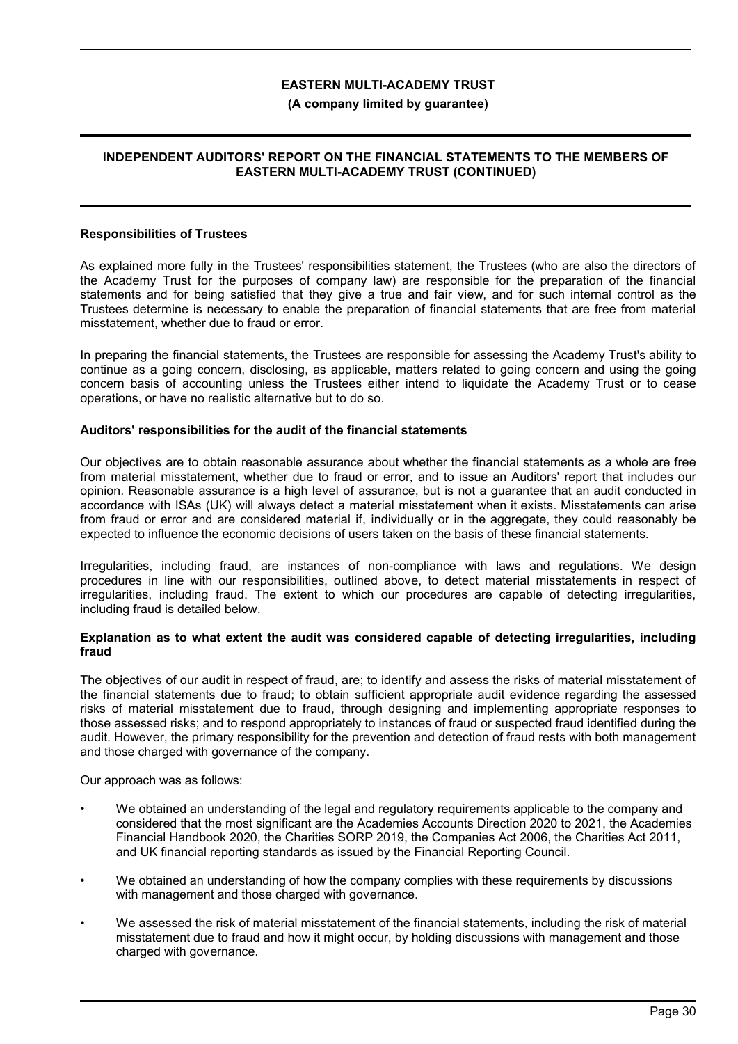# EASTERN MULTI-ACADEMY TRUST

**(A company limited by guarantee)**

## INDEPENDENT AUDITORS' REPORT ON THE FINANCIAL STATEMENTS TO THE MEMBERS OF EASTERN MULTI-ACADEMY TRUST (CONTINUED)

### Responsibilities of Trustees

As explained more fully in the Trustees' responsibilities statement, the Trustees (who are also the directors of the Academy Trust for the purposes of company law) are responsible for the preparation of the financial statements and for being satisfied that they give a true and fair view, and for such internal control as the Trustees determine is necessary to enable the preparation of financial statements that are free from material misstatement, whether due to fraud or error.

In preparing the financial statements, the Trustees are responsible for assessing the Academy Trust's ability to continue as a going concern, disclosing, as applicable, matters related to going concern and using the going concern basis of accounting unless the Trustees either intend to liquidate the Academy Trust or to cease operations, or have no realistic alternative but to do so.

### Auditors' responsibilities for the audit of the financial statements

Our objectives are to obtain reasonable assurance about whether the financial statements as a whole are free from material misstatement, whether due to fraud or error, and to issue an Auditors' report that includes our opinion. Reasonable assurance is a high level of assurance, but is not a guarantee that an audit conducted in accordance with ISAs (UK) will always detect a material misstatement when it exists. Misstatements can arise from fraud or error and are considered material if, individually or in the aggregate, they could reasonably be expected to influence the economic decisions of users taken on the basis of these financial statements.

Irregularities, including fraud, are instances of non-compliance with laws and regulations. We design procedures in line with our responsibilities, outlined above, to detect material misstatements in respect of irregularities, including fraud. The extent to which our procedures are capable of detecting irregularities, including fraud is detailed below.

### Explanation as to what extent the audit was considered capable of detecting irregularities, including fraud

The objectives of our audit in respect of fraud, are; to identify and assess the risks of material misstatement of the financial statements due to fraud; to obtain sufficient appropriate audit evidence regarding the assessed risks of material misstatement due to fraud, through designing and implementing appropriate responses to those assessed risks; and to respond appropriately to instances of fraud or suspected fraud identified during the audit. However, the primary responsibility for the prevention and detection of fraud rests with both management and those charged with governance of the company.

Our approach was as follows:

- We obtained an understanding of the legal and regulatory requirements applicable to the company and considered that the most significant are the Academies Accounts Direction 2020 to 2021, the Academies Financial Handbook 2020, the Charities SORP 2019, the Companies Act 2006, the Charities Act 2011, and UK financial reporting standards as issued by the Financial Reporting Council.
- We obtained an understanding of how the company complies with these requirements by discussions with management and those charged with governance.
- We assessed the risk of material misstatement of the financial statements, including the risk of material misstatement due to fraud and how it might occur, by holding discussions with management and those charged with governance.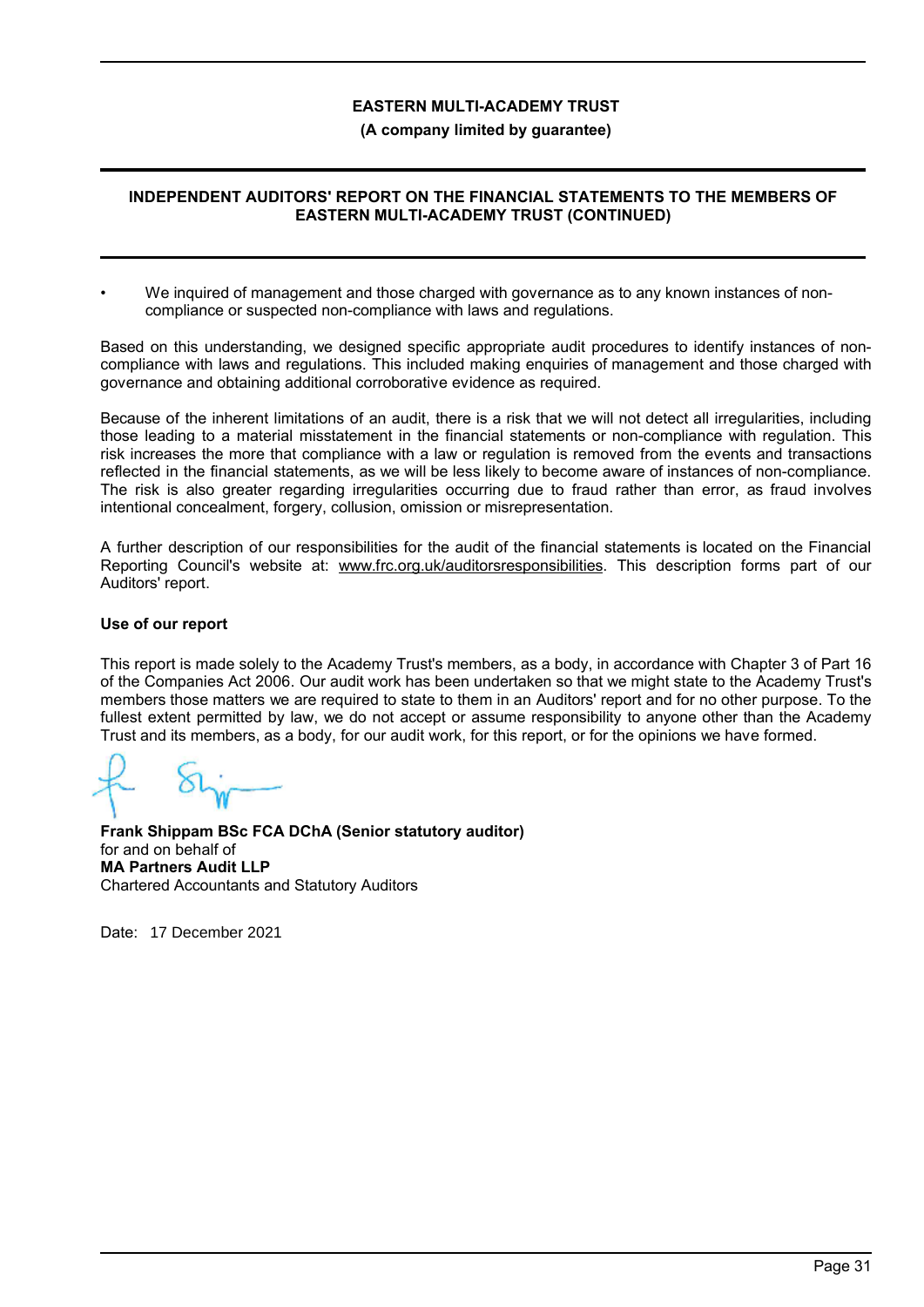- We inquired of management and those charged with governance as to any known instances of non-compliance or suspected non-compliance with laws and regulations.

Based on this understanding, we designed specific appropriate audit procedures to identify instances of non-compliance with laws and regulations. This included making enquiries of management and those charged with governance and obtaining additional corroborative evidence as required.

Because of the inherent limitations of an audit, there is a risk that we will not detect all irregularities, including those leading to a material misstatement in the financial statements or non-compliance with regulation. This risk increases the more that compliance with a law or regulation is removed from the events and transactions reflected in the financial statements, as we will be less likely to become aware of instances of non-compliance. The risk is also greater regarding irregularities occurring due to fraud rather than error, as fraud involves intentional concealment, forgery, collusion, omission or misrepresentation.

A further description of our responsibilities for the audit of the financial statements is located on the Financial Reporting Council's website at: www.frc.org.uk/auditorsresponsibilities. This description forms part of our Auditors' report.

**Use of our report**

This report is made solely to the Academy Trust's members, as a body, in accordance with Chapter 3 of Part 16 of the Companies Act 2006. Our audit work has been undertaken so that we might state to the Academy Trust's members those matters we are required to state to them in an Auditors' report and for no other purpose. To the fullest extent permitted by law, we do not accept or assume responsibility to anyone other than the Academy Trust and its members, as a body, for our audit work, for this report, or for the opinions we have formed.

**Frank Shippam BSc FCA DChA (Senior statutory auditor)**
for and on behalf of
**MA Partners Audit LLP**
Chartered Accountants and Statutory Auditors

Date: 17 December 2021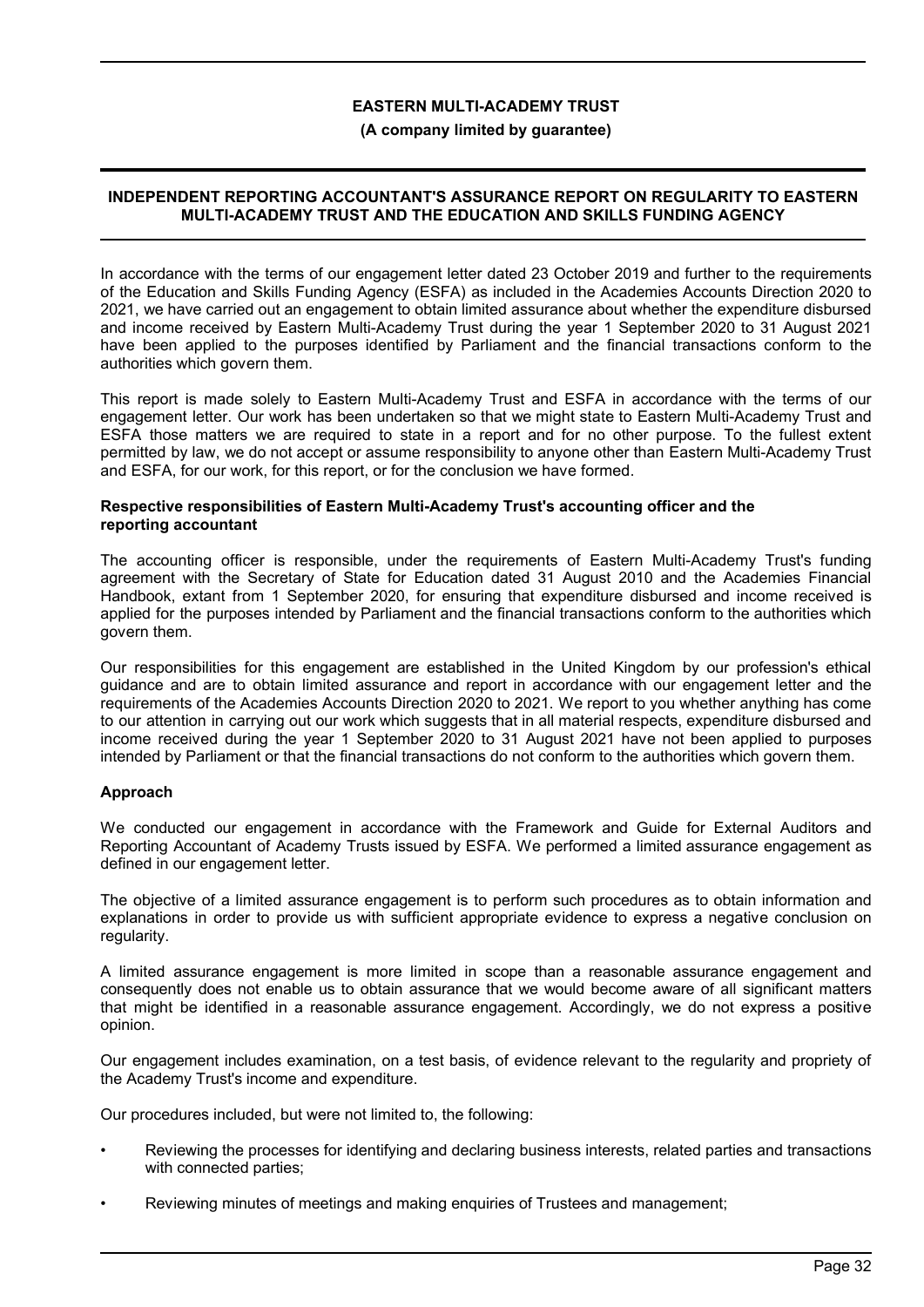**EASTERN MULTI-ACADEMY TRUST**

**(A company limited by guarantee)**

## INDEPENDENT REPORTING ACCOUNTANT'S ASSURANCE REPORT ON REGULARITY TO EASTERN MULTI-ACADEMY TRUST AND THE EDUCATION AND SKILLS FUNDING AGENCY

In accordance with the terms of our engagement letter dated 23 October 2019 and further to the requirements of the Education and Skills Funding Agency (ESFA) as included in the Academies Accounts Direction 2020 to 2021, we have carried out an engagement to obtain limited assurance about whether the expenditure disbursed and income received by Eastern Multi-Academy Trust during the year 1 September 2020 to 31 August 2021 have been applied to the purposes identified by Parliament and the financial transactions conform to the authorities which govern them.

This report is made solely to Eastern Multi-Academy Trust and ESFA in accordance with the terms of our engagement letter. Our work has been undertaken so that we might state to Eastern Multi-Academy Trust and ESFA those matters we are required to state in a report and for no other purpose. To the fullest extent permitted by law, we do not accept or assume responsibility to anyone other than Eastern Multi-Academy Trust and ESFA, for our work, for this report, or for the conclusion we have formed.

### Respective responsibilities of Eastern Multi-Academy Trust's accounting officer and the reporting accountant

The accounting officer is responsible, under the requirements of Eastern Multi-Academy Trust's funding agreement with the Secretary of State for Education dated 31 August 2010 and the Academies Financial Handbook, extant from 1 September 2020, for ensuring that expenditure disbursed and income received is applied for the purposes intended by Parliament and the financial transactions conform to the authorities which govern them.

Our responsibilities for this engagement are established in the United Kingdom by our profession's ethical guidance and are to obtain limited assurance and report in accordance with our engagement letter and the requirements of the Academies Accounts Direction 2020 to 2021. We report to you whether anything has come to our attention in carrying out our work which suggests that in all material respects, expenditure disbursed and income received during the year 1 September 2020 to 31 August 2021 have not been applied to purposes intended by Parliament or that the financial transactions do not conform to the authorities which govern them.

### Approach

We conducted our engagement in accordance with the Framework and Guide for External Auditors and Reporting Accountant of Academy Trusts issued by ESFA. We performed a limited assurance engagement as defined in our engagement letter.

The objective of a limited assurance engagement is to perform such procedures as to obtain information and explanations in order to provide us with sufficient appropriate evidence to express a negative conclusion on regularity.

A limited assurance engagement is more limited in scope than a reasonable assurance engagement and consequently does not enable us to obtain assurance that we would become aware of all significant matters that might be identified in a reasonable assurance engagement. Accordingly, we do not express a positive opinion.

Our engagement includes examination, on a test basis, of evidence relevant to the regularity and propriety of the Academy Trust's income and expenditure.

Our procedures included, but were not limited to, the following:

- Reviewing the processes for identifying and declaring business interests, related parties and transactions with connected parties;
- Reviewing minutes of meetings and making enquiries of Trustees and management;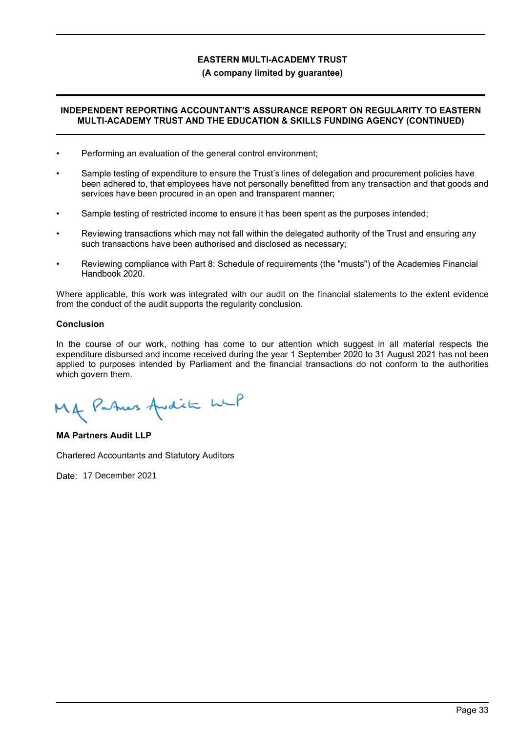# EASTERN MULTI-ACADEMY TRUST

**(A company limited by guarantee)**

## INDEPENDENT REPORTING ACCOUNTANT'S ASSURANCE REPORT ON REGULARITY TO EASTERN MULTI-ACADEMY TRUST AND THE EDUCATION & SKILLS FUNDING AGENCY (CONTINUED)

- Performing an evaluation of the general control environment;
- Sample testing of expenditure to ensure the Trust's lines of delegation and procurement policies have been adhered to, that employees have not personally benefitted from any transaction and that goods and services have been procured in an open and transparent manner;
- Sample testing of restricted income to ensure it has been spent as the purposes intended;
- Reviewing transactions which may not fall within the delegated authority of the Trust and ensuring any such transactions have been authorised and disclosed as necessary;
- Reviewing compliance with Part 8: Schedule of requirements (the "musts") of the Academies Financial Handbook 2020.

Where applicable, this work was integrated with our audit on the financial statements to the extent evidence from the conduct of the audit supports the regularity conclusion.

**Conclusion**

In the course of our work, nothing has come to our attention which suggest in all material respects the expenditure disbursed and income received during the year 1 September 2020 to 31 August 2021 has not been applied to purposes intended by Parliament and the financial transactions do not conform to the authorities which govern them.

MA Partners Audit LLP

**MA Partners Audit LLP**

Chartered Accountants and Statutory Auditors

Date: 17 December 2021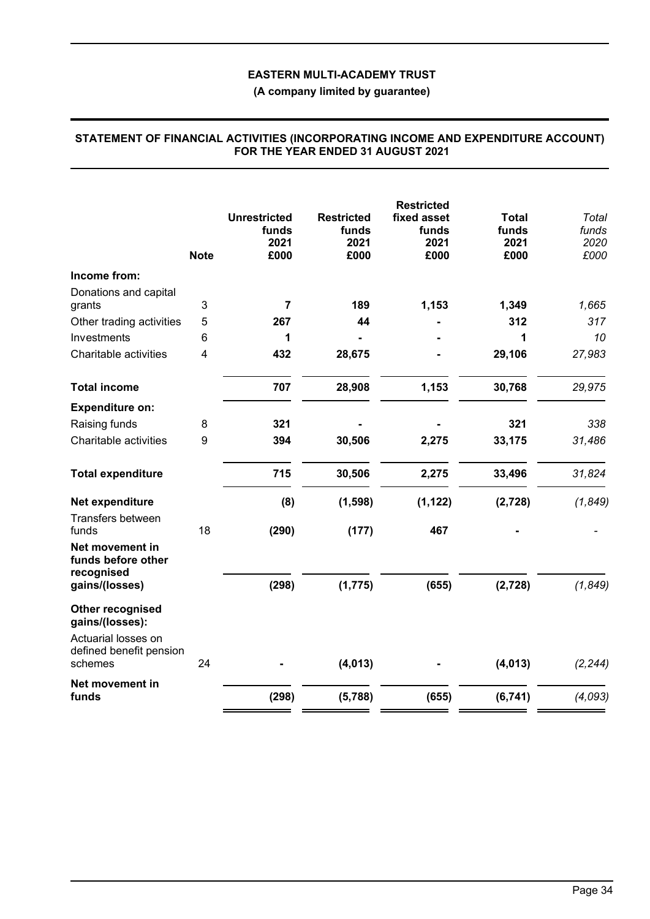**EASTERN MULTI-ACADEMY TRUST**

**(A company limited by guarantee)**

## STATEMENT OF FINANCIAL ACTIVITIES (INCORPORATING INCOME AND EXPENDITURE ACCOUNT) FOR THE YEAR ENDED 31 AUGUST 2021

| | Note | Unrestricted funds 2021 £000 | Restricted funds 2021 £000 | Restricted fixed asset funds 2021 £000 | Total funds 2021 £000 | *Total funds 2020 £000* |
|---|---|---|---|---|---|---|
| **Income from:** | | | | | | |
| Donations and capital grants | 3 | **7** | **189** | **1,153** | **1,349** | *1,665* |
| Other trading activities | 5 | **267** | **44** | **-** | **312** | *317* |
| Investments | 6 | **1** | **-** | **-** | **1** | *10* |
| Charitable activities | 4 | **432** | **28,675** | **-** | **29,106** | *27,983* |
| **Total income** | | **707** | **28,908** | **1,153** | **30,768** | *29,975* |
| **Expenditure on:** | | | | | | |
| Raising funds | 8 | **321** | **-** | **-** | **321** | *338* |
| Charitable activities | 9 | **394** | **30,506** | **2,275** | **33,175** | *31,486* |
| **Total expenditure** | | **715** | **30,506** | **2,275** | **33,496** | *31,824* |
| **Net expenditure** | | **(8)** | **(1,598)** | **(1,122)** | **(2,728)** | *(1,849)* |
| Transfers between funds | 18 | **(290)** | **(177)** | **467** | **-** | *-* |
| **Net movement in funds before other recognised gains/(losses)** | | **(298)** | **(1,775)** | **(655)** | **(2,728)** | *(1,849)* |
| **Other recognised gains/(losses):** | | | | | | |
| Actuarial losses on defined benefit pension schemes | 24 | **-** | **(4,013)** | **-** | **(4,013)** | *(2,244)* |
| **Net movement in funds** | | **(298)** | **(5,788)** | **(655)** | **(6,741)** | *(4,093)* |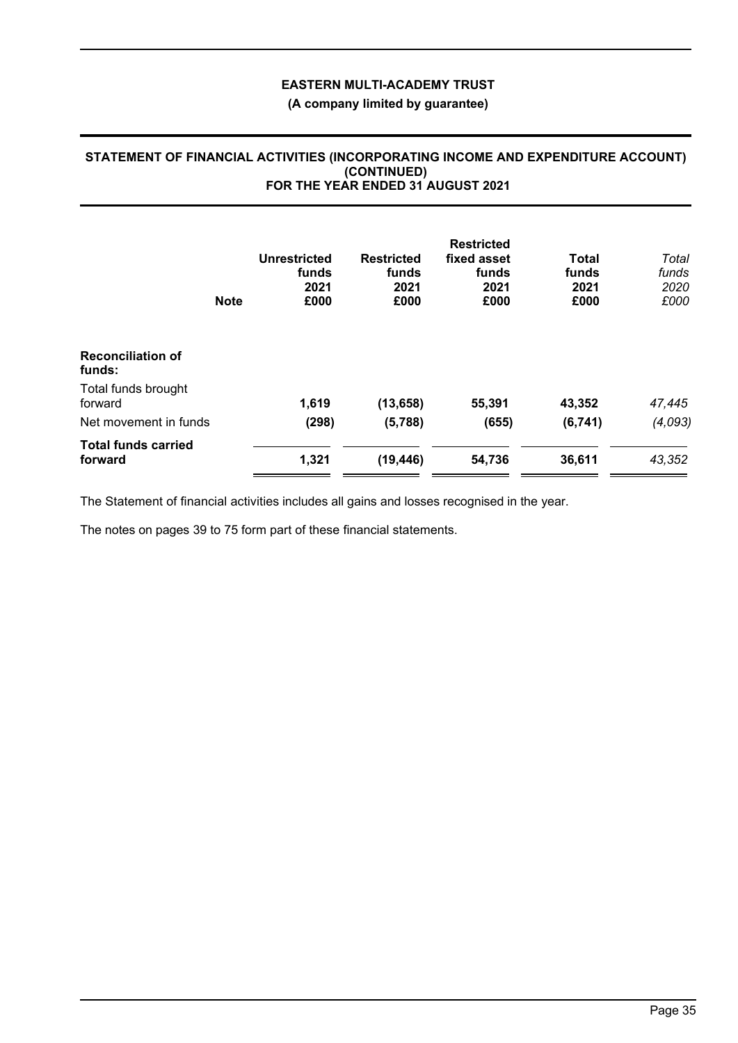**EASTERN MULTI-ACADEMY TRUST**

**(A company limited by guarantee)**

## STATEMENT OF FINANCIAL ACTIVITIES (INCORPORATING INCOME AND EXPENDITURE ACCOUNT) (CONTINUED) FOR THE YEAR ENDED 31 AUGUST 2021

| | Note | Unrestricted funds 2021 £000 | Restricted funds 2021 £000 | Restricted fixed asset funds 2021 £000 | Total funds 2021 £000 | *Total funds 2020 £000* |
|---|---|---|---|---|---|---|
| **Reconciliation of funds:** | | | | | | |
| Total funds brought forward | | 1,619 | (13,658) | 55,391 | 43,352 | *47,445* |
| Net movement in funds | | (298) | (5,788) | (655) | (6,741) | *(4,093)* |
| **Total funds carried forward** | | 1,321 | (19,446) | 54,736 | 36,611 | *43,352* |

The Statement of financial activities includes all gains and losses recognised in the year.

The notes on pages 39 to 75 form part of these financial statements.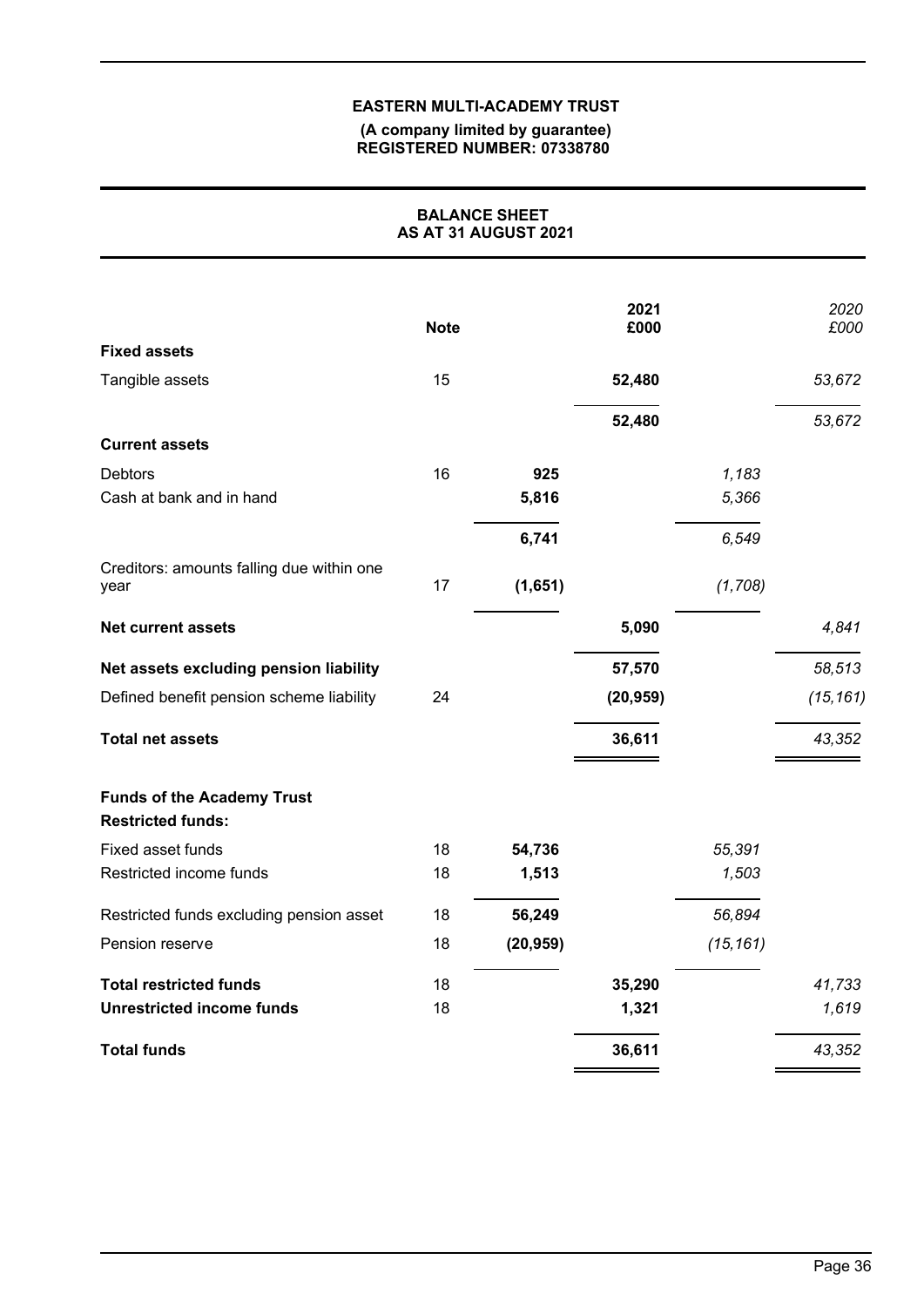**EASTERN MULTI-ACADEMY TRUST**

**(A company limited by guarantee)**
**REGISTERED NUMBER: 07338780**

## BALANCE SHEET
## AS AT 31 AUGUST 2021

| | Note | | 2021 £000 | | 2020 £000 |
|---|---|---|---|---|---|
| **Fixed assets** | | | | | |
| Tangible assets | 15 | | **52,480** | | *53,672* |
| | | | **52,480** | | *53,672* |
| **Current assets** | | | | | |
| Debtors | 16 | **925** | | *1,183* | |
| Cash at bank and in hand | | **5,816** | | *5,366* | |
| | | **6,741** | | *6,549* | |
| Creditors: amounts falling due within one year | 17 | **(1,651)** | | *(1,708)* | |
| **Net current assets** | | | **5,090** | | *4,841* |
| **Net assets excluding pension liability** | | | **57,570** | | *58,513* |
| Defined benefit pension scheme liability | 24 | | **(20,959)** | | *(15,161)* |
| **Total net assets** | | | **36,611** | | *43,352* |
| **Funds of the Academy Trust** | | | | | |
| **Restricted funds:** | | | | | |
| Fixed asset funds | 18 | **54,736** | | *55,391* | |
| Restricted income funds | 18 | **1,513** | | *1,503* | |
| Restricted funds excluding pension asset | 18 | **56,249** | | *56,894* | |
| Pension reserve | 18 | **(20,959)** | | *(15,161)* | |
| **Total restricted funds** | 18 | | **35,290** | | *41,733* |
| **Unrestricted income funds** | 18 | | **1,321** | | *1,619* |
| **Total funds** | | | **36,611** | | *43,352* |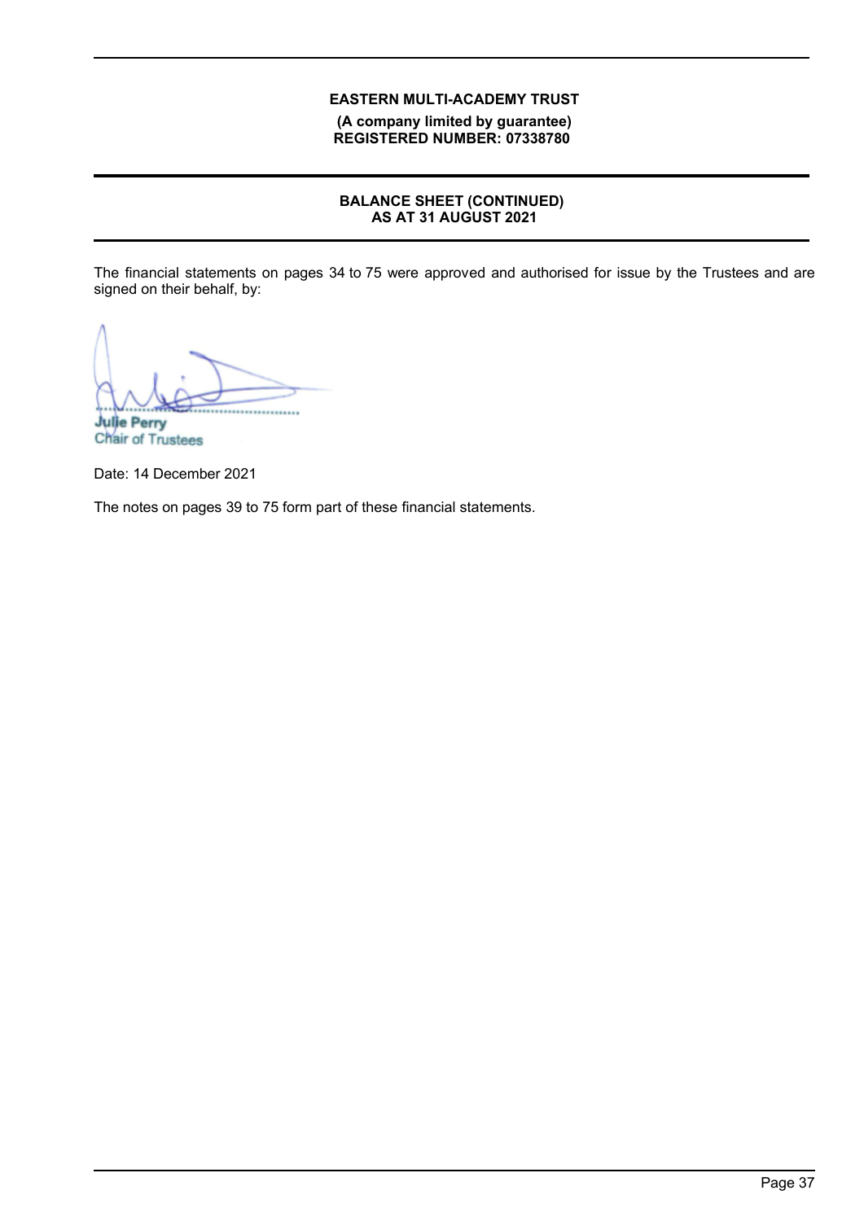**EASTERN MULTI-ACADEMY TRUST**
**(A company limited by guarantee)**
**REGISTERED NUMBER: 07338780**

## BALANCE SHEET (CONTINUED)
## AS AT 31 AUGUST 2021

The financial statements on pages 34 to 75 were approved and authorised for issue by the Trustees and are signed on their behalf, by:

................................................
**Julie Perry**
Chair of Trustees

Date: 14 December 2021

The notes on pages 39 to 75 form part of these financial statements.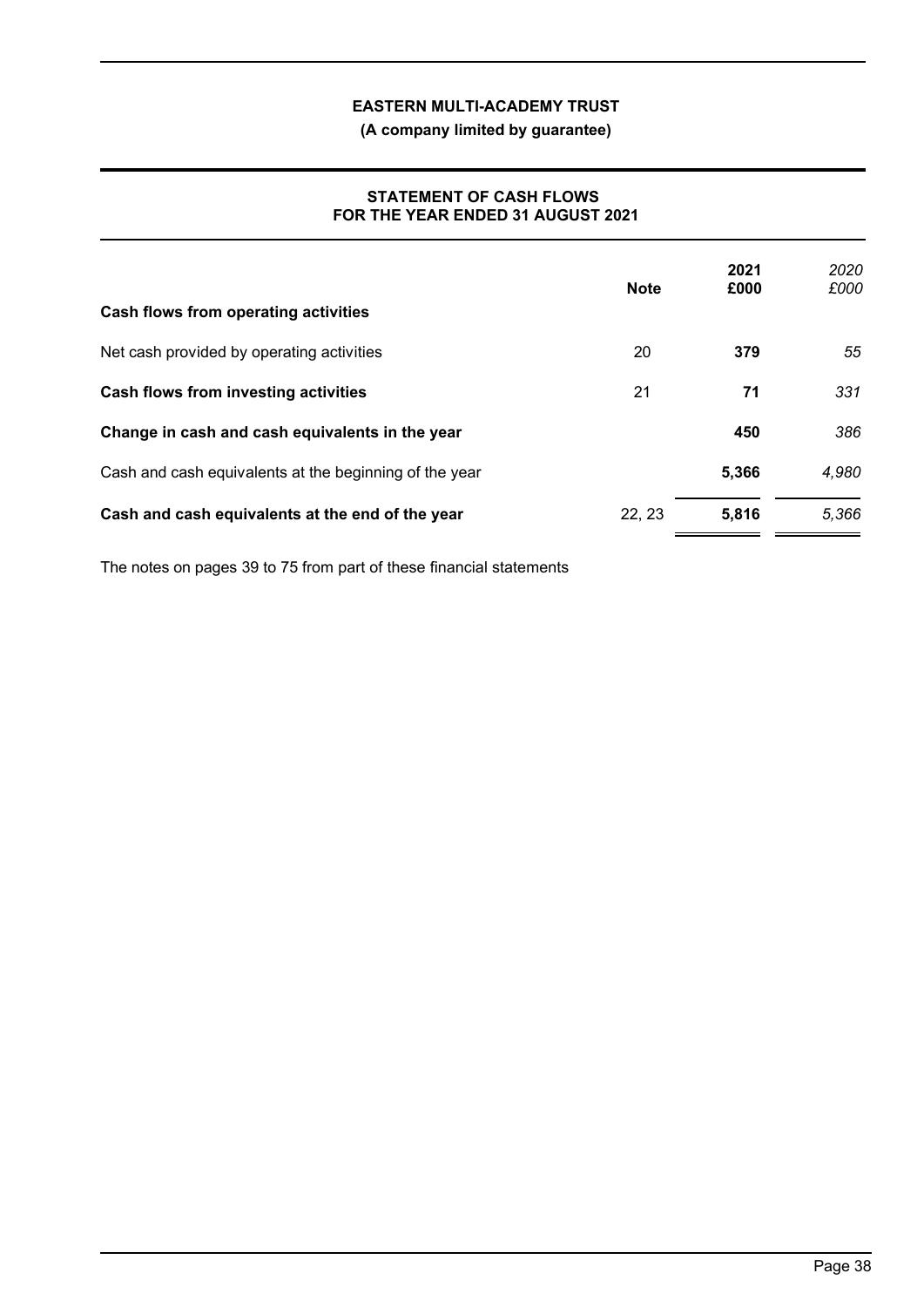**EASTERN MULTI-ACADEMY TRUST**

**(A company limited by guarantee)**

**STATEMENT OF CASH FLOWS**
**FOR THE YEAR ENDED 31 AUGUST 2021**

| | Note | 2021 £000 | *2020 £000* |
|---|---|---|---|
| **Cash flows from operating activities** | | | |
| Net cash provided by operating activities | 20 | **379** | *55* |
| **Cash flows from investing activities** | 21 | **71** | *331* |
| **Change in cash and cash equivalents in the year** | | **450** | *386* |
| Cash and cash equivalents at the beginning of the year | | **5,366** | *4,980* |
| **Cash and cash equivalents at the end of the year** | 22, 23 | **5,816** | *5,366* |

The notes on pages 39 to 75 from part of these financial statements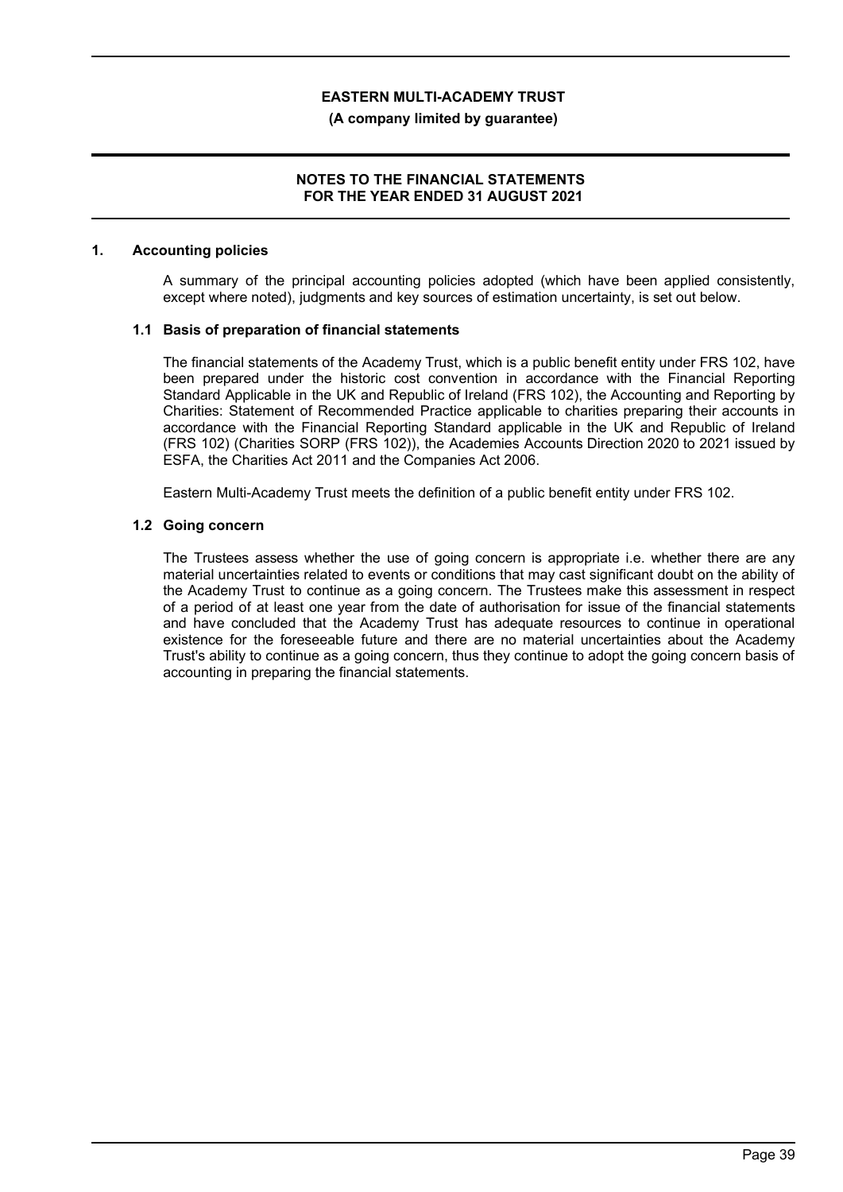## 1. Accounting policies

A summary of the principal accounting policies adopted (which have been applied consistently, except where noted), judgments and key sources of estimation uncertainty, is set out below.

### 1.1 Basis of preparation of financial statements

The financial statements of the Academy Trust, which is a public benefit entity under FRS 102, have been prepared under the historic cost convention in accordance with the Financial Reporting Standard Applicable in the UK and Republic of Ireland (FRS 102), the Accounting and Reporting by Charities: Statement of Recommended Practice applicable to charities preparing their accounts in accordance with the Financial Reporting Standard applicable in the UK and Republic of Ireland (FRS 102) (Charities SORP (FRS 102)), the Academies Accounts Direction 2020 to 2021 issued by ESFA, the Charities Act 2011 and the Companies Act 2006.

Eastern Multi-Academy Trust meets the definition of a public benefit entity under FRS 102.

### 1.2 Going concern

The Trustees assess whether the use of going concern is appropriate i.e. whether there are any material uncertainties related to events or conditions that may cast significant doubt on the ability of the Academy Trust to continue as a going concern. The Trustees make this assessment in respect of a period of at least one year from the date of authorisation for issue of the financial statements and have concluded that the Academy Trust has adequate resources to continue in operational existence for the foreseeable future and there are no material uncertainties about the Academy Trust's ability to continue as a going concern, thus they continue to adopt the going concern basis of accounting in preparing the financial statements.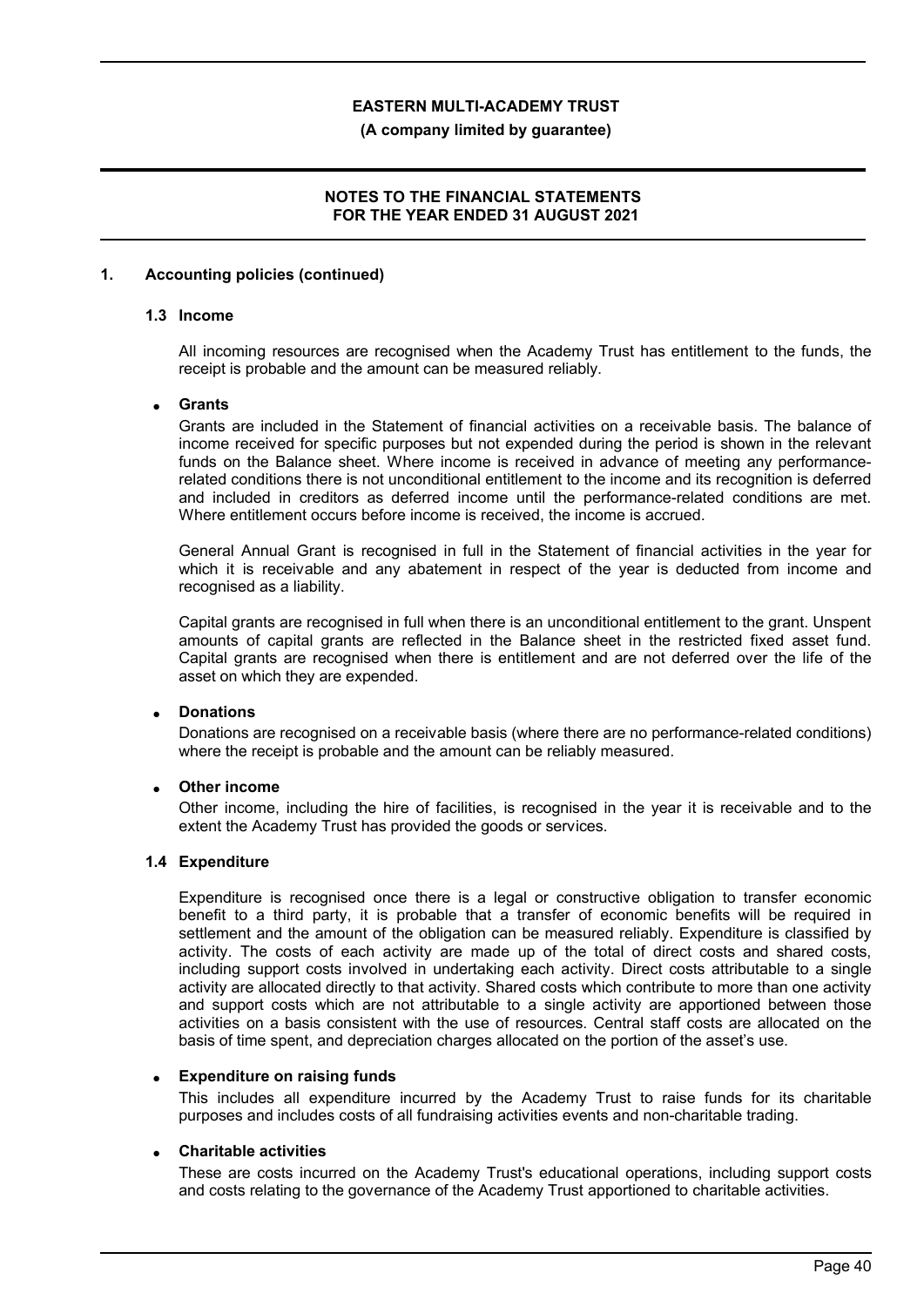## 1. Accounting policies (continued)

### 1.3 Income

All incoming resources are recognised when the Academy Trust has entitlement to the funds, the receipt is probable and the amount can be measured reliably.

- **Grants**

  Grants are included in the Statement of financial activities on a receivable basis. The balance of income received for specific purposes but not expended during the period is shown in the relevant funds on the Balance sheet. Where income is received in advance of meeting any performance-related conditions there is not unconditional entitlement to the income and its recognition is deferred and included in creditors as deferred income until the performance-related conditions are met. Where entitlement occurs before income is received, the income is accrued.

  General Annual Grant is recognised in full in the Statement of financial activities in the year for which it is receivable and any abatement in respect of the year is deducted from income and recognised as a liability.

  Capital grants are recognised in full when there is an unconditional entitlement to the grant. Unspent amounts of capital grants are reflected in the Balance sheet in the restricted fixed asset fund. Capital grants are recognised when there is entitlement and are not deferred over the life of the asset on which they are expended.

- **Donations**

  Donations are recognised on a receivable basis (where there are no performance-related conditions) where the receipt is probable and the amount can be reliably measured.

- **Other income**

  Other income, including the hire of facilities, is recognised in the year it is receivable and to the extent the Academy Trust has provided the goods or services.

### 1.4 Expenditure

Expenditure is recognised once there is a legal or constructive obligation to transfer economic benefit to a third party, it is probable that a transfer of economic benefits will be required in settlement and the amount of the obligation can be measured reliably. Expenditure is classified by activity. The costs of each activity are made up of the total of direct costs and shared costs, including support costs involved in undertaking each activity. Direct costs attributable to a single activity are allocated directly to that activity. Shared costs which contribute to more than one activity and support costs which are not attributable to a single activity are apportioned between those activities on a basis consistent with the use of resources. Central staff costs are allocated on the basis of time spent, and depreciation charges allocated on the portion of the asset's use.

- **Expenditure on raising funds**

  This includes all expenditure incurred by the Academy Trust to raise funds for its charitable purposes and includes costs of all fundraising activities events and non-charitable trading.

- **Charitable activities**

  These are costs incurred on the Academy Trust's educational operations, including support costs and costs relating to the governance of the Academy Trust apportioned to charitable activities.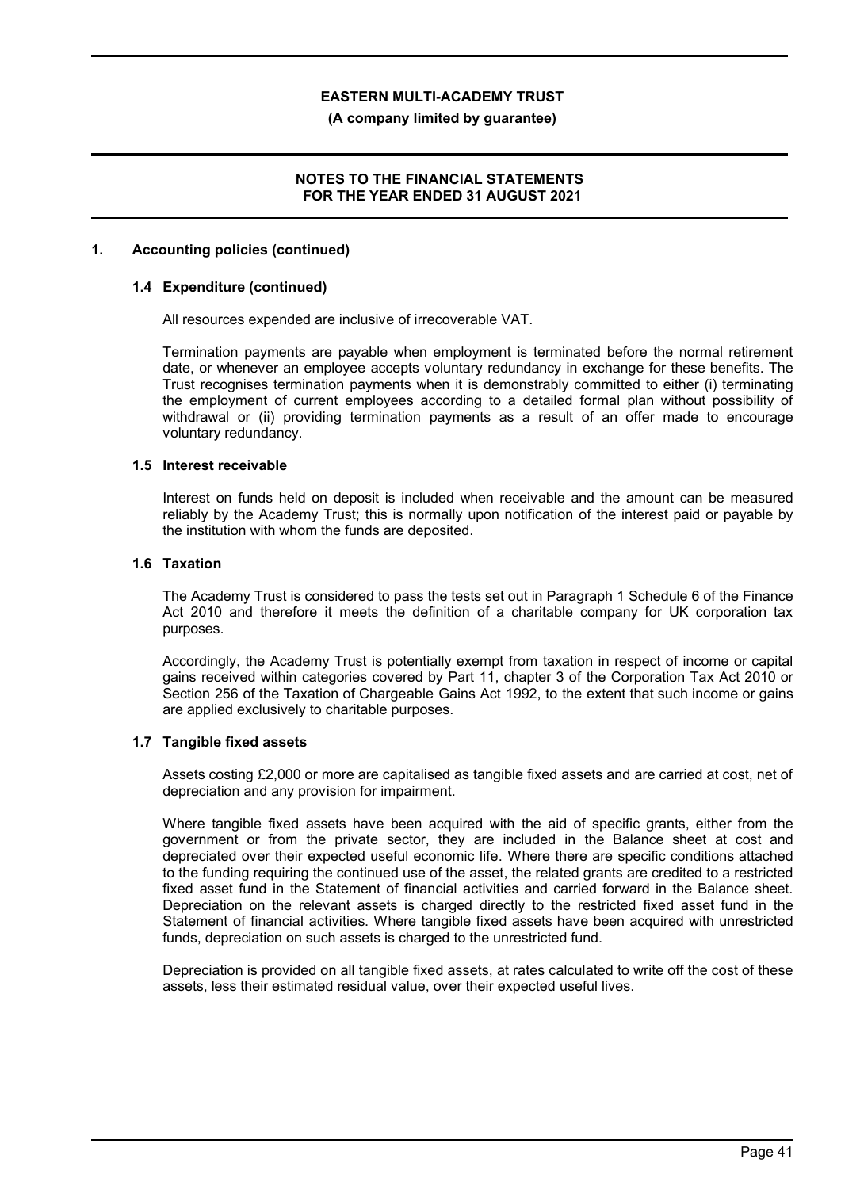## 1. Accounting policies (continued)

### 1.4 Expenditure (continued)

All resources expended are inclusive of irrecoverable VAT.

Termination payments are payable when employment is terminated before the normal retirement date, or whenever an employee accepts voluntary redundancy in exchange for these benefits. The Trust recognises termination payments when it is demonstrably committed to either (i) terminating the employment of current employees according to a detailed formal plan without possibility of withdrawal or (ii) providing termination payments as a result of an offer made to encourage voluntary redundancy.

### 1.5 Interest receivable

Interest on funds held on deposit is included when receivable and the amount can be measured reliably by the Academy Trust; this is normally upon notification of the interest paid or payable by the institution with whom the funds are deposited.

### 1.6 Taxation

The Academy Trust is considered to pass the tests set out in Paragraph 1 Schedule 6 of the Finance Act 2010 and therefore it meets the definition of a charitable company for UK corporation tax purposes.

Accordingly, the Academy Trust is potentially exempt from taxation in respect of income or capital gains received within categories covered by Part 11, chapter 3 of the Corporation Tax Act 2010 or Section 256 of the Taxation of Chargeable Gains Act 1992, to the extent that such income or gains are applied exclusively to charitable purposes.

### 1.7 Tangible fixed assets

Assets costing £2,000 or more are capitalised as tangible fixed assets and are carried at cost, net of depreciation and any provision for impairment.

Where tangible fixed assets have been acquired with the aid of specific grants, either from the government or from the private sector, they are included in the Balance sheet at cost and depreciated over their expected useful economic life. Where there are specific conditions attached to the funding requiring the continued use of the asset, the related grants are credited to a restricted fixed asset fund in the Statement of financial activities and carried forward in the Balance sheet. Depreciation on the relevant assets is charged directly to the restricted fixed asset fund in the Statement of financial activities. Where tangible fixed assets have been acquired with unrestricted funds, depreciation on such assets is charged to the unrestricted fund.

Depreciation is provided on all tangible fixed assets, at rates calculated to write off the cost of these assets, less their estimated residual value, over their expected useful lives.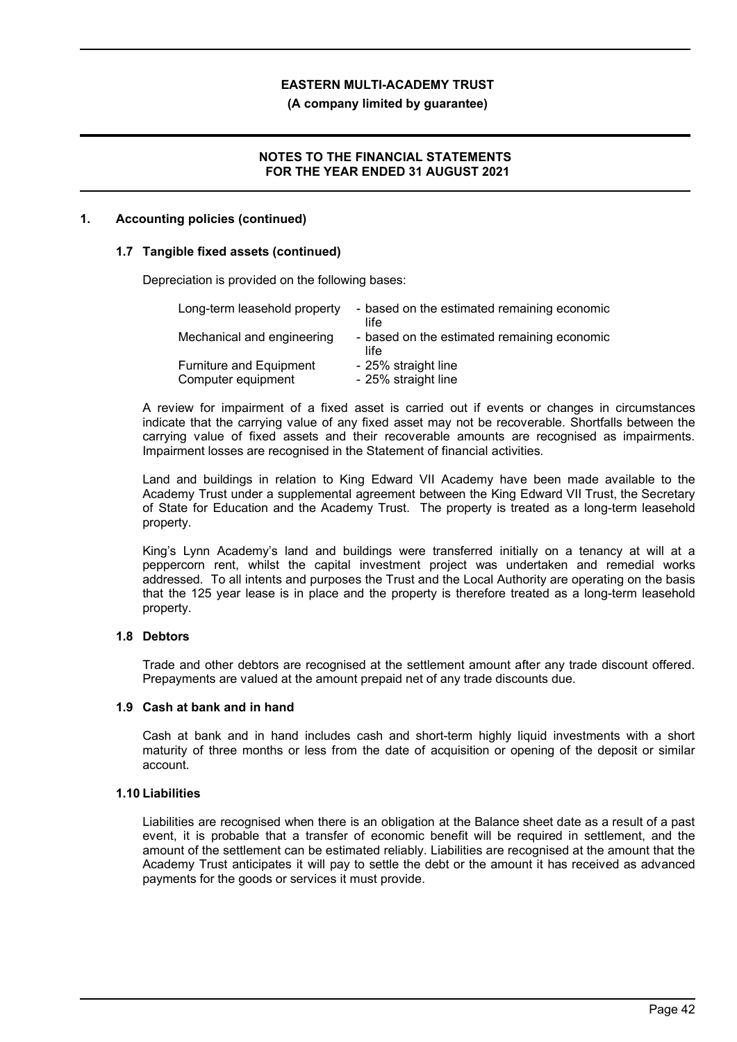## 1. Accounting policies (continued)

### 1.7 Tangible fixed assets (continued)

Depreciation is provided on the following bases:

| | |
|---|---|
| Long-term leasehold property | - based on the estimated remaining economic life |
| Mechanical and engineering | - based on the estimated remaining economic life |
| Furniture and Equipment | - 25% straight line |
| Computer equipment | - 25% straight line |

A review for impairment of a fixed asset is carried out if events or changes in circumstances indicate that the carrying value of any fixed asset may not be recoverable. Shortfalls between the carrying value of fixed assets and their recoverable amounts are recognised as impairments. Impairment losses are recognised in the Statement of financial activities.

Land and buildings in relation to King Edward VII Academy have been made available to the Academy Trust under a supplemental agreement between the King Edward VII Trust, the Secretary of State for Education and the Academy Trust. The property is treated as a long-term leasehold property.

King's Lynn Academy's land and buildings were transferred initially on a tenancy at will at a peppercorn rent, whilst the capital investment project was undertaken and remedial works addressed. To all intents and purposes the Trust and the Local Authority are operating on the basis that the 125 year lease is in place and the property is therefore treated as a long-term leasehold property.

### 1.8 Debtors

Trade and other debtors are recognised at the settlement amount after any trade discount offered. Prepayments are valued at the amount prepaid net of any trade discounts due.

### 1.9 Cash at bank and in hand

Cash at bank and in hand includes cash and short-term highly liquid investments with a short maturity of three months or less from the date of acquisition or opening of the deposit or similar account.

### 1.10 Liabilities

Liabilities are recognised when there is an obligation at the Balance sheet date as a result of a past event, it is probable that a transfer of economic benefit will be required in settlement, and the amount of the settlement can be estimated reliably. Liabilities are recognised at the amount that the Academy Trust anticipates it will pay to settle the debt or the amount it has received as advanced payments for the goods or services it must provide.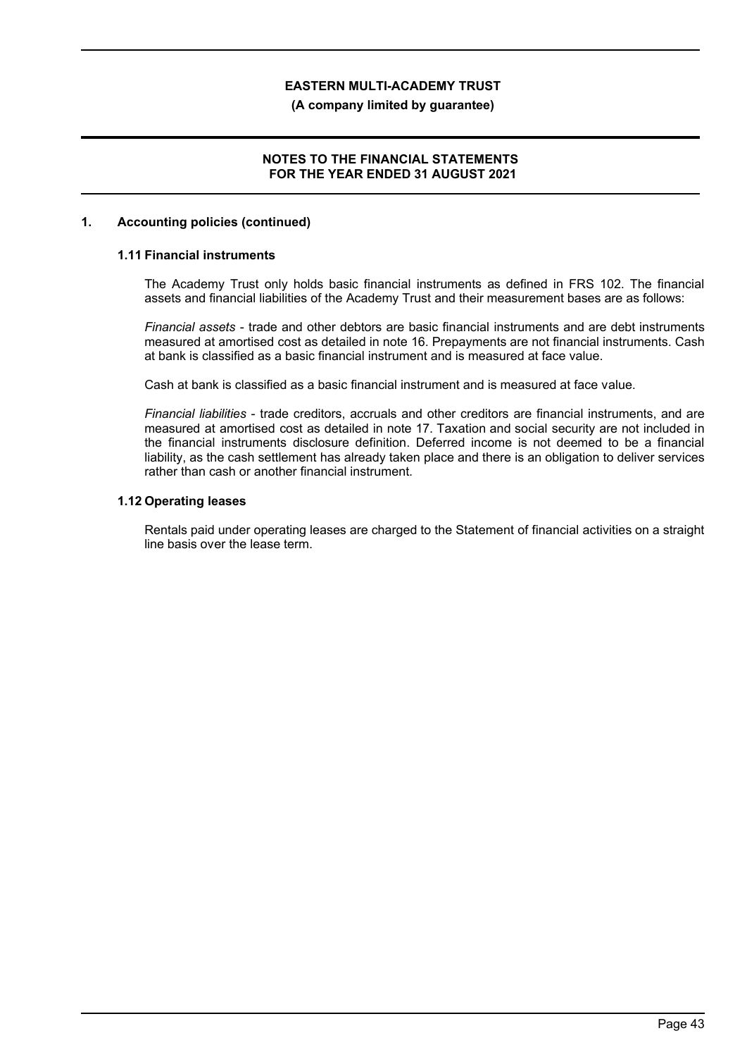## 1. Accounting policies (continued)

### 1.11 Financial instruments

The Academy Trust only holds basic financial instruments as defined in FRS 102. The financial assets and financial liabilities of the Academy Trust and their measurement bases are as follows:

*Financial assets* - trade and other debtors are basic financial instruments and are debt instruments measured at amortised cost as detailed in note 16. Prepayments are not financial instruments. Cash at bank is classified as a basic financial instrument and is measured at face value.

Cash at bank is classified as a basic financial instrument and is measured at face value.

*Financial liabilities* - trade creditors, accruals and other creditors are financial instruments, and are measured at amortised cost as detailed in note 17. Taxation and social security are not included in the financial instruments disclosure definition. Deferred income is not deemed to be a financial liability, as the cash settlement has already taken place and there is an obligation to deliver services rather than cash or another financial instrument.

### 1.12 Operating leases

Rentals paid under operating leases are charged to the Statement of financial activities on a straight line basis over the lease term.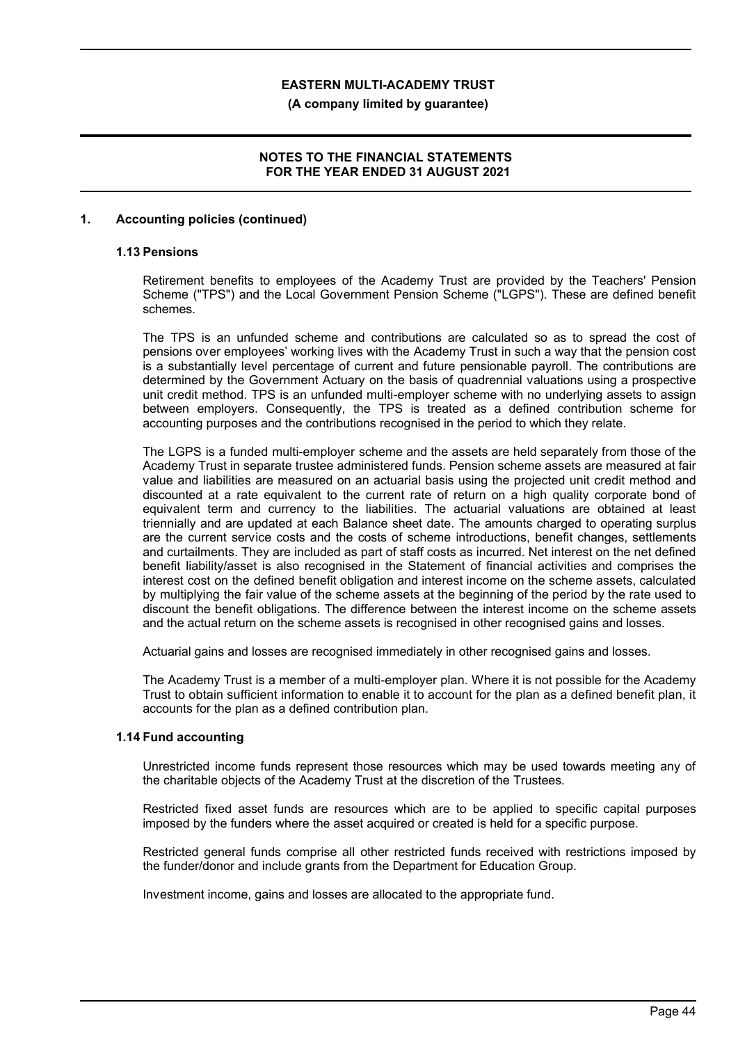## 1. Accounting policies (continued)

### 1.13 Pensions

Retirement benefits to employees of the Academy Trust are provided by the Teachers' Pension Scheme ("TPS") and the Local Government Pension Scheme ("LGPS"). These are defined benefit schemes.

The TPS is an unfunded scheme and contributions are calculated so as to spread the cost of pensions over employees' working lives with the Academy Trust in such a way that the pension cost is a substantially level percentage of current and future pensionable payroll. The contributions are determined by the Government Actuary on the basis of quadrennial valuations using a prospective unit credit method. TPS is an unfunded multi-employer scheme with no underlying assets to assign between employers. Consequently, the TPS is treated as a defined contribution scheme for accounting purposes and the contributions recognised in the period to which they relate.

The LGPS is a funded multi-employer scheme and the assets are held separately from those of the Academy Trust in separate trustee administered funds. Pension scheme assets are measured at fair value and liabilities are measured on an actuarial basis using the projected unit credit method and discounted at a rate equivalent to the current rate of return on a high quality corporate bond of equivalent term and currency to the liabilities. The actuarial valuations are obtained at least triennially and are updated at each Balance sheet date. The amounts charged to operating surplus are the current service costs and the costs of scheme introductions, benefit changes, settlements and curtailments. They are included as part of staff costs as incurred. Net interest on the net defined benefit liability/asset is also recognised in the Statement of financial activities and comprises the interest cost on the defined benefit obligation and interest income on the scheme assets, calculated by multiplying the fair value of the scheme assets at the beginning of the period by the rate used to discount the benefit obligations. The difference between the interest income on the scheme assets and the actual return on the scheme assets is recognised in other recognised gains and losses.

Actuarial gains and losses are recognised immediately in other recognised gains and losses.

The Academy Trust is a member of a multi-employer plan. Where it is not possible for the Academy Trust to obtain sufficient information to enable it to account for the plan as a defined benefit plan, it accounts for the plan as a defined contribution plan.

### 1.14 Fund accounting

Unrestricted income funds represent those resources which may be used towards meeting any of the charitable objects of the Academy Trust at the discretion of the Trustees.

Restricted fixed asset funds are resources which are to be applied to specific capital purposes imposed by the funders where the asset acquired or created is held for a specific purpose.

Restricted general funds comprise all other restricted funds received with restrictions imposed by the funder/donor and include grants from the Department for Education Group.

Investment income, gains and losses are allocated to the appropriate fund.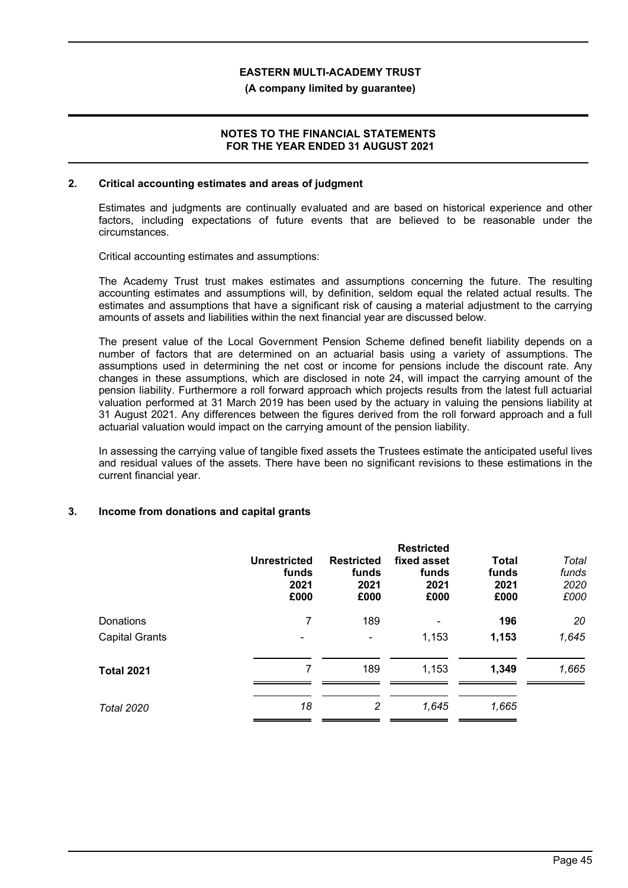## 2. Critical accounting estimates and areas of judgment

Estimates and judgments are continually evaluated and are based on historical experience and other factors, including expectations of future events that are believed to be reasonable under the circumstances.

Critical accounting estimates and assumptions:

The Academy Trust trust makes estimates and assumptions concerning the future. The resulting accounting estimates and assumptions will, by definition, seldom equal the related actual results. The estimates and assumptions that have a significant risk of causing a material adjustment to the carrying amounts of assets and liabilities within the next financial year are discussed below.

The present value of the Local Government Pension Scheme defined benefit liability depends on a number of factors that are determined on an actuarial basis using a variety of assumptions. The assumptions used in determining the net cost or income for pensions include the discount rate. Any changes in these assumptions, which are disclosed in note 24, will impact the carrying amount of the pension liability. Furthermore a roll forward approach which projects results from the latest full actuarial valuation performed at 31 March 2019 has been used by the actuary in valuing the pensions liability at 31 August 2021. Any differences between the figures derived from the roll forward approach and a full actuarial valuation would impact on the carrying amount of the pension liability.

In assessing the carrying value of tangible fixed assets the Trustees estimate the anticipated useful lives and residual values of the assets. There have been no significant revisions to these estimations in the current financial year.

## 3. Income from donations and capital grants

| | Unrestricted funds 2021 £000 | Restricted funds 2021 £000 | Restricted fixed asset funds 2021 £000 | Total funds 2021 £000 | *Total funds 2020 £000* |
|---|---|---|---|---|---|
| Donations | 7 | 189 | - | **196** | *20* |
| Capital Grants | - | - | 1,153 | **1,153** | *1,645* |
| **Total 2021** | 7 | 189 | 1,153 | **1,349** | *1,665* |
| *Total 2020* | *18* | *2* | *1,645* | *1,665* | |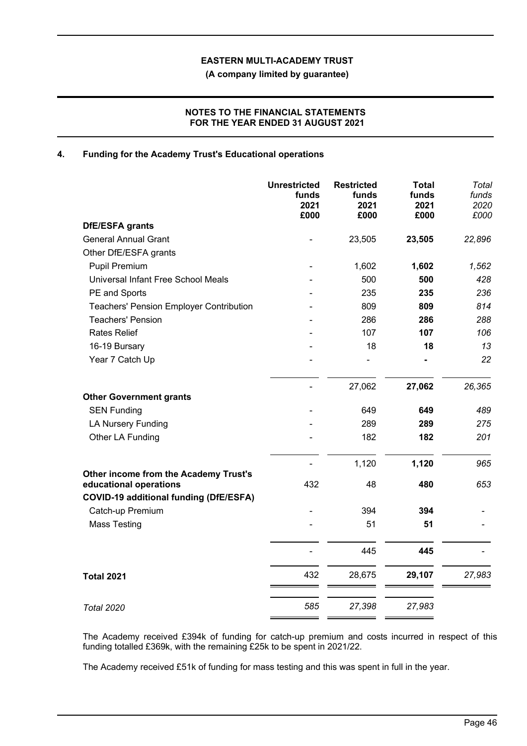## 4. Funding for the Academy Trust's Educational operations

| | Unrestricted funds 2021 £000 | Restricted funds 2021 £000 | Total funds 2021 £000 | *Total funds 2020 £000* |
|---|---|---|---|---|
| **DfE/ESFA grants** | | | | |
| General Annual Grant | - | 23,505 | **23,505** | *22,896* |
| Other DfE/ESFA grants | | | | |
| Pupil Premium | - | 1,602 | **1,602** | *1,562* |
| Universal Infant Free School Meals | - | 500 | **500** | *428* |
| PE and Sports | - | 235 | **235** | *236* |
| Teachers' Pension Employer Contribution | - | 809 | **809** | *814* |
| Teachers' Pension | - | 286 | **286** | *288* |
| Rates Relief | - | 107 | **107** | *106* |
| 16-19 Bursary | - | 18 | **18** | *13* |
| Year 7 Catch Up | - | - | **-** | *22* |
| | - | 27,062 | **27,062** | *26,365* |
| **Other Government grants** | | | | |
| SEN Funding | - | 649 | **649** | *489* |
| LA Nursery Funding | - | 289 | **289** | *275* |
| Other LA Funding | - | 182 | **182** | *201* |
| | - | 1,120 | **1,120** | *965* |
| **Other income from the Academy Trust's educational operations** | 432 | 48 | **480** | *653* |
| **COVID-19 additional funding (DfE/ESFA)** | | | | |
| Catch-up Premium | - | 394 | **394** | - |
| Mass Testing | - | 51 | **51** | - |
| | - | 445 | **445** | - |
| **Total 2021** | 432 | 28,675 | **29,107** | *27,983* |
| *Total 2020* | *585* | *27,398* | *27,983* | |

The Academy received £394k of funding for catch-up premium and costs incurred in respect of this funding totalled £369k, with the remaining £25k to be spent in 2021/22.

The Academy received £51k of funding for mass testing and this was spent in full in the year.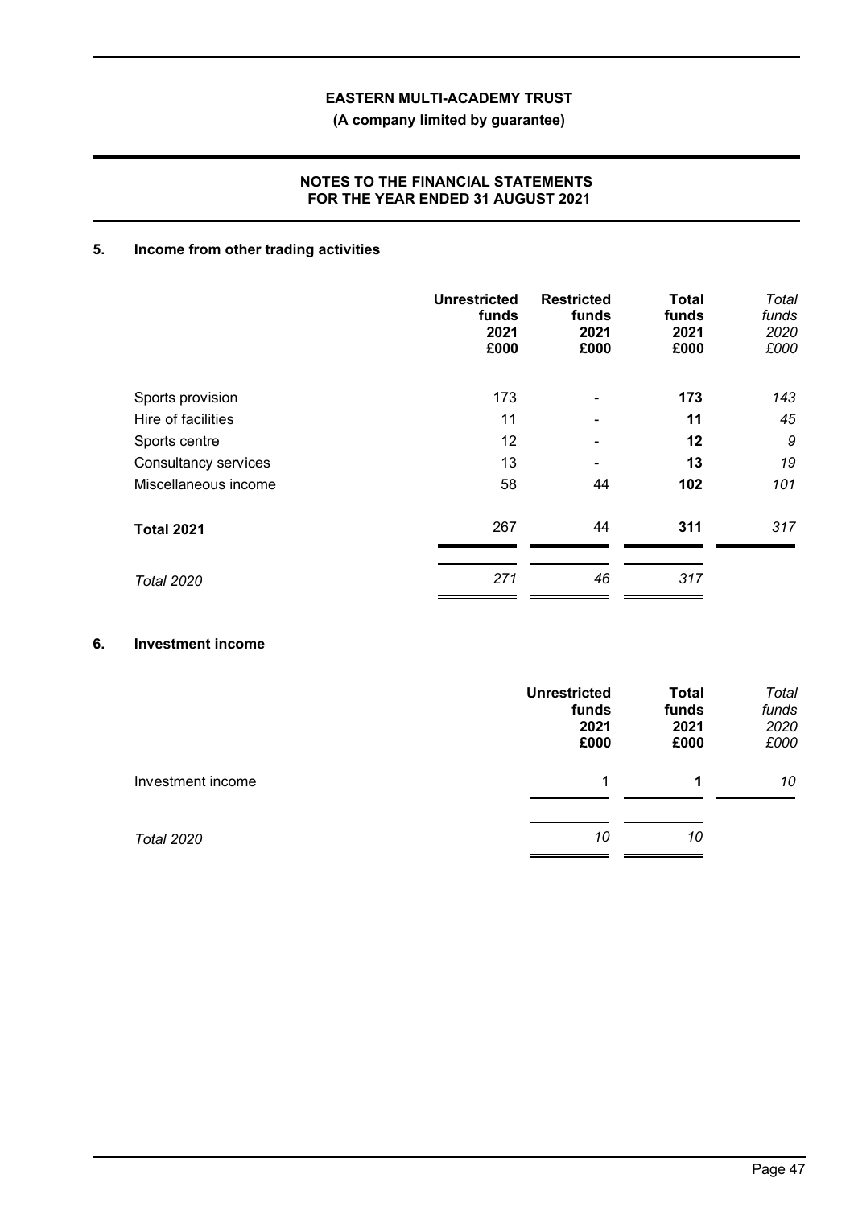## 5. Income from other trading activities

| | Unrestricted funds 2021 £000 | Restricted funds 2021 £000 | Total funds 2021 £000 | *Total funds 2020 £000* |
|---|---|---|---|---|
| Sports provision | 173 | - | **173** | *143* |
| Hire of facilities | 11 | - | **11** | *45* |
| Sports centre | 12 | - | **12** | *9* |
| Consultancy services | 13 | - | **13** | *19* |
| Miscellaneous income | 58 | 44 | **102** | *101* |
| **Total 2021** | 267 | 44 | **311** | *317* |
| *Total 2020* | *271* | *46* | *317* | |

## 6. Investment income

| | Unrestricted funds 2021 £000 | Total funds 2021 £000 | *Total funds 2020 £000* |
|---|---|---|---|
| Investment income | 1 | **1** | *10* |
| *Total 2020* | *10* | *10* | |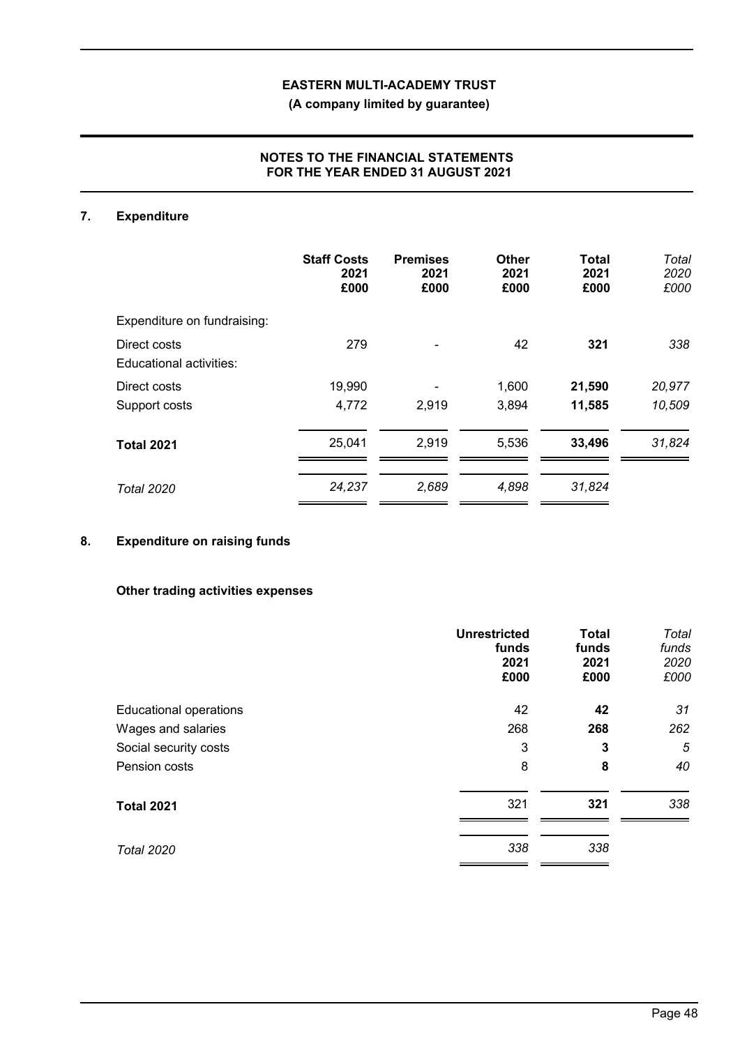**EASTERN MULTI-ACADEMY TRUST**

**(A company limited by guarantee)**

**NOTES TO THE FINANCIAL STATEMENTS FOR THE YEAR ENDED 31 AUGUST 2021**

## 7. Expenditure

| | Staff Costs 2021 £000 | Premises 2021 £000 | Other 2021 £000 | Total 2021 £000 | *Total 2020 £000* |
|---|---|---|---|---|---|
| Expenditure on fundraising: | | | | | |
| Direct costs | 279 | - | 42 | **321** | *338* |
| Educational activities: | | | | | |
| Direct costs | 19,990 | - | 1,600 | **21,590** | *20,977* |
| Support costs | 4,772 | 2,919 | 3,894 | **11,585** | *10,509* |
| **Total 2021** | 25,041 | 2,919 | 5,536 | **33,496** | *31,824* |
| *Total 2020* | *24,237* | *2,689* | *4,898* | *31,824* | |

## 8. Expenditure on raising funds

### Other trading activities expenses

| | Unrestricted funds 2021 £000 | Total funds 2021 £000 | *Total funds 2020 £000* |
|---|---|---|---|
| Educational operations | 42 | **42** | *31* |
| Wages and salaries | 268 | **268** | *262* |
| Social security costs | 3 | **3** | *5* |
| Pension costs | 8 | **8** | *40* |
| **Total 2021** | 321 | **321** | *338* |
| *Total 2020* | *338* | *338* | |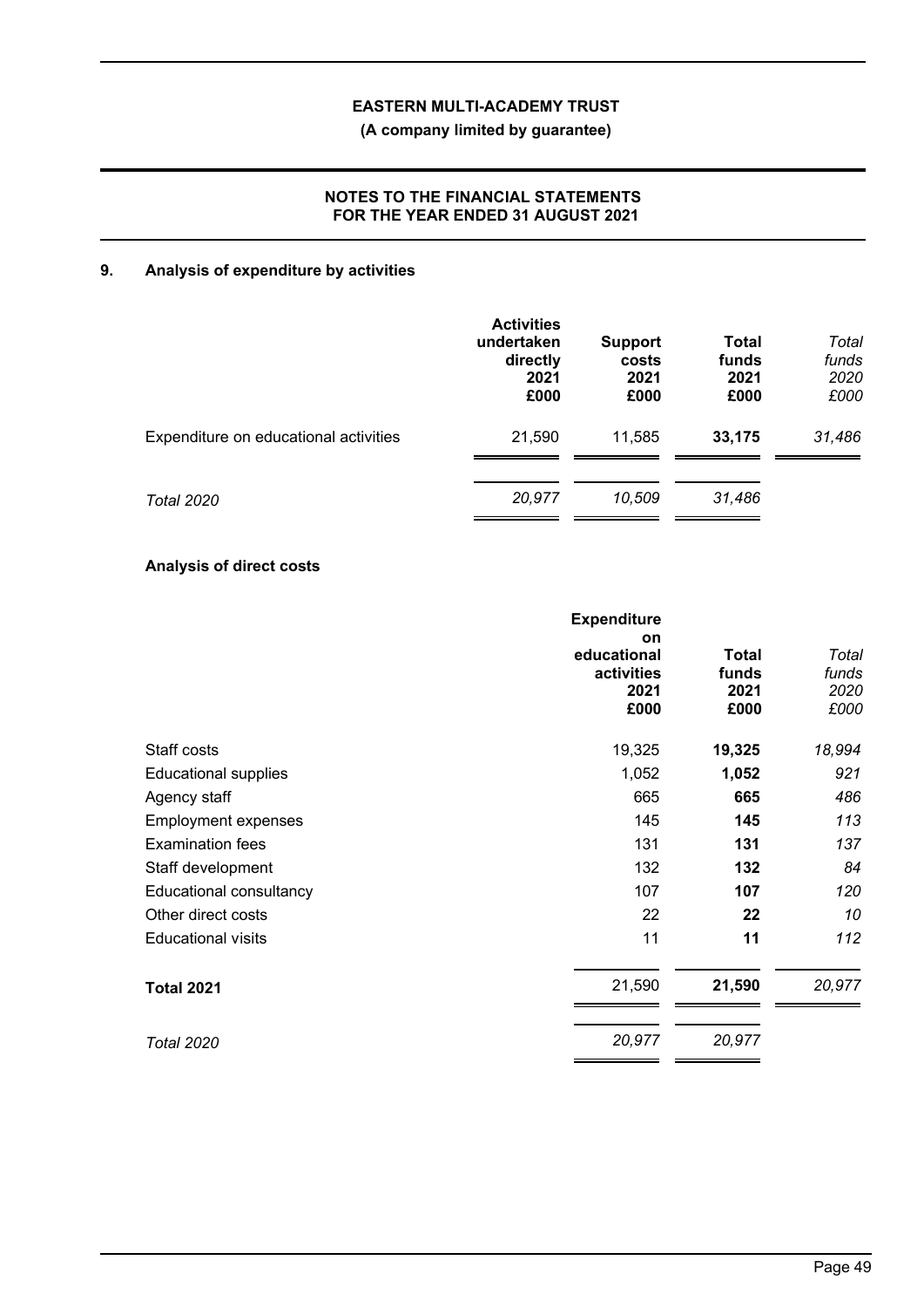# EASTERN MULTI-ACADEMY TRUST

**(A company limited by guarantee)**

**NOTES TO THE FINANCIAL STATEMENTS FOR THE YEAR ENDED 31 AUGUST 2021**

## 9. Analysis of expenditure by activities

| | Activities undertaken directly 2021 £000 | Support costs 2021 £000 | Total funds 2021 £000 | *Total funds 2020 £000* |
|---|---|---|---|---|
| Expenditure on educational activities | 21,590 | 11,585 | **33,175** | *31,486* |
| *Total 2020* | *20,977* | *10,509* | *31,486* | |

### Analysis of direct costs

| | Expenditure on educational activities 2021 £000 | Total funds 2021 £000 | *Total funds 2020 £000* |
|---|---|---|---|
| Staff costs | 19,325 | **19,325** | *18,994* |
| Educational supplies | 1,052 | **1,052** | *921* |
| Agency staff | 665 | **665** | *486* |
| Employment expenses | 145 | **145** | *113* |
| Examination fees | 131 | **131** | *137* |
| Staff development | 132 | **132** | *84* |
| Educational consultancy | 107 | **107** | *120* |
| Other direct costs | 22 | **22** | *10* |
| Educational visits | 11 | **11** | *112* |
| **Total 2021** | 21,590 | **21,590** | *20,977* |
| *Total 2020* | *20,977* | *20,977* | |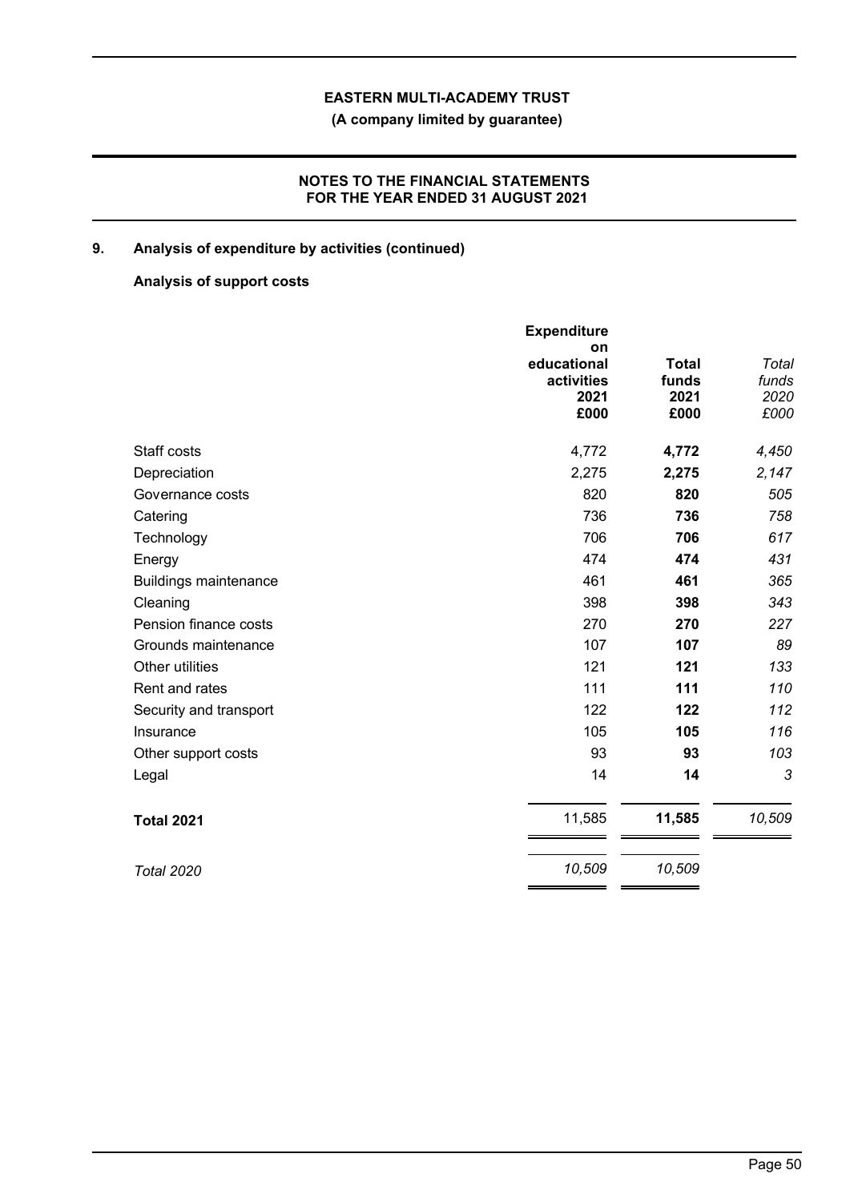## 9. Analysis of expenditure by activities (continued)

### Analysis of support costs

| | Expenditure on educational activities 2021 £000 | **Total funds 2021 £000** | *Total funds 2020 £000* |
|---|---|---|---|
| Staff costs | 4,772 | **4,772** | *4,450* |
| Depreciation | 2,275 | **2,275** | *2,147* |
| Governance costs | 820 | **820** | *505* |
| Catering | 736 | **736** | *758* |
| Technology | 706 | **706** | *617* |
| Energy | 474 | **474** | *431* |
| Buildings maintenance | 461 | **461** | *365* |
| Cleaning | 398 | **398** | *343* |
| Pension finance costs | 270 | **270** | *227* |
| Grounds maintenance | 107 | **107** | *89* |
| Other utilities | 121 | **121** | *133* |
| Rent and rates | 111 | **111** | *110* |
| Security and transport | 122 | **122** | *112* |
| Insurance | 105 | **105** | *116* |
| Other support costs | 93 | **93** | *103* |
| Legal | 14 | **14** | *3* |
| **Total 2021** | 11,585 | **11,585** | *10,509* |
| *Total 2020* | *10,509* | *10,509* | |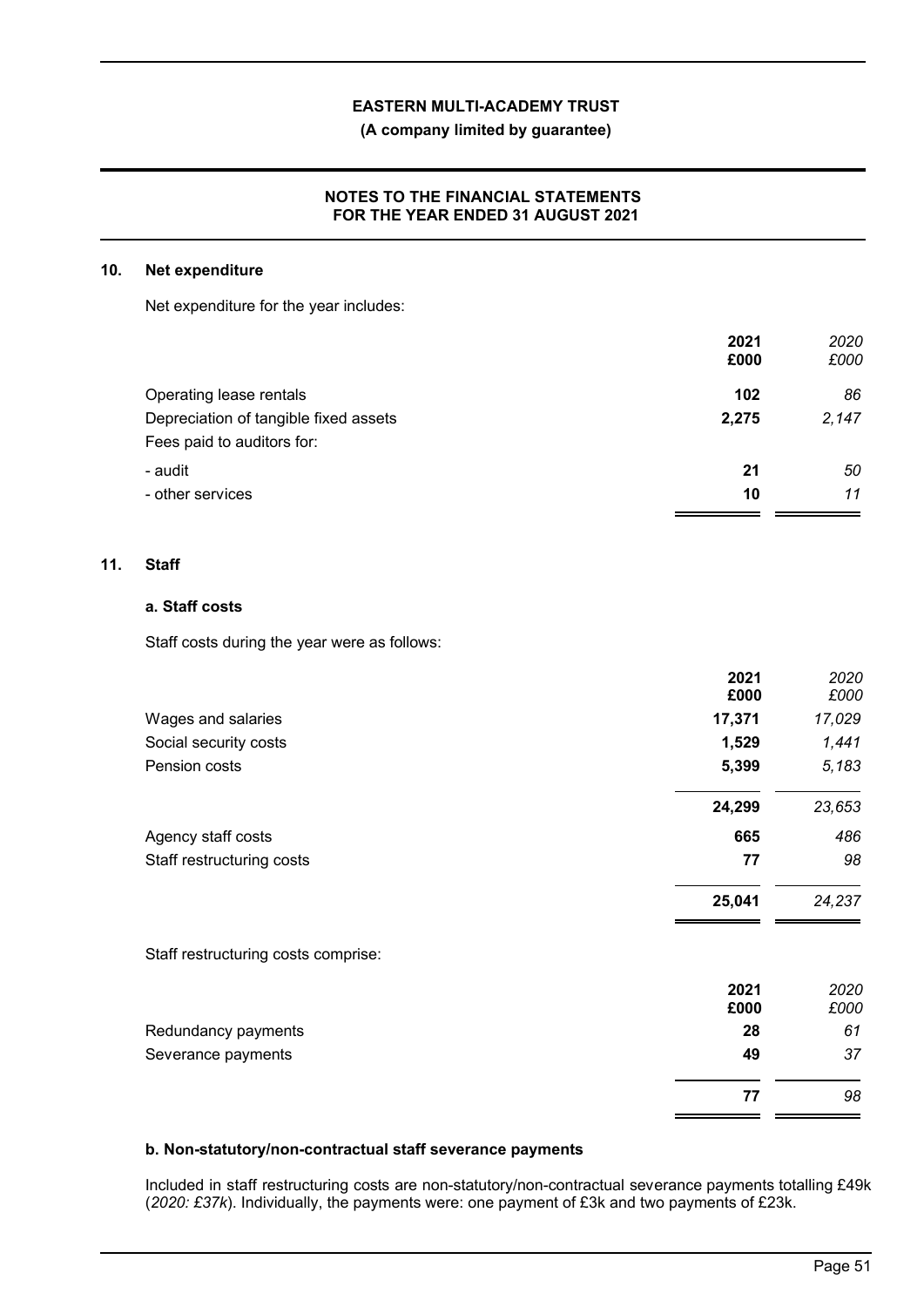## 10. Net expenditure

Net expenditure for the year includes:

| | 2021 £000 | *2020 £000* |
|---|---|---|
| Operating lease rentals | **102** | *86* |
| Depreciation of tangible fixed assets | **2,275** | *2,147* |
| Fees paid to auditors for: | | |
| - audit | **21** | *50* |
| - other services | **10** | *11* |

## 11. Staff

### a. Staff costs

Staff costs during the year were as follows:

| | 2021 £000 | *2020 £000* |
|---|---|---|
| Wages and salaries | **17,371** | *17,029* |
| Social security costs | **1,529** | *1,441* |
| Pension costs | **5,399** | *5,183* |
| | **24,299** | *23,653* |
| Agency staff costs | **665** | *486* |
| Staff restructuring costs | **77** | *98* |
| | **25,041** | *24,237* |

Staff restructuring costs comprise:

| | 2021 £000 | *2020 £000* |
|---|---|---|
| Redundancy payments | **28** | *61* |
| Severance payments | **49** | *37* |
| | **77** | *98* |

### b. Non-statutory/non-contractual staff severance payments

Included in staff restructuring costs are non-statutory/non-contractual severance payments totalling £49k (*2020: £37k*). Individually, the payments were: one payment of £3k and two payments of £23k.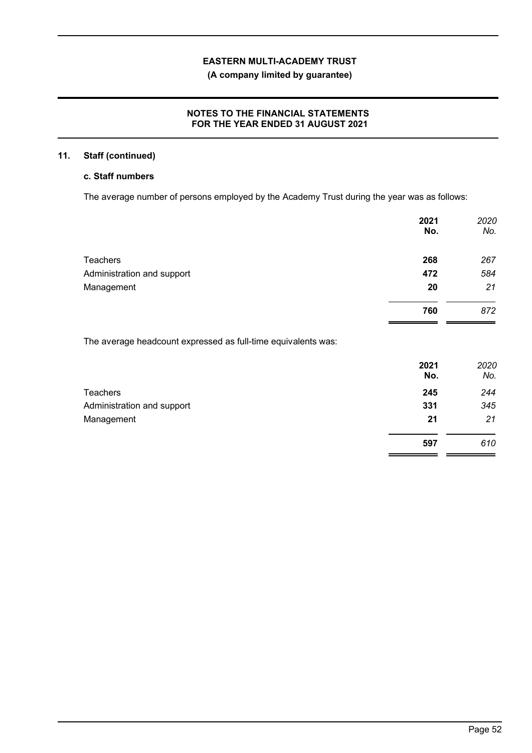## 11. Staff (continued)

### c. Staff numbers

The average number of persons employed by the Academy Trust during the year was as follows:

| | 2021 No. | 2020 No. |
|---|---|---|
| Teachers | **268** | *267* |
| Administration and support | **472** | *584* |
| Management | **20** | *21* |
| | **760** | *872* |

The average headcount expressed as full-time equivalents was:

| | 2021 No. | 2020 No. |
|---|---|---|
| Teachers | **245** | *244* |
| Administration and support | **331** | *345* |
| Management | **21** | *21* |
| | **597** | *610* |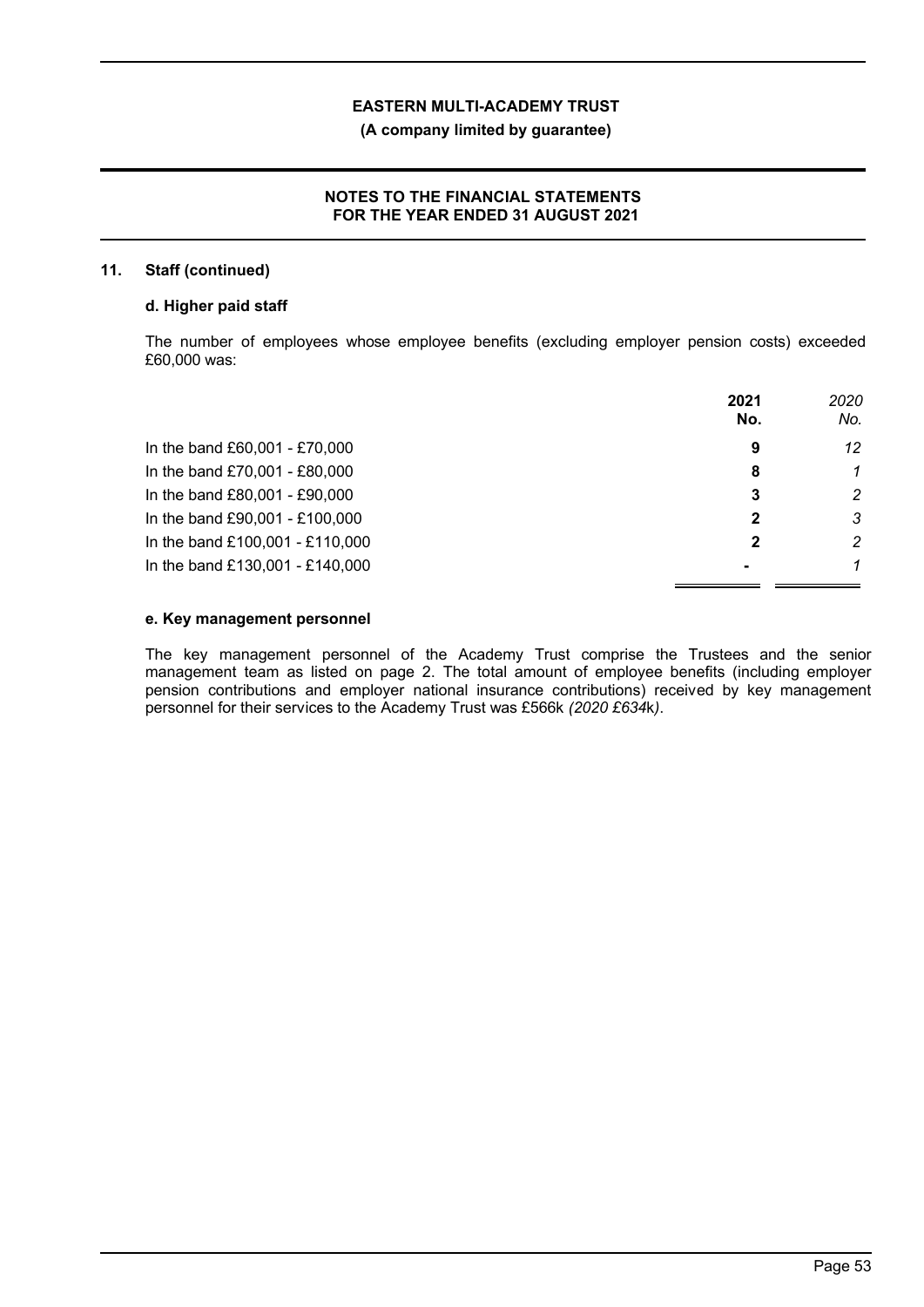## 11. Staff (continued)

### d. Higher paid staff

The number of employees whose employee benefits (excluding employer pension costs) exceeded £60,000 was:

| | **2021 No.** | *2020 No.* |
|---|---|---|
| In the band £60,001 - £70,000 | **9** | *12* |
| In the band £70,001 - £80,000 | **8** | *1* |
| In the band £80,001 - £90,000 | **3** | *2* |
| In the band £90,001 - £100,000 | **2** | *3* |
| In the band £100,001 - £110,000 | **2** | *2* |
| In the band £130,001 - £140,000 | **-** | *1* |

### e. Key management personnel

The key management personnel of the Academy Trust comprise the Trustees and the senior management team as listed on page 2. The total amount of employee benefits (including employer pension contributions and employer national insurance contributions) received by key management personnel for their services to the Academy Trust was £566k *(2020 £634k)*.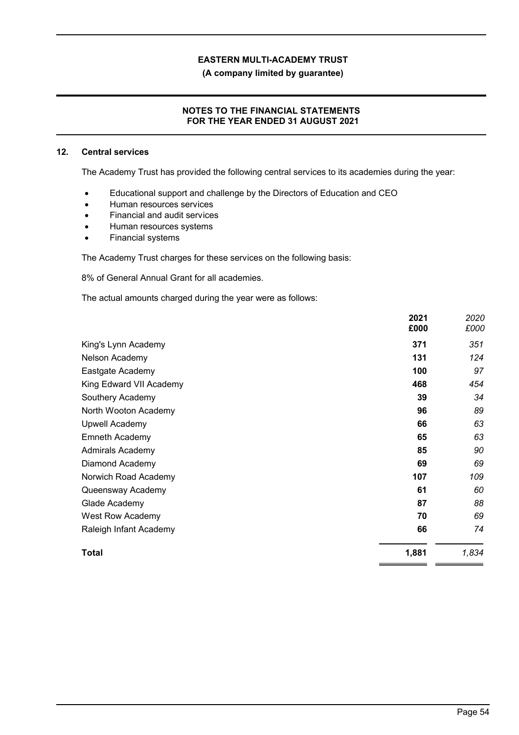## 12. Central services

The Academy Trust has provided the following central services to its academies during the year:

- Educational support and challenge by the Directors of Education and CEO
- Human resources services
- Financial and audit services
- Human resources systems
- Financial systems

The Academy Trust charges for these services on the following basis:

8% of General Annual Grant for all academies.

The actual amounts charged during the year were as follows:

| | 2021 £000 | 2020 £000 |
|---|---|---|
| King's Lynn Academy | 371 | 351 |
| Nelson Academy | 131 | 124 |
| Eastgate Academy | 100 | 97 |
| King Edward VII Academy | 468 | 454 |
| Southery Academy | 39 | 34 |
| North Wooton Academy | 96 | 89 |
| Upwell Academy | 66 | 63 |
| Emneth Academy | 65 | 63 |
| Admirals Academy | 85 | 90 |
| Diamond Academy | 69 | 69 |
| Norwich Road Academy | 107 | 109 |
| Queensway Academy | 61 | 60 |
| Glade Academy | 87 | 88 |
| West Row Academy | 70 | 69 |
| Raleigh Infant Academy | 66 | 74 |
| **Total** | **1,881** | *1,834* |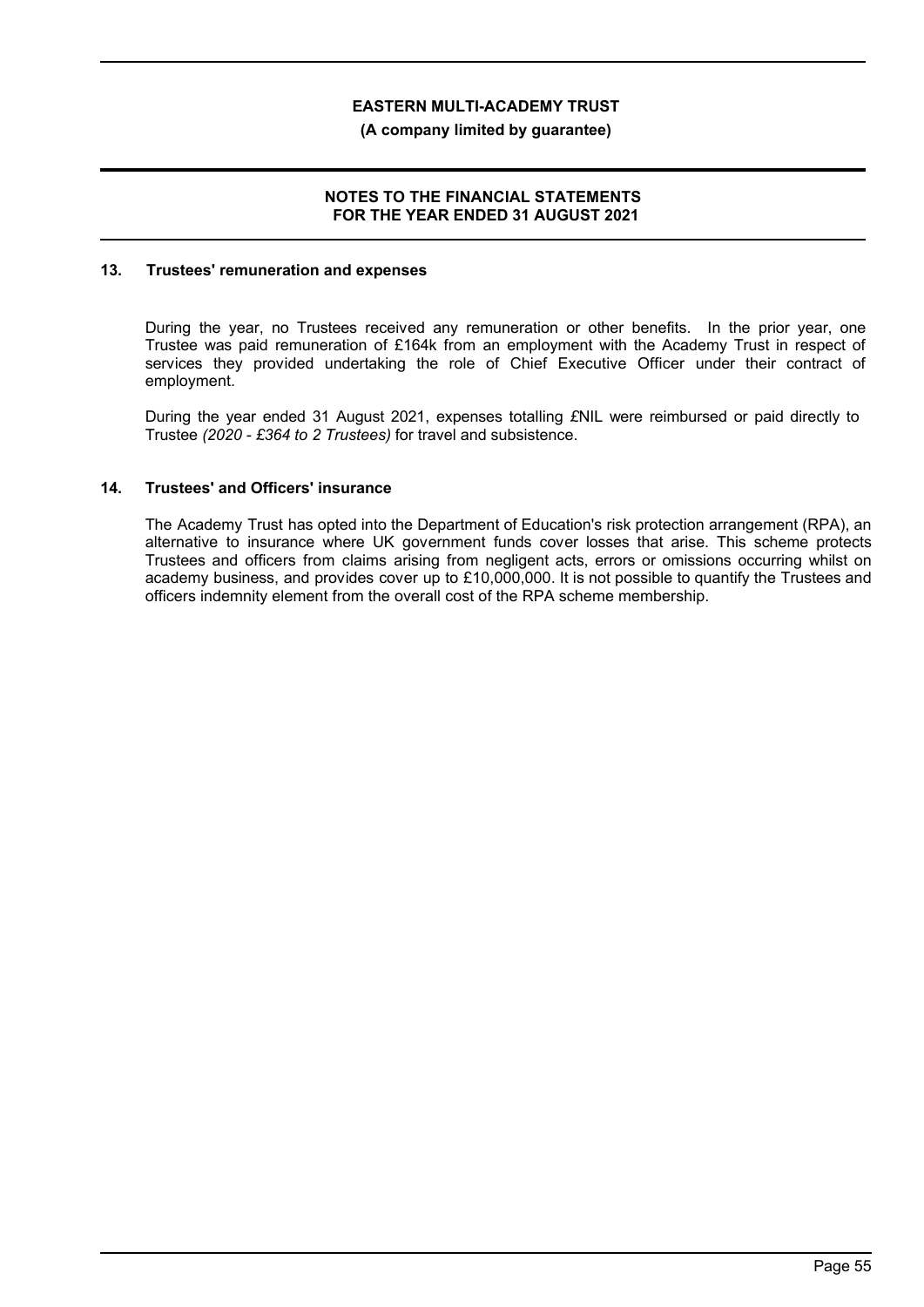## 13. Trustees' remuneration and expenses

During the year, no Trustees received any remuneration or other benefits. In the prior year, one Trustee was paid remuneration of £164k from an employment with the Academy Trust in respect of services they provided undertaking the role of Chief Executive Officer under their contract of employment.

During the year ended 31 August 2021, expenses totalling £NIL were reimbursed or paid directly to Trustee *(2020 - £364 to 2 Trustees)* for travel and subsistence.

## 14. Trustees' and Officers' insurance

The Academy Trust has opted into the Department of Education's risk protection arrangement (RPA), an alternative to insurance where UK government funds cover losses that arise. This scheme protects Trustees and officers from claims arising from negligent acts, errors or omissions occurring whilst on academy business, and provides cover up to £10,000,000. It is not possible to quantify the Trustees and officers indemnity element from the overall cost of the RPA scheme membership.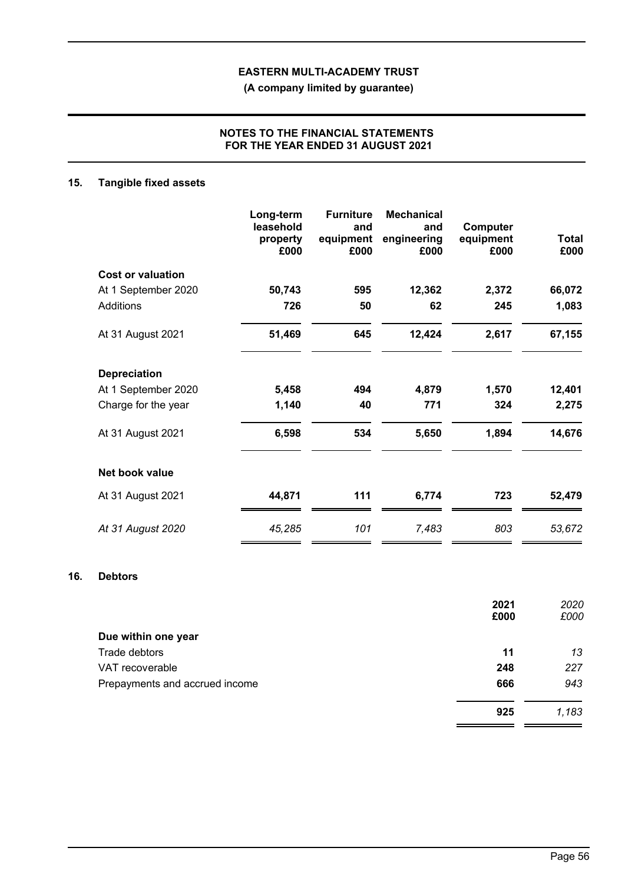## 15. Tangible fixed assets

| | Long-term leasehold property £000 | Furniture and equipment £000 | Mechanical and engineering £000 | Computer equipment £000 | Total £000 |
|---|---|---|---|---|---|
| **Cost or valuation** | | | | | |
| At 1 September 2020 | **50,743** | **595** | **12,362** | **2,372** | **66,072** |
| Additions | **726** | **50** | **62** | **245** | **1,083** |
| At 31 August 2021 | **51,469** | **645** | **12,424** | **2,617** | **67,155** |
| **Depreciation** | | | | | |
| At 1 September 2020 | **5,458** | **494** | **4,879** | **1,570** | **12,401** |
| Charge for the year | **1,140** | **40** | **771** | **324** | **2,275** |
| At 31 August 2021 | **6,598** | **534** | **5,650** | **1,894** | **14,676** |
| **Net book value** | | | | | |
| At 31 August 2021 | **44,871** | **111** | **6,774** | **723** | **52,479** |
| *At 31 August 2020* | *45,285* | *101* | *7,483* | *803* | *53,672* |

## 16. Debtors

| | 2021 £000 | *2020 £000* |
|---|---|---|
| **Due within one year** | | |
| Trade debtors | **11** | *13* |
| VAT recoverable | **248** | *227* |
| Prepayments and accrued income | **666** | *943* |
| | **925** | *1,183* |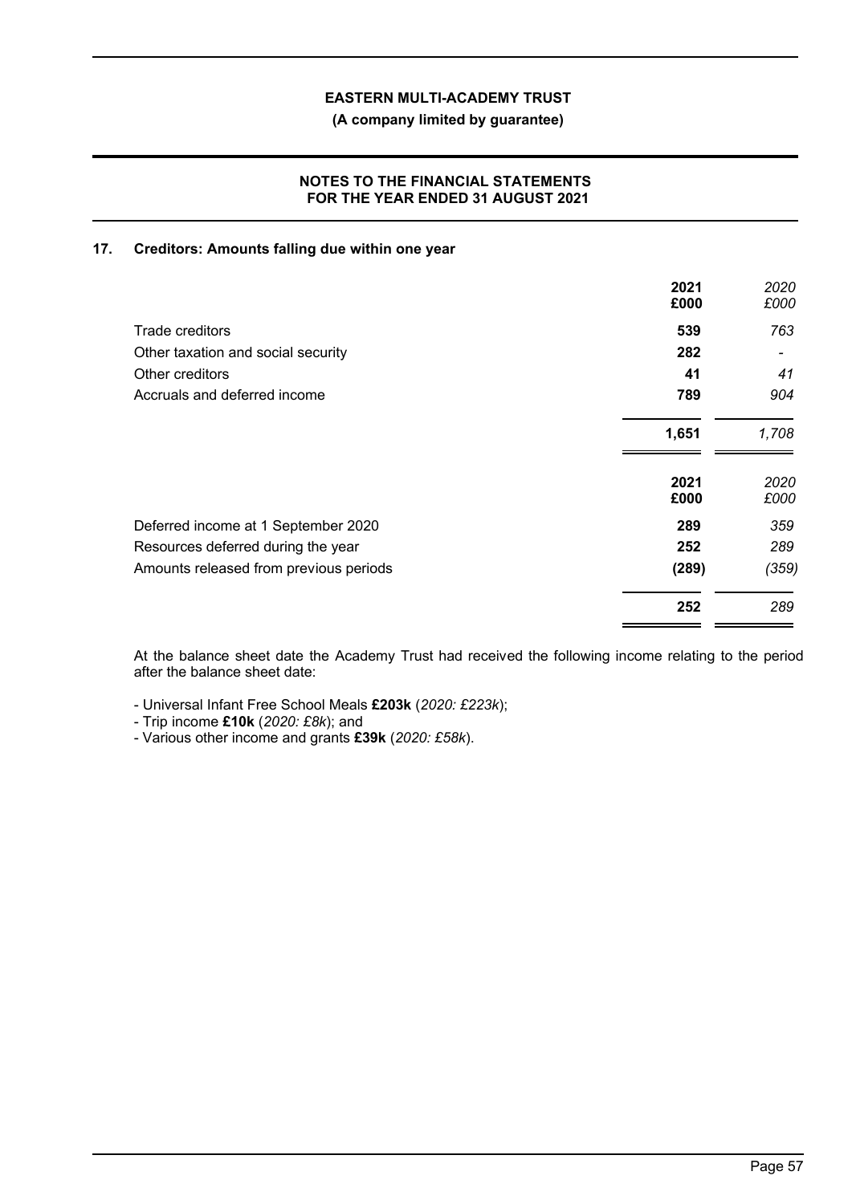## 17. Creditors: Amounts falling due within one year

| | 2021 £000 | 2020 £000 |
|---|---|---|
| Trade creditors | **539** | *763* |
| Other taxation and social security | **282** | *-* |
| Other creditors | **41** | *41* |
| Accruals and deferred income | **789** | *904* |
| | **1,651** | *1,708* |

| | 2021 £000 | 2020 £000 |
|---|---|---|
| Deferred income at 1 September 2020 | **289** | *359* |
| Resources deferred during the year | **252** | *289* |
| Amounts released from previous periods | **(289)** | *(359)* |
| | **252** | *289* |

At the balance sheet date the Academy Trust had received the following income relating to the period after the balance sheet date:

- Universal Infant Free School Meals **£203k** (*2020: £223k*);
- Trip income **£10k** (*2020: £8k*); and
- Various other income and grants **£39k** (*2020: £58k*).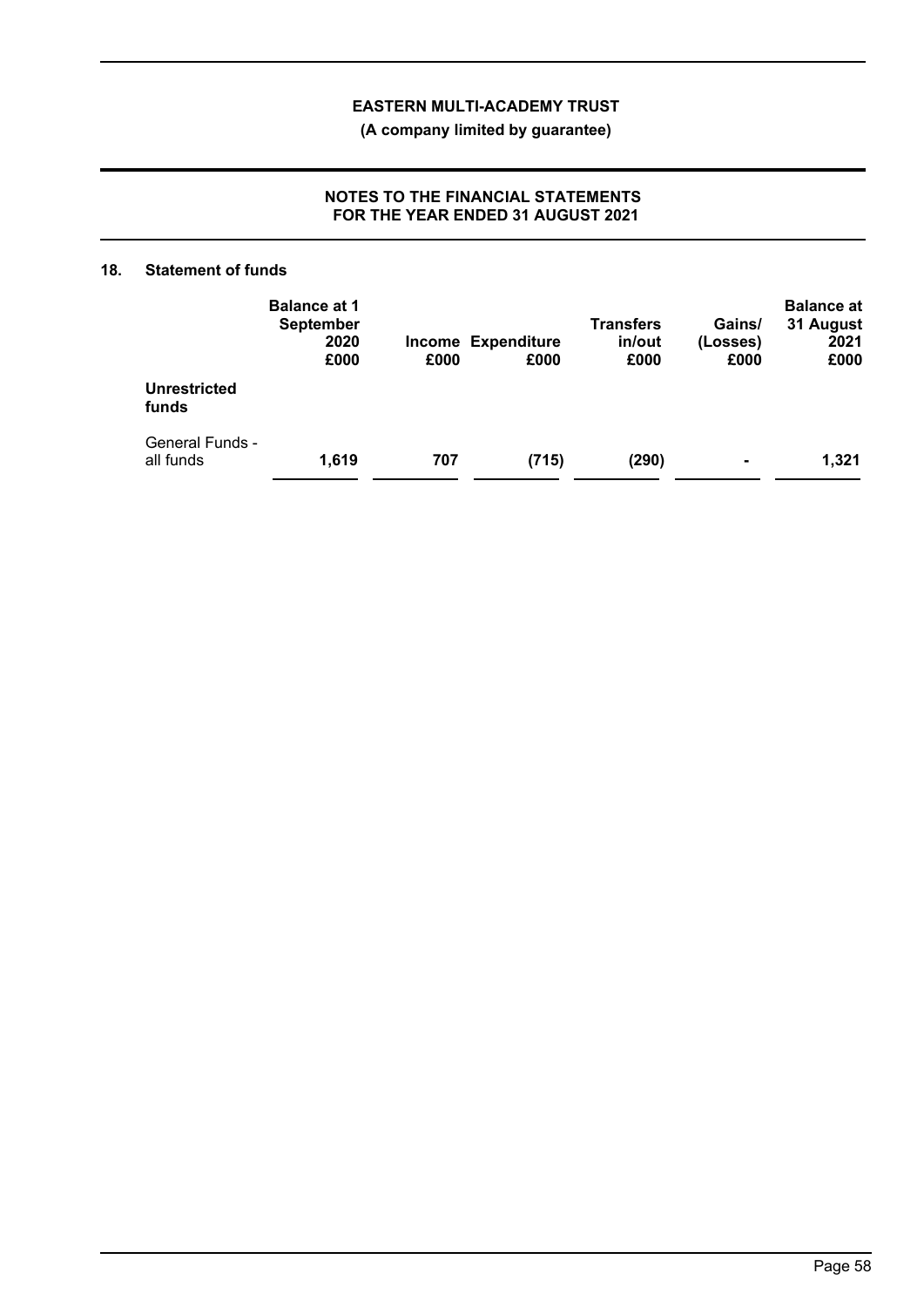## 18. Statement of funds

| | Balance at 1 September 2020 £000 | Income £000 | Expenditure £000 | Transfers in/out £000 | Gains/ (Losses) £000 | Balance at 31 August 2021 £000 |
|---|---|---|---|---|---|---|
| **Unrestricted funds** | | | | | | |
| General Funds - all funds | **1,619** | **707** | **(715)** | **(290)** | **-** | **1,321** |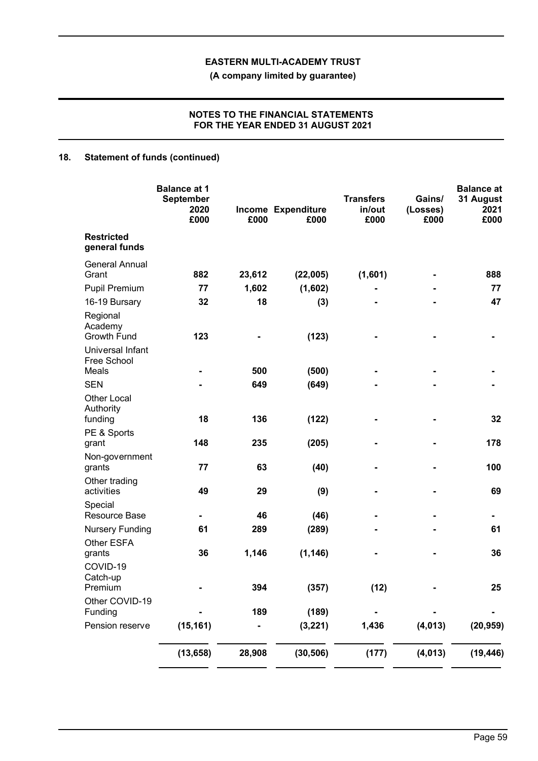## 18. Statement of funds (continued)

| | Balance at 1 September 2020 £000 | Income £000 | Expenditure £000 | Transfers in/out £000 | Gains/ (Losses) £000 | Balance at 31 August 2021 £000 |
|---|---|---|---|---|---|---|
| **Restricted general funds** | | | | | | |
| General Annual Grant | 882 | 23,612 | (22,005) | (1,601) | - | 888 |
| Pupil Premium | 77 | 1,602 | (1,602) | - | - | 77 |
| 16-19 Bursary | 32 | 18 | (3) | - | - | 47 |
| Regional Academy Growth Fund | 123 | - | (123) | - | - | - |
| Universal Infant Free School Meals | - | 500 | (500) | - | - | - |
| SEN | - | 649 | (649) | - | - | - |
| Other Local Authority funding | 18 | 136 | (122) | - | - | 32 |
| PE & Sports grant | 148 | 235 | (205) | - | - | 178 |
| Non-government grants | 77 | 63 | (40) | - | - | 100 |
| Other trading activities | 49 | 29 | (9) | - | - | 69 |
| Special Resource Base | - | 46 | (46) | - | - | - |
| Nursery Funding | 61 | 289 | (289) | - | - | 61 |
| Other ESFA grants | 36 | 1,146 | (1,146) | - | - | 36 |
| COVID-19 Catch-up Premium | - | 394 | (357) | (12) | - | 25 |
| Other COVID-19 Funding | - | 189 | (189) | - | - | - |
| Pension reserve | (15,161) | - | (3,221) | 1,436 | (4,013) | (20,959) |
| | **(13,658)** | **28,908** | **(30,506)** | **(177)** | **(4,013)** | **(19,446)** |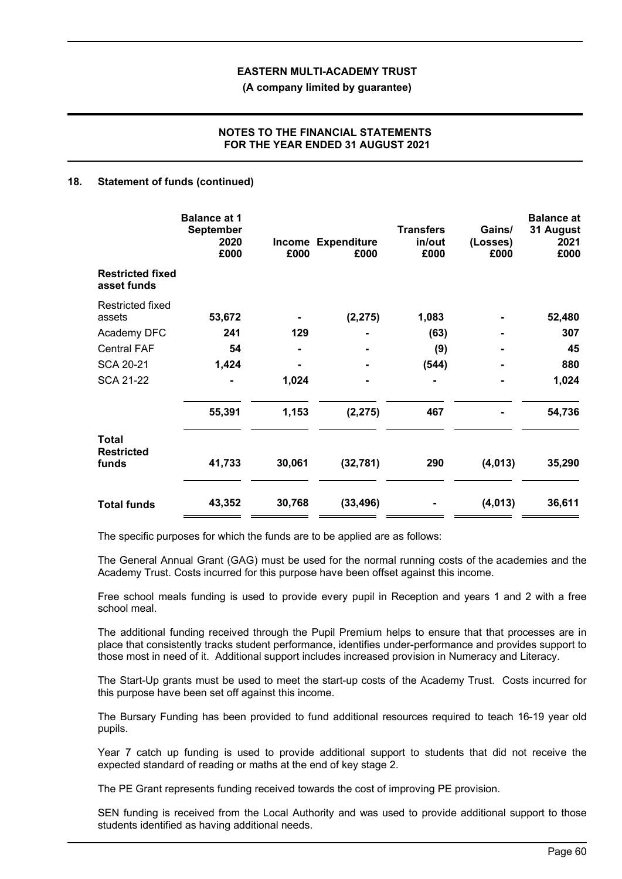**EASTERN MULTI-ACADEMY TRUST**

**(A company limited by guarantee)**

**NOTES TO THE FINANCIAL STATEMENTS FOR THE YEAR ENDED 31 AUGUST 2021**

## 18. Statement of funds (continued)

| | Balance at 1 September 2020 £000 | Income £000 | Expenditure £000 | Transfers in/out £000 | Gains/ (Losses) £000 | Balance at 31 August 2021 £000 |
|---|---|---|---|---|---|---|
| **Restricted fixed asset funds** | | | | | | |
| Restricted fixed assets | **53,672** | **-** | **(2,275)** | **1,083** | **-** | **52,480** |
| Academy DFC | **241** | **129** | **-** | **(63)** | **-** | **307** |
| Central FAF | **54** | **-** | **-** | **(9)** | **-** | **45** |
| SCA 20-21 | **1,424** | **-** | **-** | **(544)** | **-** | **880** |
| SCA 21-22 | **-** | **1,024** | **-** | **-** | **-** | **1,024** |
| | **55,391** | **1,153** | **(2,275)** | **467** | **-** | **54,736** |
| **Total Restricted funds** | **41,733** | **30,061** | **(32,781)** | **290** | **(4,013)** | **35,290** |
| **Total funds** | **43,352** | **30,768** | **(33,496)** | **-** | **(4,013)** | **36,611** |

The specific purposes for which the funds are to be applied are as follows:

The General Annual Grant (GAG) must be used for the normal running costs of the academies and the Academy Trust. Costs incurred for this purpose have been offset against this income.

Free school meals funding is used to provide every pupil in Reception and years 1 and 2 with a free school meal.

The additional funding received through the Pupil Premium helps to ensure that that processes are in place that consistently tracks student performance, identifies under-performance and provides support to those most in need of it. Additional support includes increased provision in Numeracy and Literacy.

The Start-Up grants must be used to meet the start-up costs of the Academy Trust. Costs incurred for this purpose have been set off against this income.

The Bursary Funding has been provided to fund additional resources required to teach 16-19 year old pupils.

Year 7 catch up funding is used to provide additional support to students that did not receive the expected standard of reading or maths at the end of key stage 2.

The PE Grant represents funding received towards the cost of improving PE provision.

SEN funding is received from the Local Authority and was used to provide additional support to those students identified as having additional needs.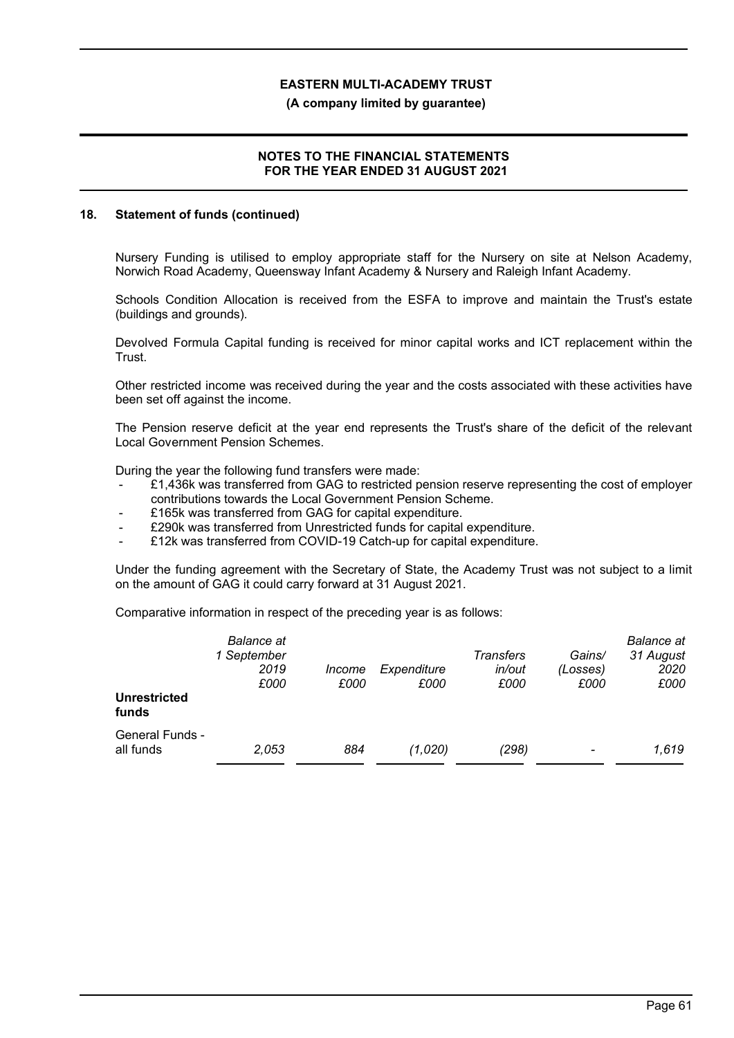### 18. Statement of funds (continued)

Nursery Funding is utilised to employ appropriate staff for the Nursery on site at Nelson Academy, Norwich Road Academy, Queensway Infant Academy & Nursery and Raleigh Infant Academy.

Schools Condition Allocation is received from the ESFA to improve and maintain the Trust's estate (buildings and grounds).

Devolved Formula Capital funding is received for minor capital works and ICT replacement within the Trust.

Other restricted income was received during the year and the costs associated with these activities have been set off against the income.

The Pension reserve deficit at the year end represents the Trust's share of the deficit of the relevant Local Government Pension Schemes.

During the year the following fund transfers were made:

- £1,436k was transferred from GAG to restricted pension reserve representing the cost of employer contributions towards the Local Government Pension Scheme.
- £165k was transferred from GAG for capital expenditure.
- £290k was transferred from Unrestricted funds for capital expenditure.
- £12k was transferred from COVID-19 Catch-up for capital expenditure.

Under the funding agreement with the Secretary of State, the Academy Trust was not subject to a limit on the amount of GAG it could carry forward at 31 August 2021.

Comparative information in respect of the preceding year is as follows:

| | *Balance at 1 September 2019 £000* | *Income £000* | *Expenditure £000* | *Transfers in/out £000* | *Gains/ (Losses) £000* | *Balance at 31 August 2020 £000* |
|---|---|---|---|---|---|---|
| **Unrestricted funds** | | | | | | |
| General Funds - all funds | *2,053* | *884* | *(1,020)* | *(298)* | *-* | *1,619* |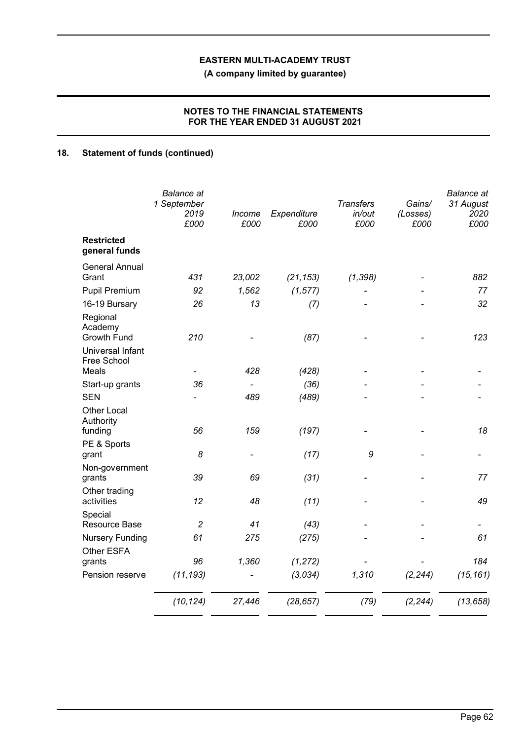## 18. Statement of funds (continued)

| | Balance at 1 September 2019 £000 | Income £000 | Expenditure £000 | Transfers in/out £000 | Gains/ (Losses) £000 | Balance at 31 August 2020 £000 |
|---|---|---|---|---|---|---|
| **Restricted general funds** | | | | | | |
| General Annual Grant | *431* | *23,002* | *(21,153)* | *(1,398)* | *-* | *882* |
| Pupil Premium | *92* | *1,562* | *(1,577)* | *-* | *-* | *77* |
| 16-19 Bursary | *26* | *13* | *(7)* | *-* | *-* | *32* |
| Regional Academy Growth Fund | *210* | *-* | *(87)* | *-* | *-* | *123* |
| Universal Infant Free School Meals | *-* | *428* | *(428)* | *-* | *-* | *-* |
| Start-up grants | *36* | *-* | *(36)* | *-* | *-* | *-* |
| SEN | *-* | *489* | *(489)* | *-* | *-* | *-* |
| Other Local Authority funding | *56* | *159* | *(197)* | *-* | *-* | *18* |
| PE & Sports grant | *8* | *-* | *(17)* | *9* | *-* | *-* |
| Non-government grants | *39* | *69* | *(31)* | *-* | *-* | *77* |
| Other trading activities | *12* | *48* | *(11)* | *-* | *-* | *49* |
| Special Resource Base | *2* | *41* | *(43)* | *-* | *-* | *-* |
| Nursery Funding | *61* | *275* | *(275)* | *-* | *-* | *61* |
| Other ESFA grants | *96* | *1,360* | *(1,272)* | *-* | *-* | *184* |
| Pension reserve | *(11,193)* | *-* | *(3,034)* | *1,310* | *(2,244)* | *(15,161)* |
| | *(10,124)* | *27,446* | *(28,657)* | *(79)* | *(2,244)* | *(13,658)* |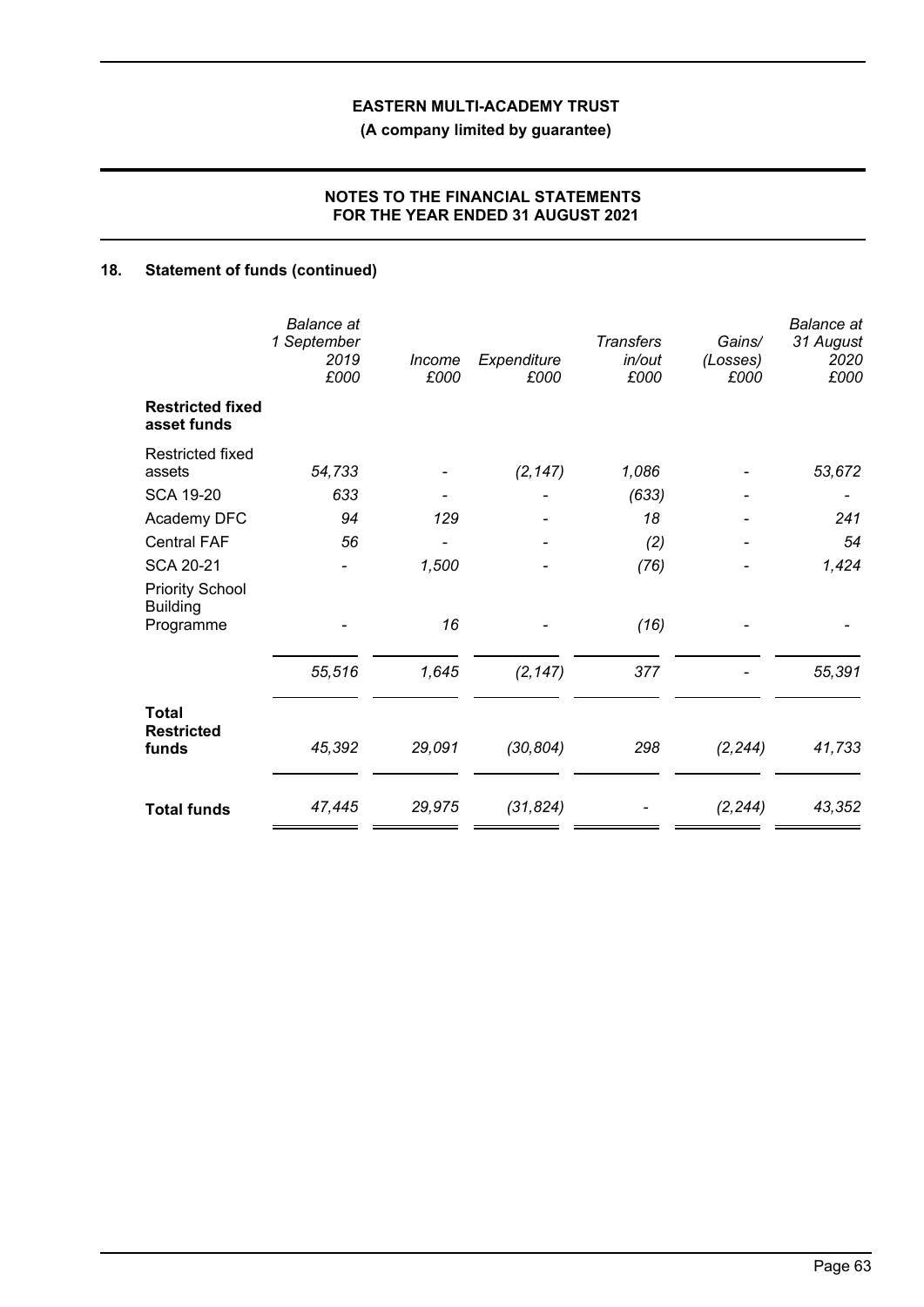## 18. Statement of funds (continued)

| | *Balance at 1 September 2019 £000* | *Income £000* | *Expenditure £000* | *Transfers in/out £000* | *Gains/ (Losses) £000* | *Balance at 31 August 2020 £000* |
|---|---|---|---|---|---|---|
| **Restricted fixed asset funds** | | | | | | |
| Restricted fixed assets | *54,733* | *-* | *(2,147)* | *1,086* | *-* | *53,672* |
| SCA 19-20 | *633* | *-* | *-* | *(633)* | *-* | *-* |
| Academy DFC | *94* | *129* | *-* | *18* | *-* | *241* |
| Central FAF | *56* | *-* | *-* | *(2)* | *-* | *54* |
| SCA 20-21 | *-* | *1,500* | *-* | *(76)* | *-* | *1,424* |
| Priority School Building Programme | *-* | *16* | *-* | *(16)* | *-* | *-* |
| | *55,516* | *1,645* | *(2,147)* | *377* | *-* | *55,391* |
| **Total Restricted funds** | *45,392* | *29,091* | *(30,804)* | *298* | *(2,244)* | *41,733* |
| **Total funds** | *47,445* | *29,975* | *(31,824)* | *-* | *(2,244)* | *43,352* |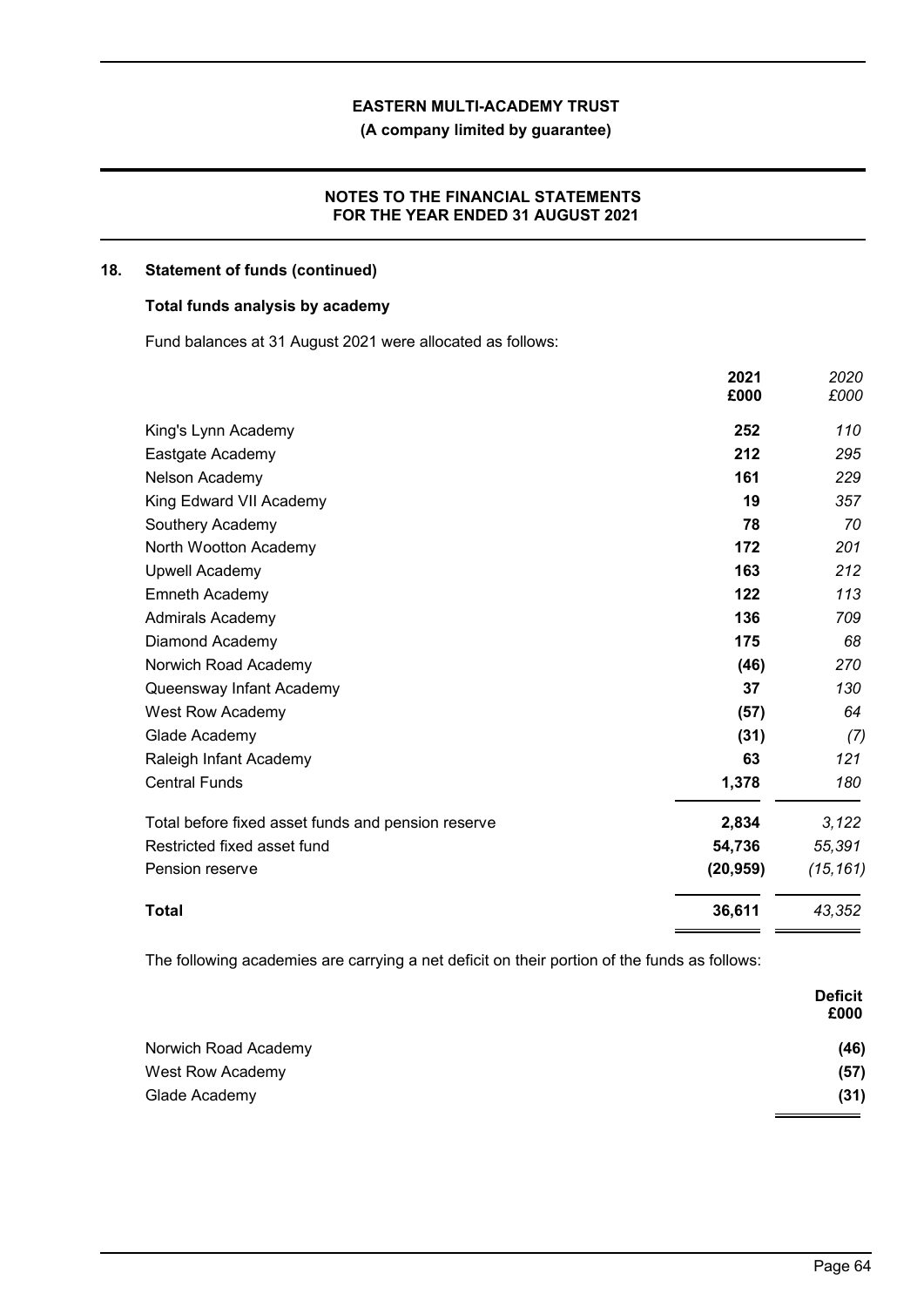## 18. Statement of funds (continued)

### Total funds analysis by academy

Fund balances at 31 August 2021 were allocated as follows:

| | **2021** **£000** | *2020* *£000* |
|---|---|---|
| King's Lynn Academy | **252** | *110* |
| Eastgate Academy | **212** | *295* |
| Nelson Academy | **161** | *229* |
| King Edward VII Academy | **19** | *357* |
| Southery Academy | **78** | *70* |
| North Wootton Academy | **172** | *201* |
| Upwell Academy | **163** | *212* |
| Emneth Academy | **122** | *113* |
| Admirals Academy | **136** | *709* |
| Diamond Academy | **175** | *68* |
| Norwich Road Academy | **(46)** | *270* |
| Queensway Infant Academy | **37** | *130* |
| West Row Academy | **(57)** | *64* |
| Glade Academy | **(31)** | *(7)* |
| Raleigh Infant Academy | **63** | *121* |
| Central Funds | **1,378** | *180* |
| Total before fixed asset funds and pension reserve | **2,834** | *3,122* |
| Restricted fixed asset fund | **54,736** | *55,391* |
| Pension reserve | **(20,959)** | *(15,161)* |
| **Total** | **36,611** | *43,352* |

The following academies are carrying a net deficit on their portion of the funds as follows:

| | **Deficit** **£000** |
|---|---|
| Norwich Road Academy | **(46)** |
| West Row Academy | **(57)** |
| Glade Academy | **(31)** |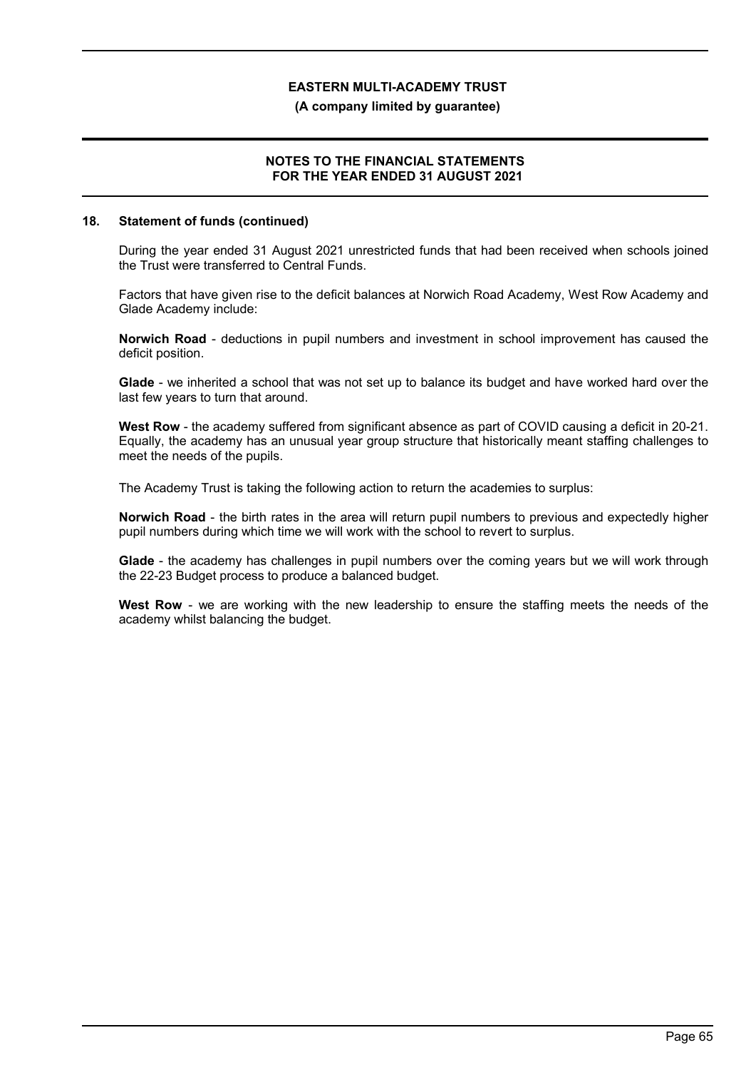## 18. Statement of funds (continued)

During the year ended 31 August 2021 unrestricted funds that had been received when schools joined the Trust were transferred to Central Funds.

Factors that have given rise to the deficit balances at Norwich Road Academy, West Row Academy and Glade Academy include:

**Norwich Road** - deductions in pupil numbers and investment in school improvement has caused the deficit position.

**Glade** - we inherited a school that was not set up to balance its budget and have worked hard over the last few years to turn that around.

**West Row** - the academy suffered from significant absence as part of COVID causing a deficit in 20-21. Equally, the academy has an unusual year group structure that historically meant staffing challenges to meet the needs of the pupils.

The Academy Trust is taking the following action to return the academies to surplus:

**Norwich Road** - the birth rates in the area will return pupil numbers to previous and expectedly higher pupil numbers during which time we will work with the school to revert to surplus.

**Glade** - the academy has challenges in pupil numbers over the coming years but we will work through the 22-23 Budget process to produce a balanced budget.

**West Row** - we are working with the new leadership to ensure the staffing meets the needs of the academy whilst balancing the budget.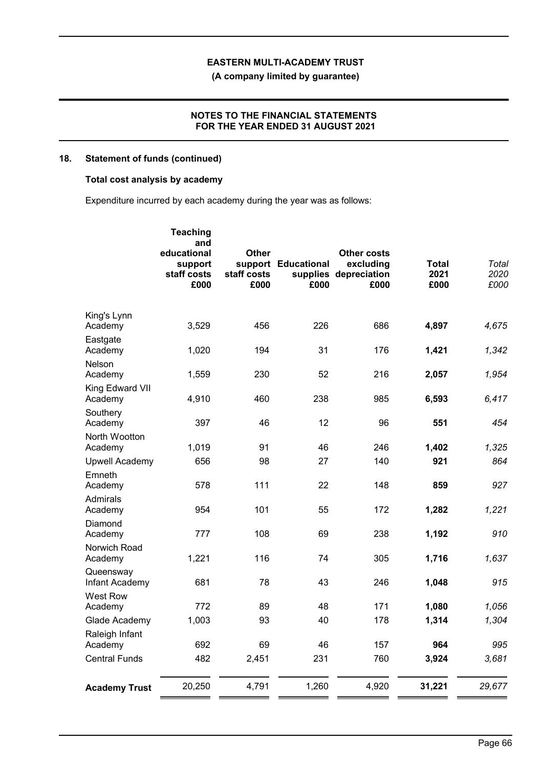## 18. Statement of funds (continued)

### Total cost analysis by academy

Expenditure incurred by each academy during the year was as follows:

| | Teaching and educational support staff costs £000 | Other support staff costs £000 | Educational supplies £000 | Other costs excluding depreciation £000 | Total 2021 £000 | *Total 2020 £000* |
|---|---|---|---|---|---|---|
| King's Lynn Academy | 3,529 | 456 | 226 | 686 | **4,897** | *4,675* |
| Eastgate Academy | 1,020 | 194 | 31 | 176 | **1,421** | *1,342* |
| Nelson Academy | 1,559 | 230 | 52 | 216 | **2,057** | *1,954* |
| King Edward VII Academy | 4,910 | 460 | 238 | 985 | **6,593** | *6,417* |
| Southery Academy | 397 | 46 | 12 | 96 | **551** | *454* |
| North Wootton Academy | 1,019 | 91 | 46 | 246 | **1,402** | *1,325* |
| Upwell Academy | 656 | 98 | 27 | 140 | **921** | *864* |
| Emneth Academy | 578 | 111 | 22 | 148 | **859** | *927* |
| Admirals Academy | 954 | 101 | 55 | 172 | **1,282** | *1,221* |
| Diamond Academy | 777 | 108 | 69 | 238 | **1,192** | *910* |
| Norwich Road Academy | 1,221 | 116 | 74 | 305 | **1,716** | *1,637* |
| Queensway Infant Academy | 681 | 78 | 43 | 246 | **1,048** | *915* |
| West Row Academy | 772 | 89 | 48 | 171 | **1,080** | *1,056* |
| Glade Academy | 1,003 | 93 | 40 | 178 | **1,314** | *1,304* |
| Raleigh Infant Academy | 692 | 69 | 46 | 157 | **964** | *995* |
| Central Funds | 482 | 2,451 | 231 | 760 | **3,924** | *3,681* |
| **Academy Trust** | 20,250 | 4,791 | 1,260 | 4,920 | **31,221** | *29,677* |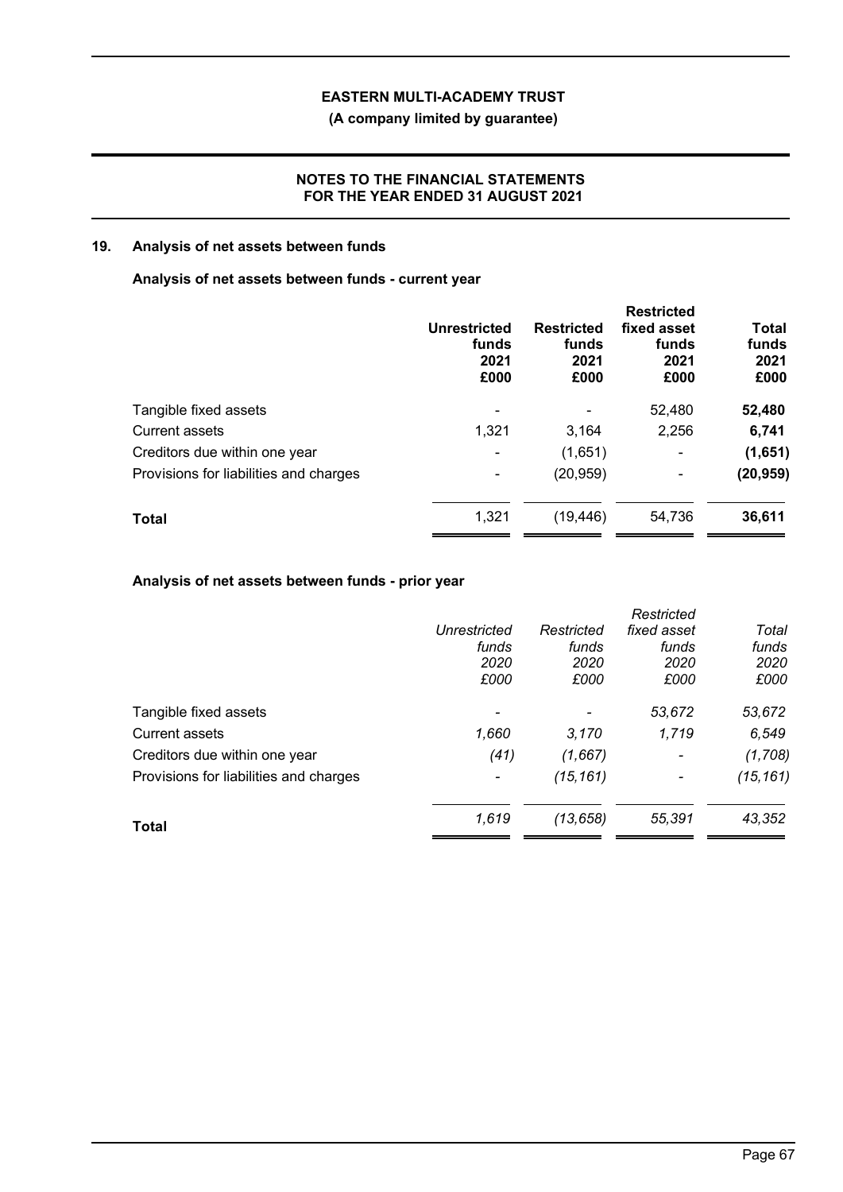## 19. Analysis of net assets between funds

### Analysis of net assets between funds - current year

| | Unrestricted funds 2021 £000 | Restricted funds 2021 £000 | Restricted fixed asset funds 2021 £000 | Total funds 2021 £000 |
|---|---|---|---|---|
| Tangible fixed assets | - | - | 52,480 | **52,480** |
| Current assets | 1,321 | 3,164 | 2,256 | **6,741** |
| Creditors due within one year | - | (1,651) | - | **(1,651)** |
| Provisions for liabilities and charges | - | (20,959) | - | **(20,959)** |
| **Total** | 1,321 | (19,446) | 54,736 | **36,611** |

### Analysis of net assets between funds - prior year

| | *Unrestricted funds 2020 £000* | *Restricted funds 2020 £000* | *Restricted fixed asset funds 2020 £000* | *Total funds 2020 £000* |
|---|---|---|---|---|
| Tangible fixed assets | - | - | *53,672* | *53,672* |
| Current assets | *1,660* | *3,170* | *1,719* | *6,549* |
| Creditors due within one year | *(41)* | *(1,667)* | - | *(1,708)* |
| Provisions for liabilities and charges | - | *(15,161)* | - | *(15,161)* |
| **Total** | *1,619* | *(13,658)* | *55,391* | *43,352* |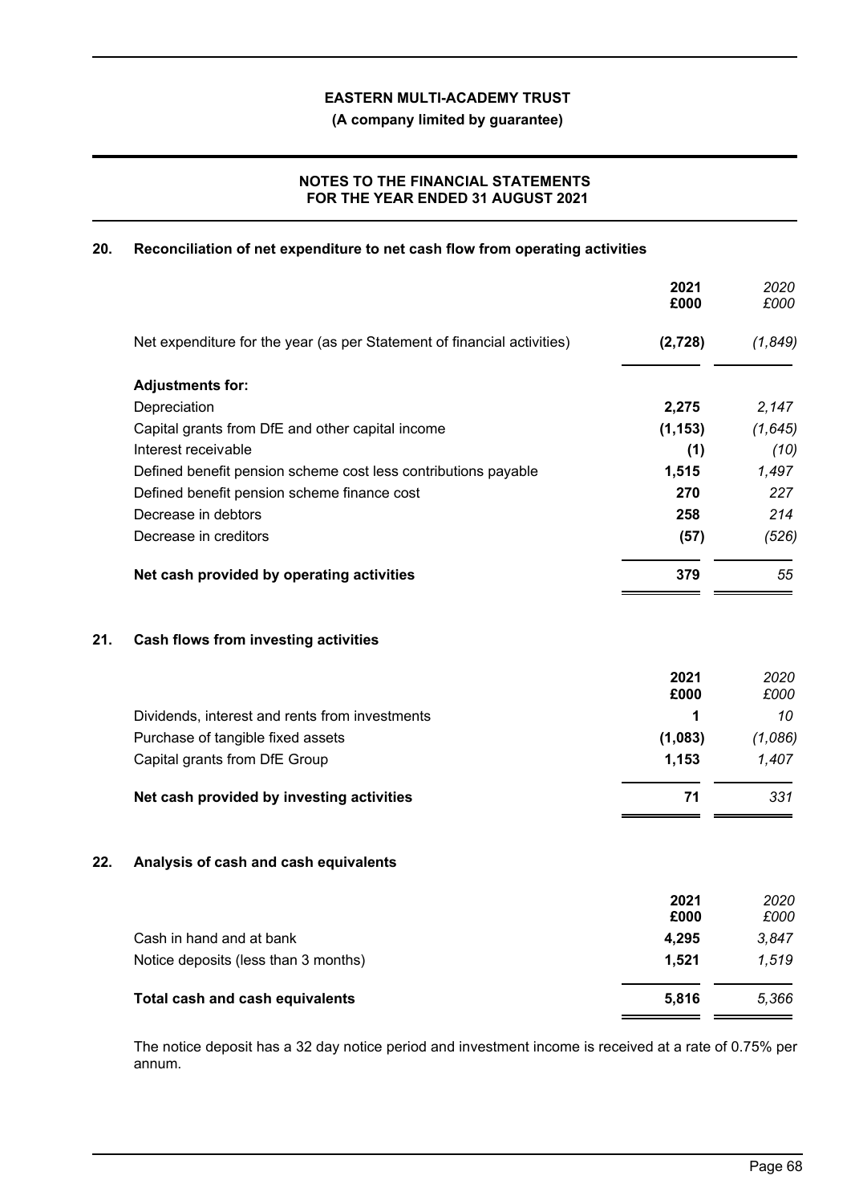# EASTERN MULTI-ACADEMY TRUST

**(A company limited by guarantee)**

## NOTES TO THE FINANCIAL STATEMENTS FOR THE YEAR ENDED 31 AUGUST 2021

### 20. Reconciliation of net expenditure to net cash flow from operating activities

| | 2021 £000 | 2020 £000 |
|---|---|---|
| Net expenditure for the year (as per Statement of financial activities) | **(2,728)** | *(1,849)* |
| **Adjustments for:** | | |
| Depreciation | **2,275** | *2,147* |
| Capital grants from DfE and other capital income | **(1,153)** | *(1,645)* |
| Interest receivable | **(1)** | *(10)* |
| Defined benefit pension scheme cost less contributions payable | **1,515** | *1,497* |
| Defined benefit pension scheme finance cost | **270** | *227* |
| Decrease in debtors | **258** | *214* |
| Decrease in creditors | **(57)** | *(526)* |
| **Net cash provided by operating activities** | **379** | *55* |

### 21. Cash flows from investing activities

| | 2021 £000 | 2020 £000 |
|---|---|---|
| Dividends, interest and rents from investments | **1** | *10* |
| Purchase of tangible fixed assets | **(1,083)** | *(1,086)* |
| Capital grants from DfE Group | **1,153** | *1,407* |
| **Net cash provided by investing activities** | **71** | *331* |

### 22. Analysis of cash and cash equivalents

| | 2021 £000 | 2020 £000 |
|---|---|---|
| Cash in hand and at bank | **4,295** | *3,847* |
| Notice deposits (less than 3 months) | **1,521** | *1,519* |
| **Total cash and cash equivalents** | **5,816** | *5,366* |

The notice deposit has a 32 day notice period and investment income is received at a rate of 0.75% per annum.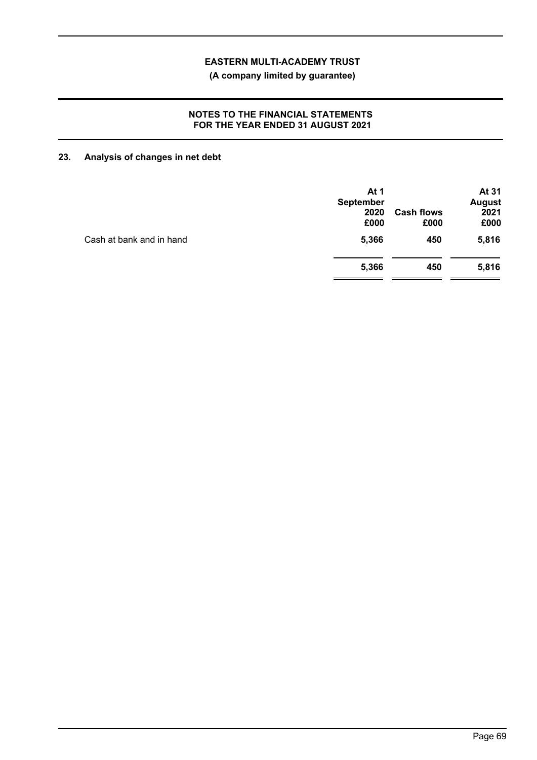## 23. Analysis of changes in net debt

| | At 1 September 2020 £000 | Cash flows £000 | At 31 August 2021 £000 |
|---|---|---|---|
| Cash at bank and in hand | **5,366** | **450** | **5,816** |
| | **5,366** | **450** | **5,816** |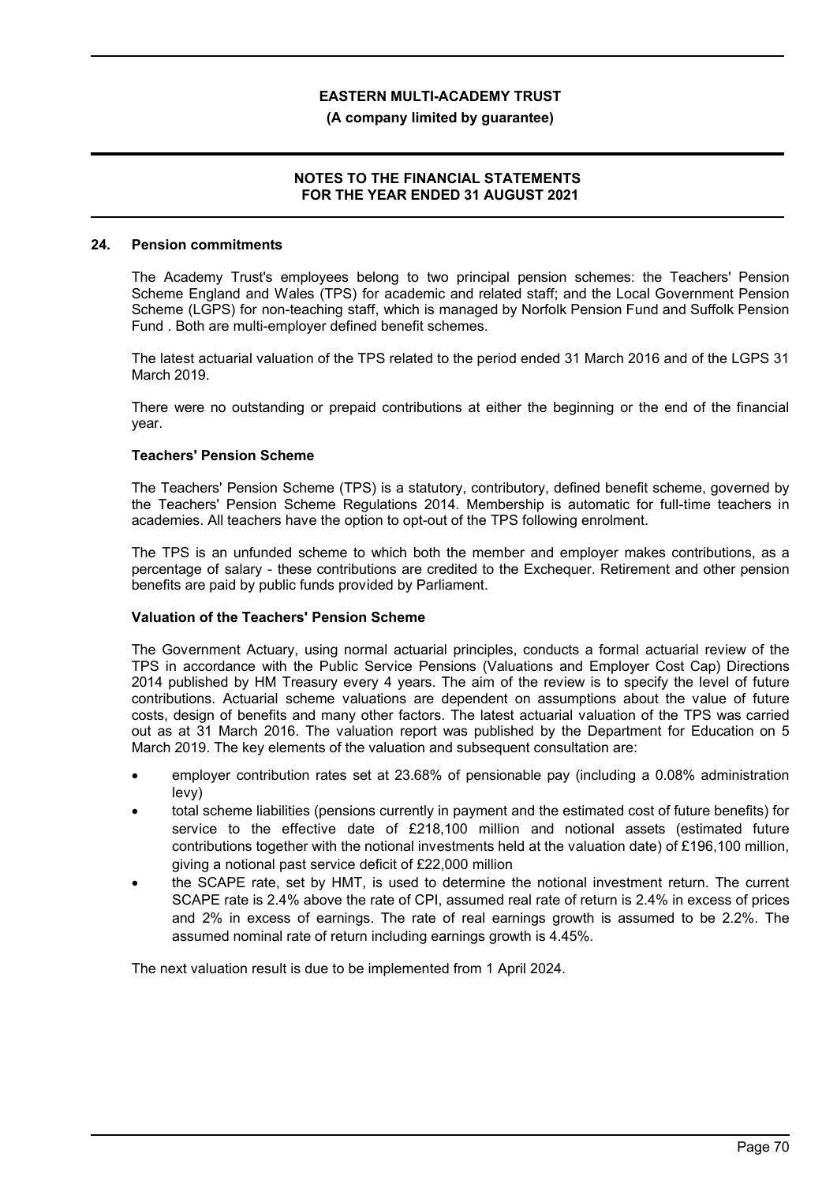## 24. Pension commitments

The Academy Trust's employees belong to two principal pension schemes: the Teachers' Pension Scheme England and Wales (TPS) for academic and related staff; and the Local Government Pension Scheme (LGPS) for non-teaching staff, which is managed by Norfolk Pension Fund and Suffolk Pension Fund . Both are multi-employer defined benefit schemes.

The latest actuarial valuation of the TPS related to the period ended 31 March 2016 and of the LGPS 31 March 2019.

There were no outstanding or prepaid contributions at either the beginning or the end of the financial year.

### Teachers' Pension Scheme

The Teachers' Pension Scheme (TPS) is a statutory, contributory, defined benefit scheme, governed by the Teachers' Pension Scheme Regulations 2014. Membership is automatic for full-time teachers in academies. All teachers have the option to opt-out of the TPS following enrolment.

The TPS is an unfunded scheme to which both the member and employer makes contributions, as a percentage of salary - these contributions are credited to the Exchequer. Retirement and other pension benefits are paid by public funds provided by Parliament.

### Valuation of the Teachers' Pension Scheme

The Government Actuary, using normal actuarial principles, conducts a formal actuarial review of the TPS in accordance with the Public Service Pensions (Valuations and Employer Cost Cap) Directions 2014 published by HM Treasury every 4 years. The aim of the review is to specify the level of future contributions. Actuarial scheme valuations are dependent on assumptions about the value of future costs, design of benefits and many other factors. The latest actuarial valuation of the TPS was carried out as at 31 March 2016. The valuation report was published by the Department for Education on 5 March 2019. The key elements of the valuation and subsequent consultation are:

- employer contribution rates set at 23.68% of pensionable pay (including a 0.08% administration levy)
- total scheme liabilities (pensions currently in payment and the estimated cost of future benefits) for service to the effective date of £218,100 million and notional assets (estimated future contributions together with the notional investments held at the valuation date) of £196,100 million, giving a notional past service deficit of £22,000 million
- the SCAPE rate, set by HMT, is used to determine the notional investment return. The current SCAPE rate is 2.4% above the rate of CPI, assumed real rate of return is 2.4% in excess of prices and 2% in excess of earnings. The rate of real earnings growth is assumed to be 2.2%. The assumed nominal rate of return including earnings growth is 4.45%.

The next valuation result is due to be implemented from 1 April 2024.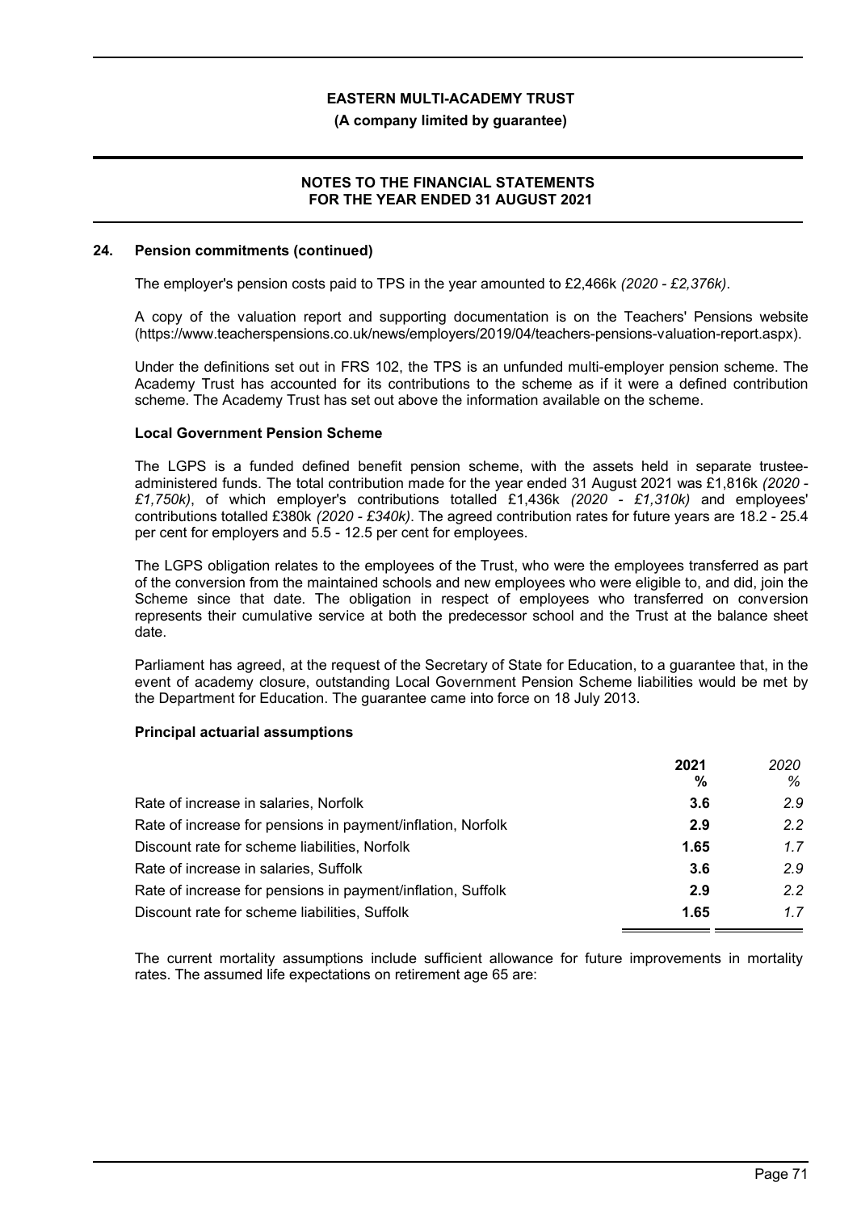## 24. Pension commitments (continued)

The employer's pension costs paid to TPS in the year amounted to £2,466k *(2020 - £2,376k)*.

A copy of the valuation report and supporting documentation is on the Teachers' Pensions website (https://www.teacherspensions.co.uk/news/employers/2019/04/teachers-pensions-valuation-report.aspx).

Under the definitions set out in FRS 102, the TPS is an unfunded multi-employer pension scheme. The Academy Trust has accounted for its contributions to the scheme as if it were a defined contribution scheme. The Academy Trust has set out above the information available on the scheme.

### Local Government Pension Scheme

The LGPS is a funded defined benefit pension scheme, with the assets held in separate trustee-administered funds. The total contribution made for the year ended 31 August 2021 was £1,816k *(2020 - £1,750k)*, of which employer's contributions totalled £1,436k *(2020 - £1,310k)* and employees' contributions totalled £380k *(2020 - £340k)*. The agreed contribution rates for future years are 18.2 - 25.4 per cent for employers and 5.5 - 12.5 per cent for employees.

The LGPS obligation relates to the employees of the Trust, who were the employees transferred as part of the conversion from the maintained schools and new employees who were eligible to, and did, join the Scheme since that date. The obligation in respect of employees who transferred on conversion represents their cumulative service at both the predecessor school and the Trust at the balance sheet date.

Parliament has agreed, at the request of the Secretary of State for Education, to a guarantee that, in the event of academy closure, outstanding Local Government Pension Scheme liabilities would be met by the Department for Education. The guarantee came into force on 18 July 2013.

### Principal actuarial assumptions

| | **2021** | *2020* |
|---|---|---|
| | **%** | *%* |
| Rate of increase in salaries, Norfolk | **3.6** | *2.9* |
| Rate of increase for pensions in payment/inflation, Norfolk | **2.9** | *2.2* |
| Discount rate for scheme liabilities, Norfolk | **1.65** | *1.7* |
| Rate of increase in salaries, Suffolk | **3.6** | *2.9* |
| Rate of increase for pensions in payment/inflation, Suffolk | **2.9** | *2.2* |
| Discount rate for scheme liabilities, Suffolk | **1.65** | *1.7* |

The current mortality assumptions include sufficient allowance for future improvements in mortality rates. The assumed life expectations on retirement age 65 are: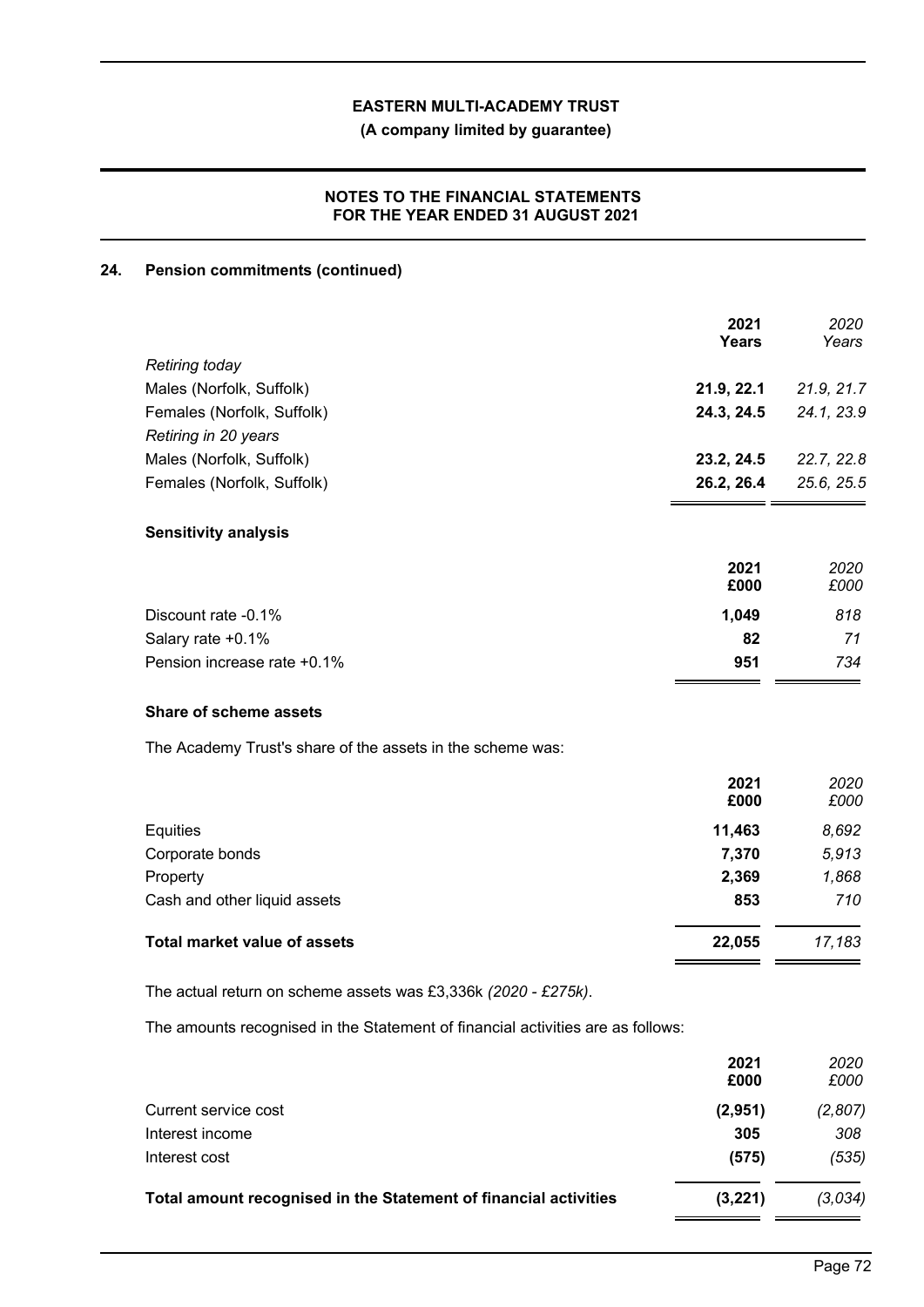## 24. Pension commitments (continued)

| | 2021 Years | *2020 Years* |
|---|---|---|
| *Retiring today* | | |
| Males (Norfolk, Suffolk) | **21.9, 22.1** | *21.9, 21.7* |
| Females (Norfolk, Suffolk) | **24.3, 24.5** | *24.1, 23.9* |
| *Retiring in 20 years* | | |
| Males (Norfolk, Suffolk) | **23.2, 24.5** | *22.7, 22.8* |
| Females (Norfolk, Suffolk) | **26.2, 26.4** | *25.6, 25.5* |

### Sensitivity analysis

| | 2021 £000 | *2020 £000* |
|---|---|---|
| Discount rate -0.1% | **1,049** | *818* |
| Salary rate +0.1% | **82** | *71* |
| Pension increase rate +0.1% | **951** | *734* |

### Share of scheme assets

The Academy Trust's share of the assets in the scheme was:

| | 2021 £000 | *2020 £000* |
|---|---|---|
| Equities | **11,463** | *8,692* |
| Corporate bonds | **7,370** | *5,913* |
| Property | **2,369** | *1,868* |
| Cash and other liquid assets | **853** | *710* |
| **Total market value of assets** | **22,055** | *17,183* |

The actual return on scheme assets was £3,336k *(2020 - £275k)*.

The amounts recognised in the Statement of financial activities are as follows:

| | 2021 £000 | *2020 £000* |
|---|---|---|
| Current service cost | **(2,951)** | *(2,807)* |
| Interest income | **305** | *308* |
| Interest cost | **(575)** | *(535)* |
| **Total amount recognised in the Statement of financial activities** | **(3,221)** | *(3,034)* |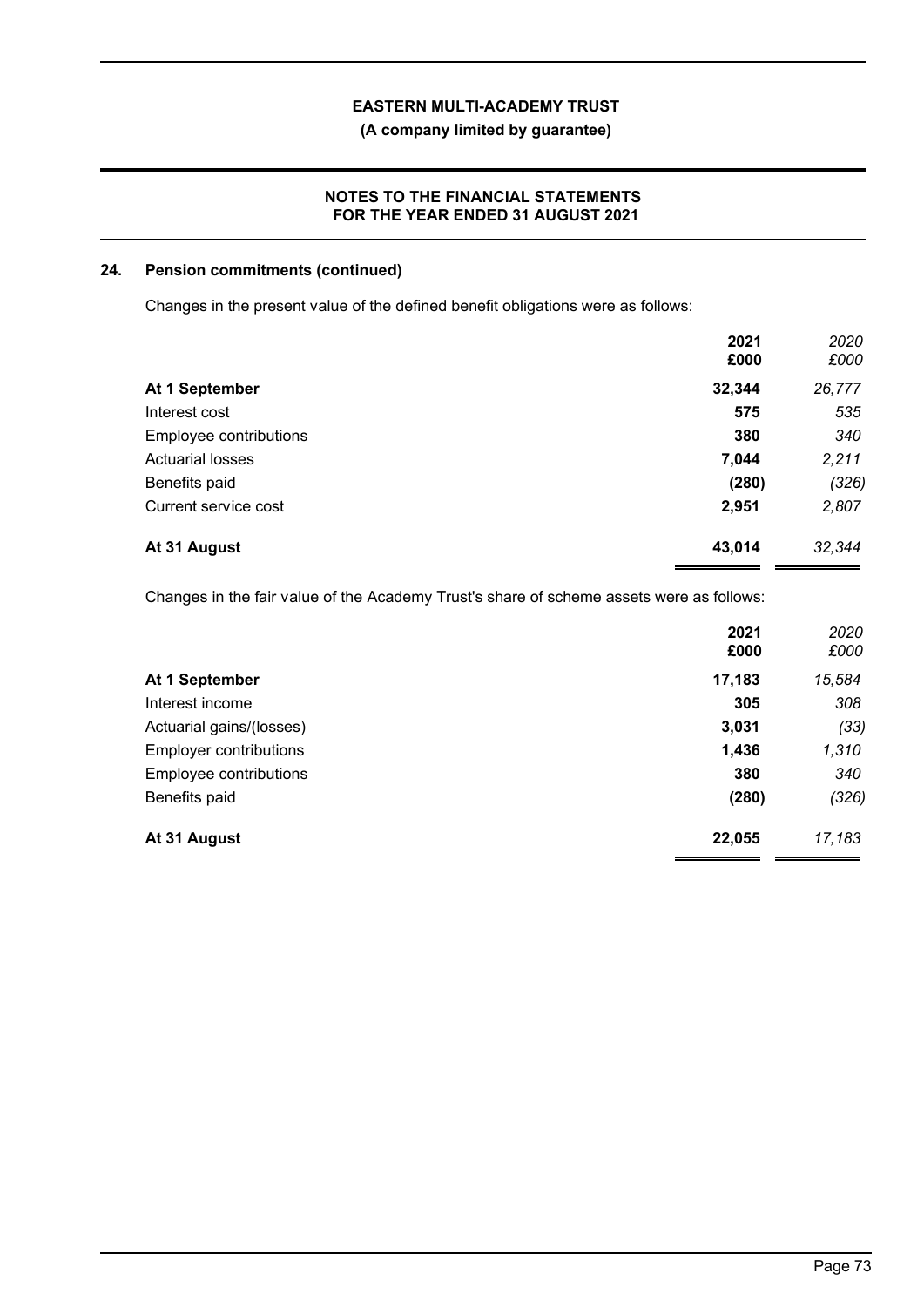## 24. Pension commitments (continued)

Changes in the present value of the defined benefit obligations were as follows:

| | **2021 £000** | *2020 £000* |
|---|---|---|
| **At 1 September** | **32,344** | *26,777* |
| Interest cost | **575** | *535* |
| Employee contributions | **380** | *340* |
| Actuarial losses | **7,044** | *2,211* |
| Benefits paid | **(280)** | *(326)* |
| Current service cost | **2,951** | *2,807* |
| **At 31 August** | **43,014** | *32,344* |

Changes in the fair value of the Academy Trust's share of scheme assets were as follows:

| | **2021 £000** | *2020 £000* |
|---|---|---|
| **At 1 September** | **17,183** | *15,584* |
| Interest income | **305** | *308* |
| Actuarial gains/(losses) | **3,031** | *(33)* |
| Employer contributions | **1,436** | *1,310* |
| Employee contributions | **380** | *340* |
| Benefits paid | **(280)** | *(326)* |
| **At 31 August** | **22,055** | *17,183* |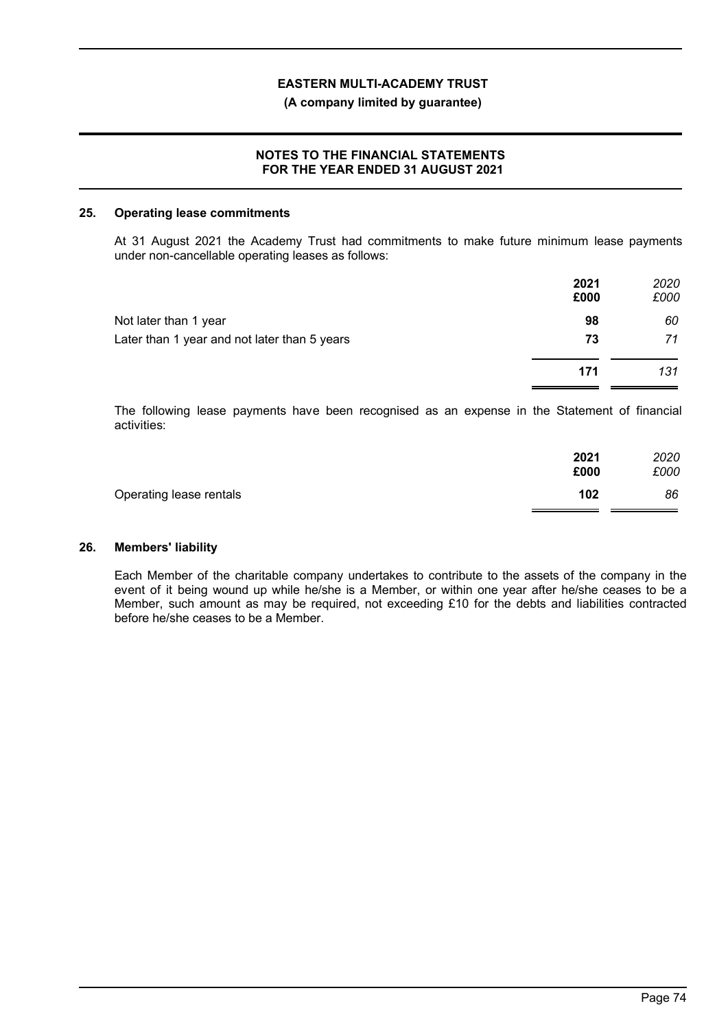## 25. Operating lease commitments

At 31 August 2021 the Academy Trust had commitments to make future minimum lease payments under non-cancellable operating leases as follows:

| | **2021** **£000** | *2020* *£000* |
|---|---|---|
| Not later than 1 year | **98** | *60* |
| Later than 1 year and not later than 5 years | **73** | *71* |
| | **171** | *131* |

The following lease payments have been recognised as an expense in the Statement of financial activities:

| | **2021** **£000** | *2020* *£000* |
|---|---|---|
| Operating lease rentals | **102** | *86* |

## 26. Members' liability

Each Member of the charitable company undertakes to contribute to the assets of the company in the event of it being wound up while he/she is a Member, or within one year after he/she ceases to be a Member, such amount as may be required, not exceeding £10 for the debts and liabilities contracted before he/she ceases to be a Member.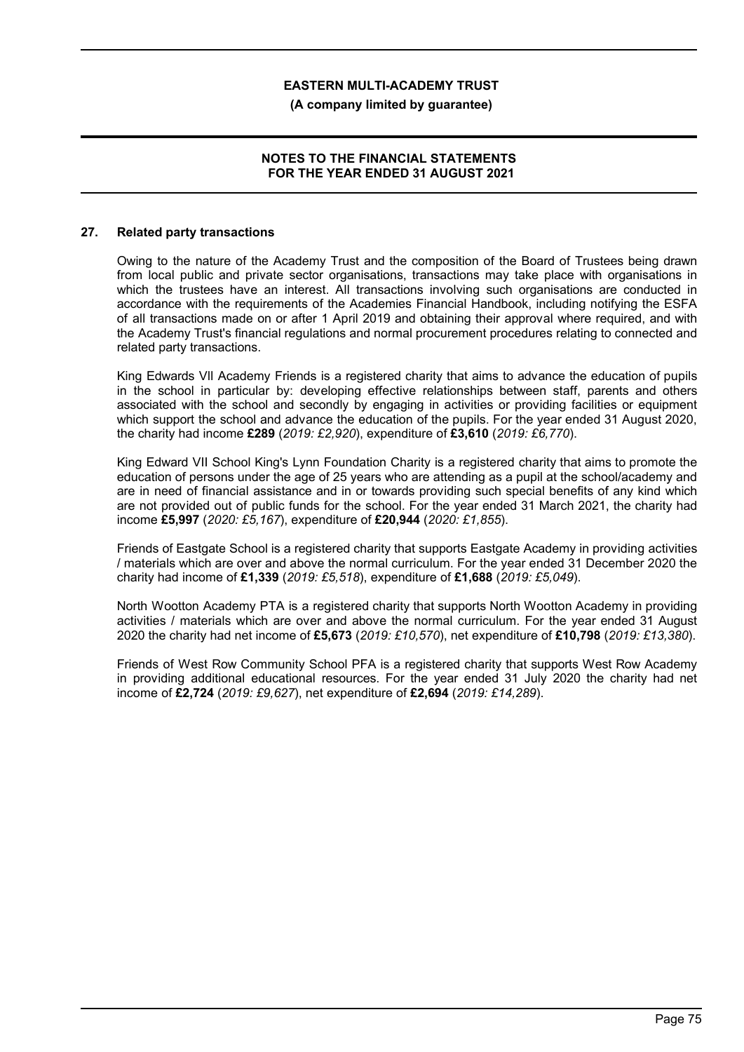## 27. Related party transactions

Owing to the nature of the Academy Trust and the composition of the Board of Trustees being drawn from local public and private sector organisations, transactions may take place with organisations in which the trustees have an interest. All transactions involving such organisations are conducted in accordance with the requirements of the Academies Financial Handbook, including notifying the ESFA of all transactions made on or after 1 April 2019 and obtaining their approval where required, and with the Academy Trust's financial regulations and normal procurement procedures relating to connected and related party transactions.

King Edwards Vll Academy Friends is a registered charity that aims to advance the education of pupils in the school in particular by: developing effective relationships between staff, parents and others associated with the school and secondly by engaging in activities or providing facilities or equipment which support the school and advance the education of the pupils. For the year ended 31 August 2020, the charity had income **£289** (*2019: £2,920*), expenditure of **£3,610** (*2019: £6,770*).

King Edward VII School King's Lynn Foundation Charity is a registered charity that aims to promote the education of persons under the age of 25 years who are attending as a pupil at the school/academy and are in need of financial assistance and in or towards providing such special benefits of any kind which are not provided out of public funds for the school. For the year ended 31 March 2021, the charity had income **£5,997** (*2020: £5,167*), expenditure of **£20,944** (*2020: £1,855*).

Friends of Eastgate School is a registered charity that supports Eastgate Academy in providing activities / materials which are over and above the normal curriculum. For the year ended 31 December 2020 the charity had income of **£1,339** (*2019: £5,518*), expenditure of **£1,688** (*2019: £5,049*).

North Wootton Academy PTA is a registered charity that supports North Wootton Academy in providing activities / materials which are over and above the normal curriculum. For the year ended 31 August 2020 the charity had net income of **£5,673** (*2019: £10,570*), net expenditure of **£10,798** (*2019: £13,380*).

Friends of West Row Community School PFA is a registered charity that supports West Row Academy in providing additional educational resources. For the year ended 31 July 2020 the charity had net income of **£2,724** (*2019: £9,627*), net expenditure of **£2,694** (*2019: £14,289*).